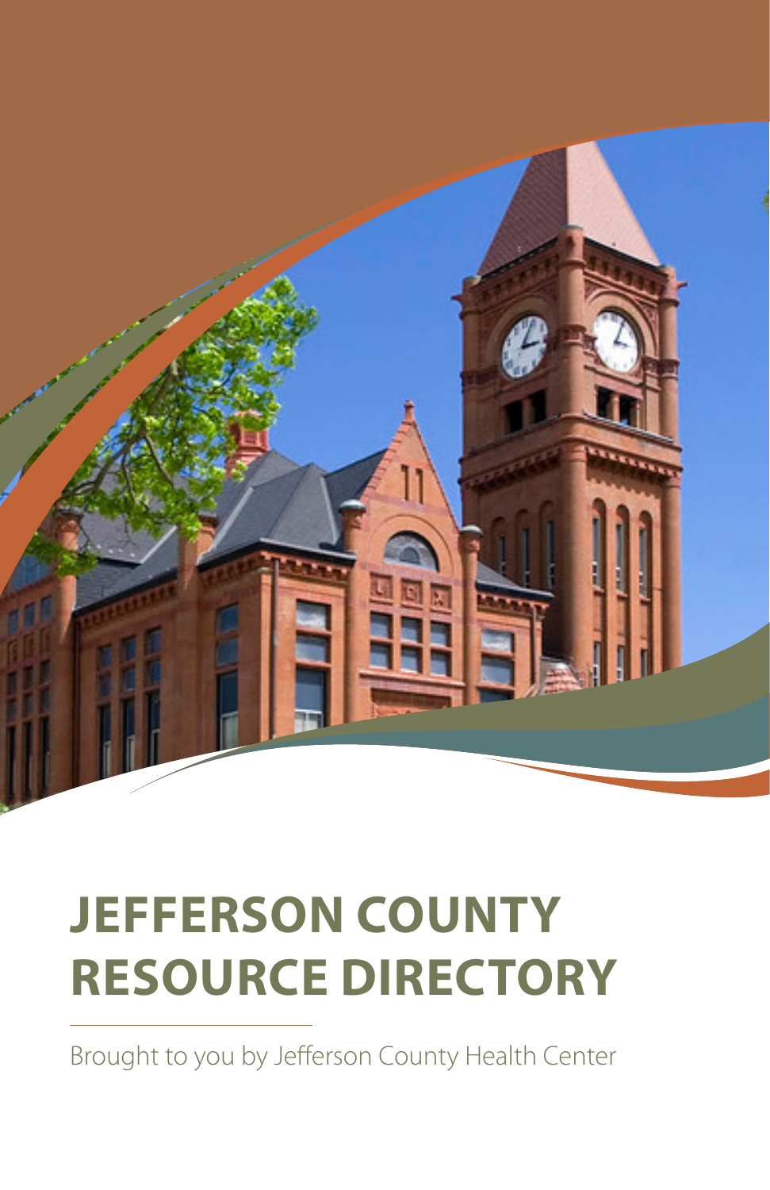# JEFFERSON COUNTY RESOURCE DIRECTORY

Brought to you by Jefferson County Health Center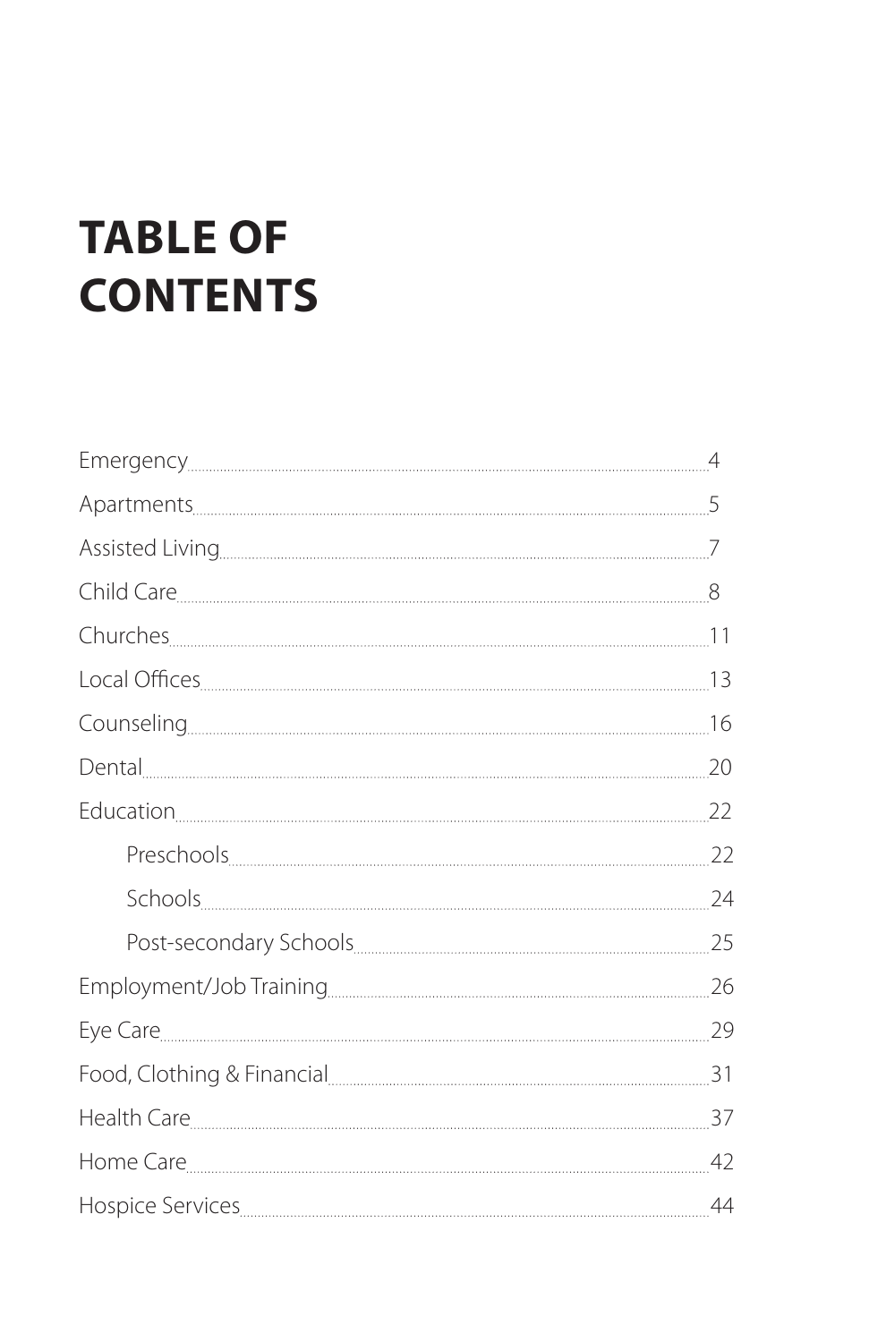# TABLE OF CONTENTS

| Section | Page |
|---|---|
| Emergency | 4 |
| Apartments | 5 |
| Assisted Living | 7 |
| Child Care | 8 |
| Churches | 11 |
| Local Offices | 13 |
| Counseling | 16 |
| Dental | 20 |
| Education | 22 |
| &nbsp;&nbsp;&nbsp;&nbsp;Preschools | 22 |
| &nbsp;&nbsp;&nbsp;&nbsp;Schools | 24 |
| &nbsp;&nbsp;&nbsp;&nbsp;Post-secondary Schools | 25 |
| Employment/Job Training | 26 |
| Eye Care | 29 |
| Food, Clothing & Financial | 31 |
| Health Care | 37 |
| Home Care | 42 |
| Hospice Services | 44 |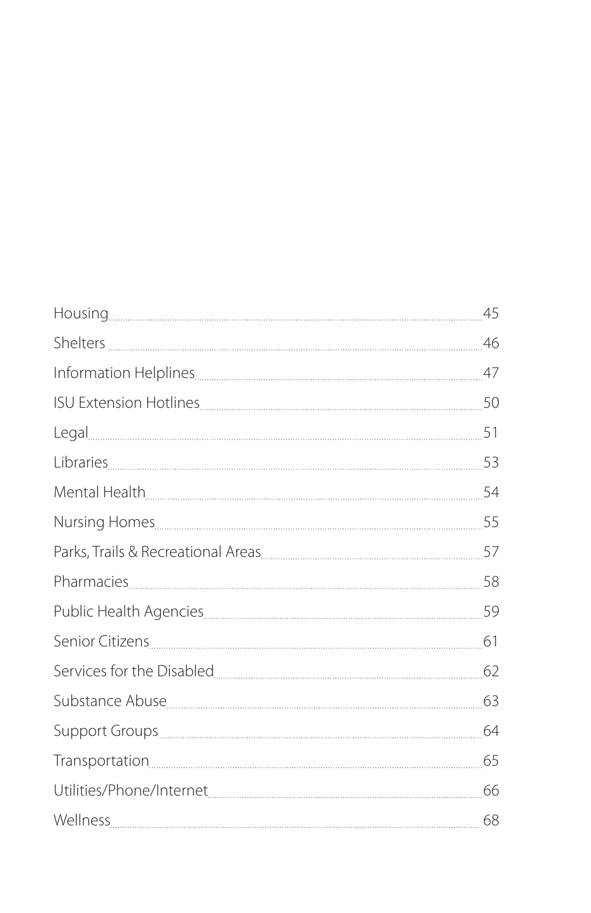| | |
|---|---|
| Housing | 45 |
| Shelters | 46 |
| Information Helplines | 47 |
| ISU Extension Hotlines | 50 |
| Legal | 51 |
| Libraries | 53 |
| Mental Health | 54 |
| Nursing Homes | 55 |
| Parks, Trails & Recreational Areas | 57 |
| Pharmacies | 58 |
| Public Health Agencies | 59 |
| Senior Citizens | 61 |
| Services for the Disabled | 62 |
| Substance Abuse | 63 |
| Support Groups | 64 |
| Transportation | 65 |
| Utilities/Phone/Internet | 66 |
| Wellness | 68 |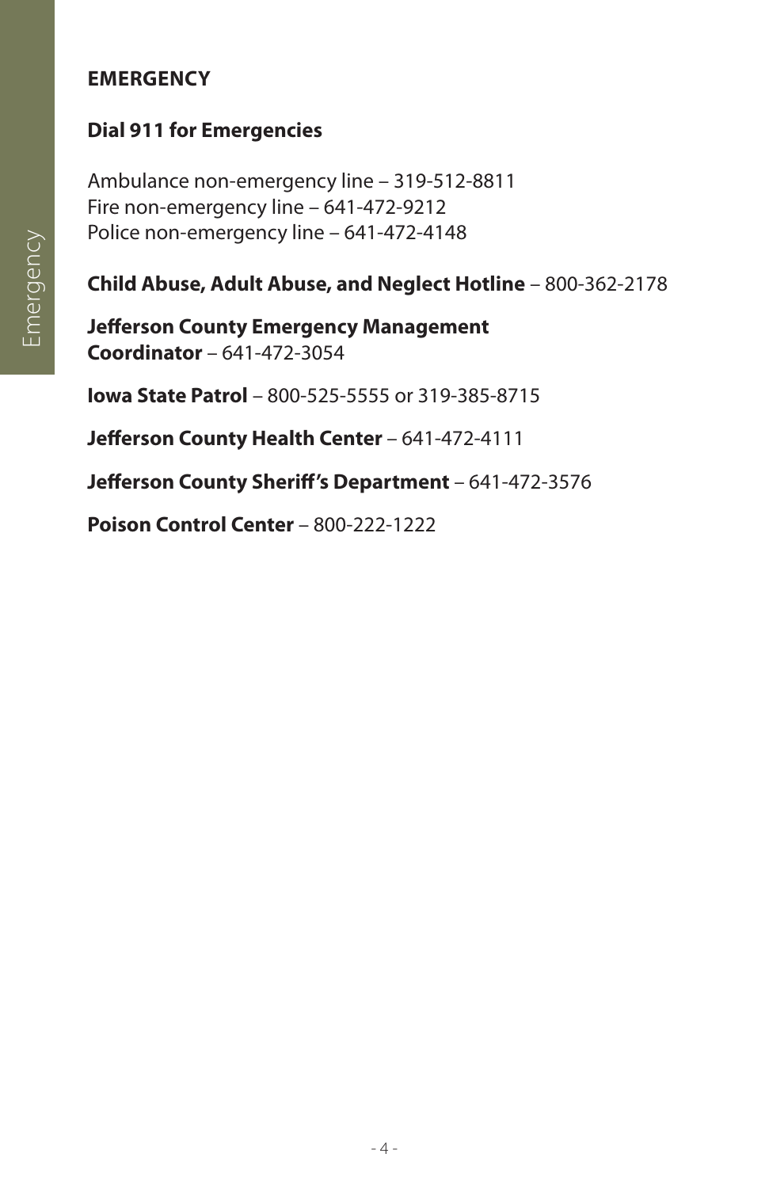# EMERGENCY

**Dial 911 for Emergencies**

Ambulance non-emergency line – 319-512-8811
Fire non-emergency line – 641-472-9212
Police non-emergency line – 641-472-4148

**Child Abuse, Adult Abuse, and Neglect Hotline** – 800-362-2178

**Jefferson County Emergency Management Coordinator** – 641-472-3054

**Iowa State Patrol** – 800-525-5555 or 319-385-8715

**Jefferson County Health Center** – 641-472-4111

**Jefferson County Sheriff's Department** – 641-472-3576

**Poison Control Center** – 800-222-1222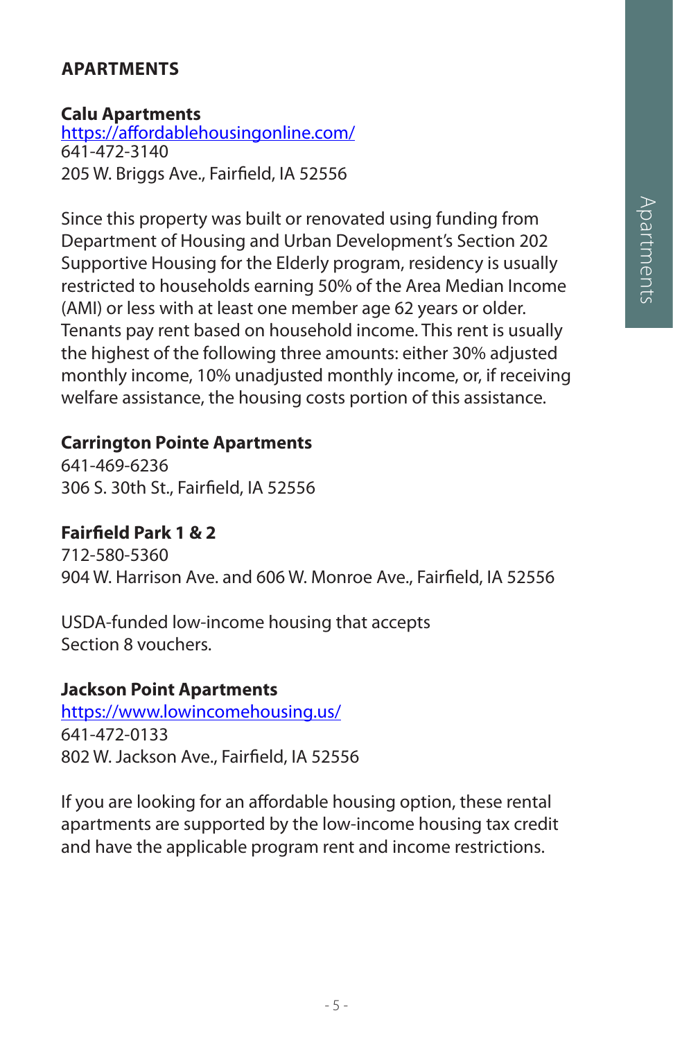## APARTMENTS

**Calu Apartments**
https://affordablehousingonline.com/
641-472-3140
205 W. Briggs Ave., Fairfield, IA 52556

Since this property was built or renovated using funding from Department of Housing and Urban Development's Section 202 Supportive Housing for the Elderly program, residency is usually restricted to households earning 50% of the Area Median Income (AMI) or less with at least one member age 62 years or older. Tenants pay rent based on household income. This rent is usually the highest of the following three amounts: either 30% adjusted monthly income, 10% unadjusted monthly income, or, if receiving welfare assistance, the housing costs portion of this assistance.

**Carrington Pointe Apartments**
641-469-6236
306 S. 30th St., Fairfield, IA 52556

**Fairfield Park 1 & 2**
712-580-5360
904 W. Harrison Ave. and 606 W. Monroe Ave., Fairfield, IA 52556

USDA-funded low-income housing that accepts Section 8 vouchers.

**Jackson Point Apartments**
https://www.lowincomehousing.us/
641-472-0133
802 W. Jackson Ave., Fairfield, IA 52556

If you are looking for an affordable housing option, these rental apartments are supported by the low-income housing tax credit and have the applicable program rent and income restrictions.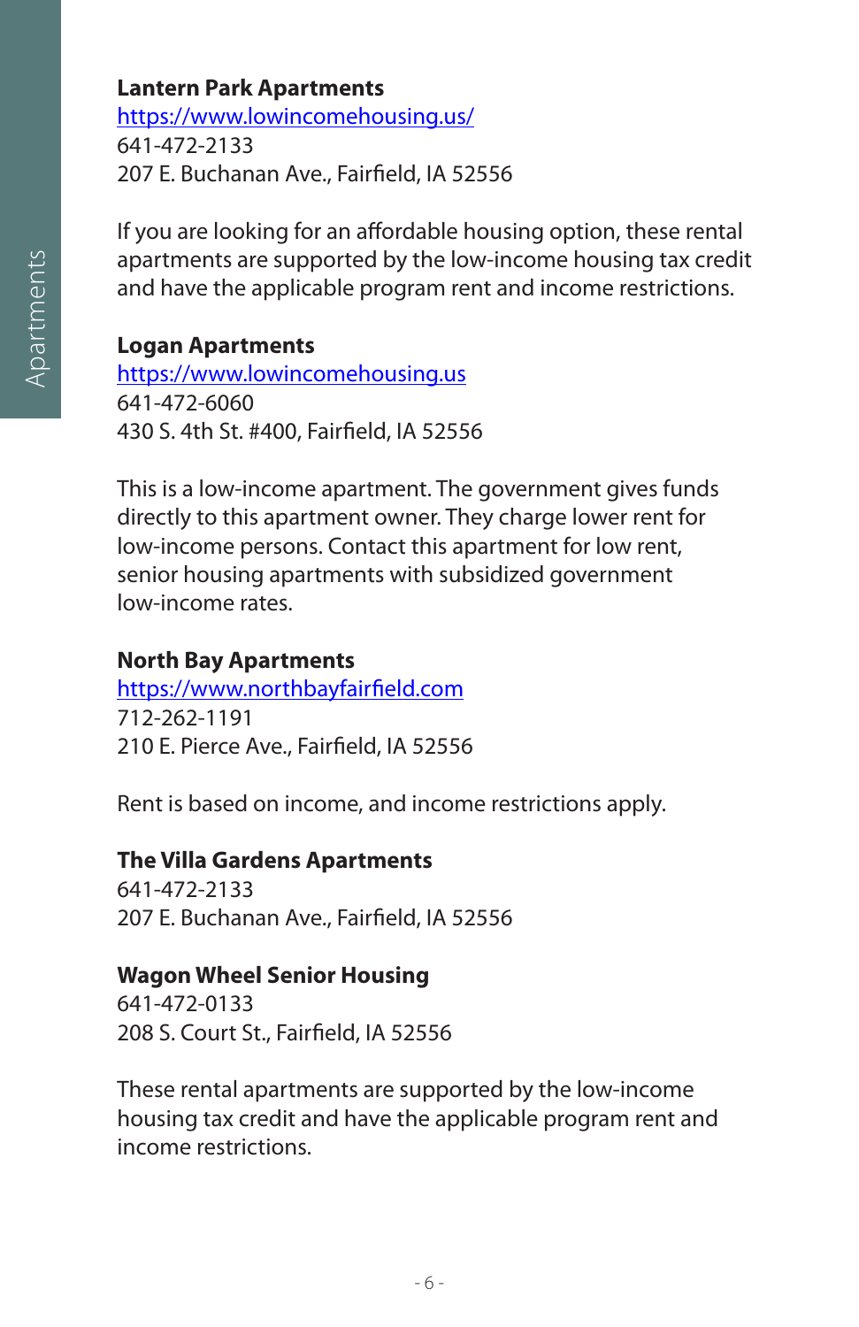**Lantern Park Apartments**
https://www.lowincomehousing.us/
641-472-2133
207 E. Buchanan Ave., Fairfield, IA 52556

If you are looking for an affordable housing option, these rental apartments are supported by the low-income housing tax credit and have the applicable program rent and income restrictions.

**Logan Apartments**
https://www.lowincomehousing.us
641-472-6060
430 S. 4th St. #400, Fairfield, IA 52556

This is a low-income apartment. The government gives funds directly to this apartment owner. They charge lower rent for low-income persons. Contact this apartment for low rent, senior housing apartments with subsidized government low-income rates.

**North Bay Apartments**
https://www.northbayfairfield.com
712-262-1191
210 E. Pierce Ave., Fairfield, IA 52556

Rent is based on income, and income restrictions apply.

**The Villa Gardens Apartments**
641-472-2133
207 E. Buchanan Ave., Fairfield, IA 52556

**Wagon Wheel Senior Housing**
641-472-0133
208 S. Court St., Fairfield, IA 52556

These rental apartments are supported by the low-income housing tax credit and have the applicable program rent and income restrictions.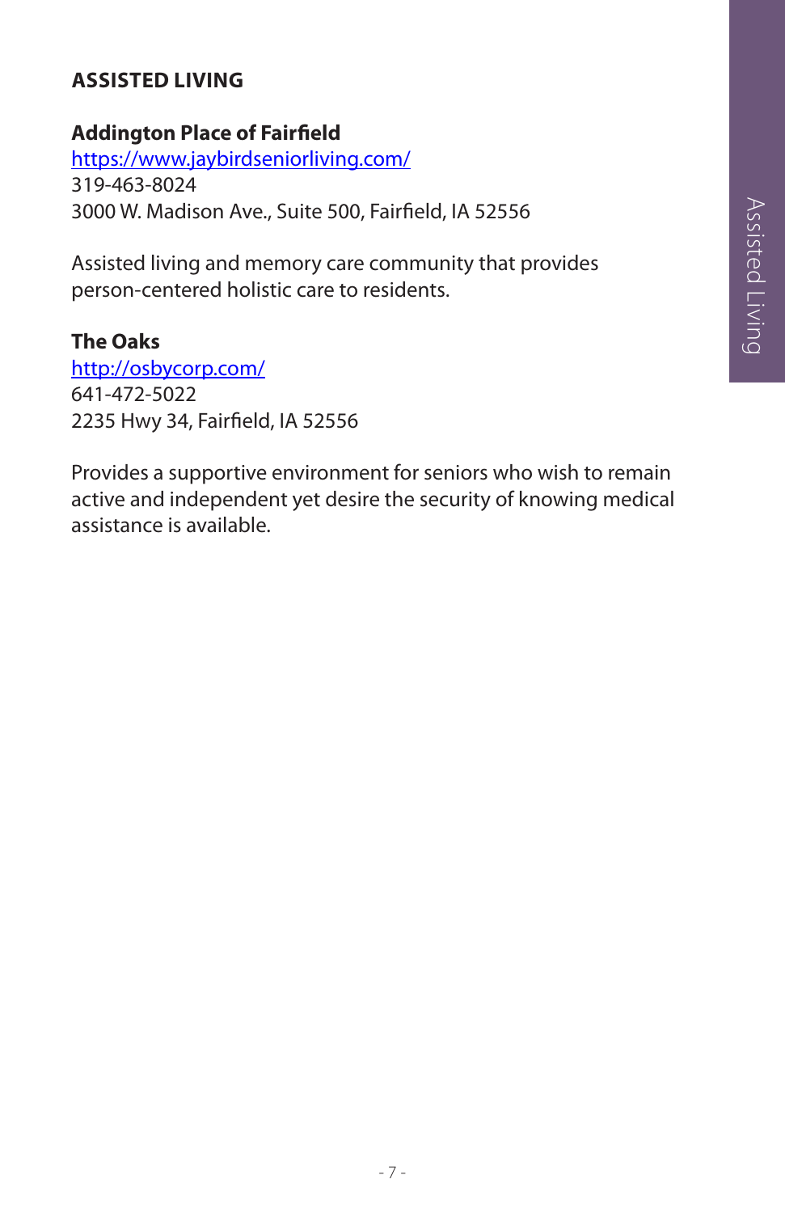## ASSISTED LIVING

**Addington Place of Fairfield**
https://www.jaybirdseniorliving.com/
319-463-8024
3000 W. Madison Ave., Suite 500, Fairfield, IA 52556

Assisted living and memory care community that provides person-centered holistic care to residents.

**The Oaks**
http://osbycorp.com/
641-472-5022
2235 Hwy 34, Fairfield, IA 52556

Provides a supportive environment for seniors who wish to remain active and independent yet desire the security of knowing medical assistance is available.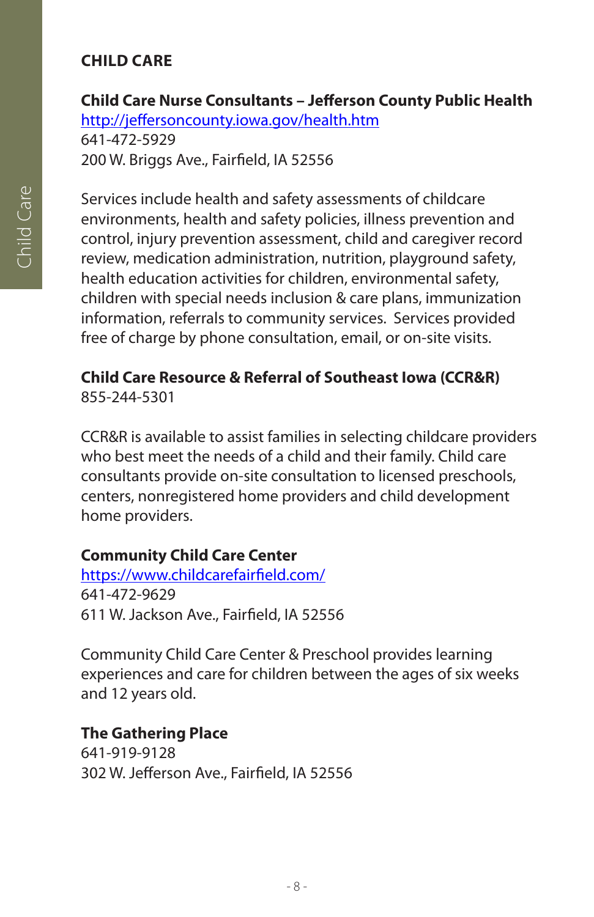# CHILD CARE

**Child Care Nurse Consultants – Jefferson County Public Health**
http://jeffersoncounty.iowa.gov/health.htm
641-472-5929
200 W. Briggs Ave., Fairfield, IA 52556

Services include health and safety assessments of childcare environments, health and safety policies, illness prevention and control, injury prevention assessment, child and caregiver record review, medication administration, nutrition, playground safety, health education activities for children, environmental safety, children with special needs inclusion & care plans, immunization information, referrals to community services. Services provided free of charge by phone consultation, email, or on-site visits.

**Child Care Resource & Referral of Southeast Iowa (CCR&R)**
855-244-5301

CCR&R is available to assist families in selecting childcare providers who best meet the needs of a child and their family. Child care consultants provide on-site consultation to licensed preschools, centers, nonregistered home providers and child development home providers.

**Community Child Care Center**
https://www.childcarefairfield.com/
641-472-9629
611 W. Jackson Ave., Fairfield, IA 52556

Community Child Care Center & Preschool provides learning experiences and care for children between the ages of six weeks and 12 years old.

**The Gathering Place**
641-919-9128
302 W. Jefferson Ave., Fairfield, IA 52556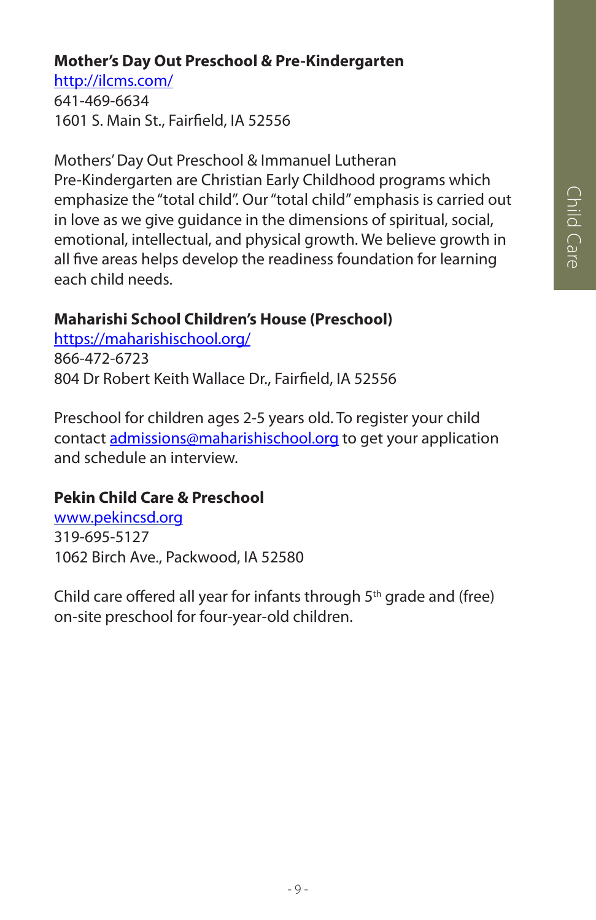**Mother's Day Out Preschool & Pre-Kindergarten**
http://ilcms.com/
641-469-6634
1601 S. Main St., Fairfield, IA 52556

Mothers' Day Out Preschool & Immanuel Lutheran Pre-Kindergarten are Christian Early Childhood programs which emphasize the "total child". Our "total child" emphasis is carried out in love as we give guidance in the dimensions of spiritual, social, emotional, intellectual, and physical growth. We believe growth in all five areas helps develop the readiness foundation for learning each child needs.

**Maharishi School Children's House (Preschool)**
https://maharishischool.org/
866-472-6723
804 Dr Robert Keith Wallace Dr., Fairfield, IA 52556

Preschool for children ages 2-5 years old. To register your child contact admissions@maharishischool.org to get your application and schedule an interview.

**Pekin Child Care & Preschool**
www.pekincsd.org
319-695-5127
1062 Birch Ave., Packwood, IA 52580

Child care offered all year for infants through 5th grade and (free) on-site preschool for four-year-old children.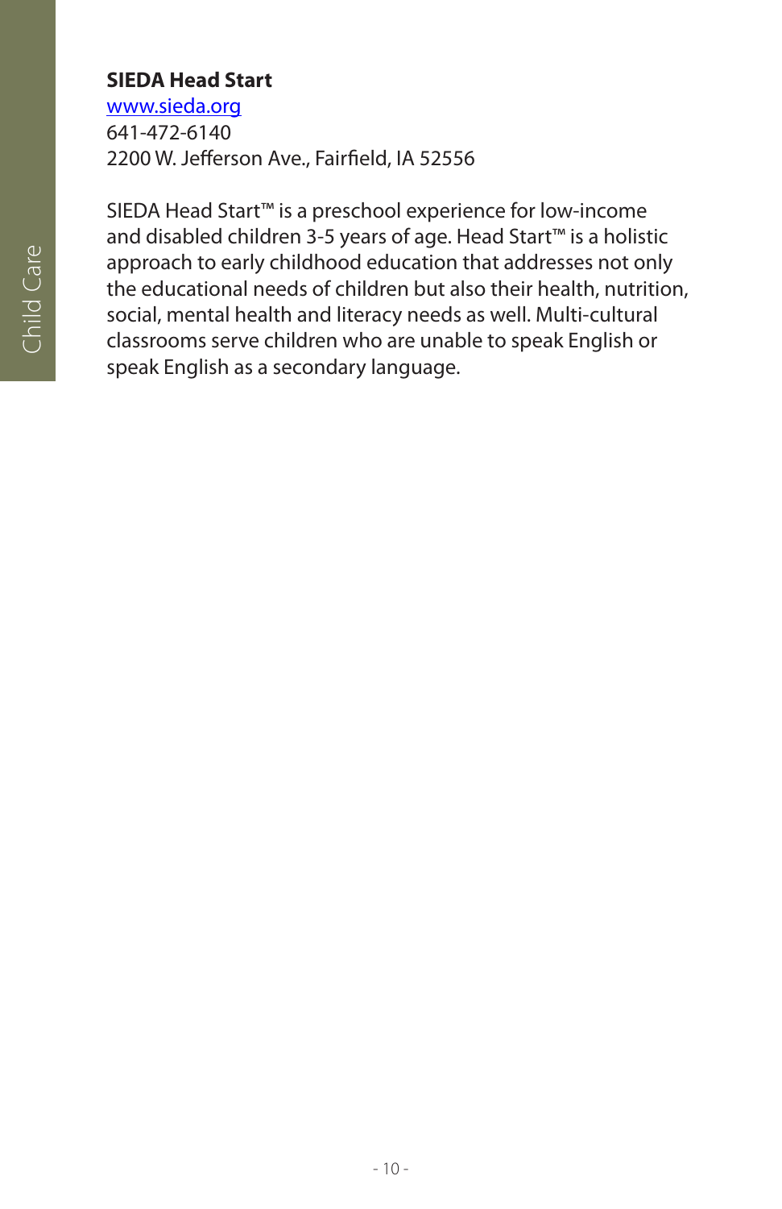**SIEDA Head Start**
www.sieda.org
641-472-6140
2200 W. Jefferson Ave., Fairfield, IA 52556

SIEDA Head Start™ is a preschool experience for low-income and disabled children 3-5 years of age. Head Start™ is a holistic approach to early childhood education that addresses not only the educational needs of children but also their health, nutrition, social, mental health and literacy needs as well. Multi-cultural classrooms serve children who are unable to speak English or speak English as a secondary language.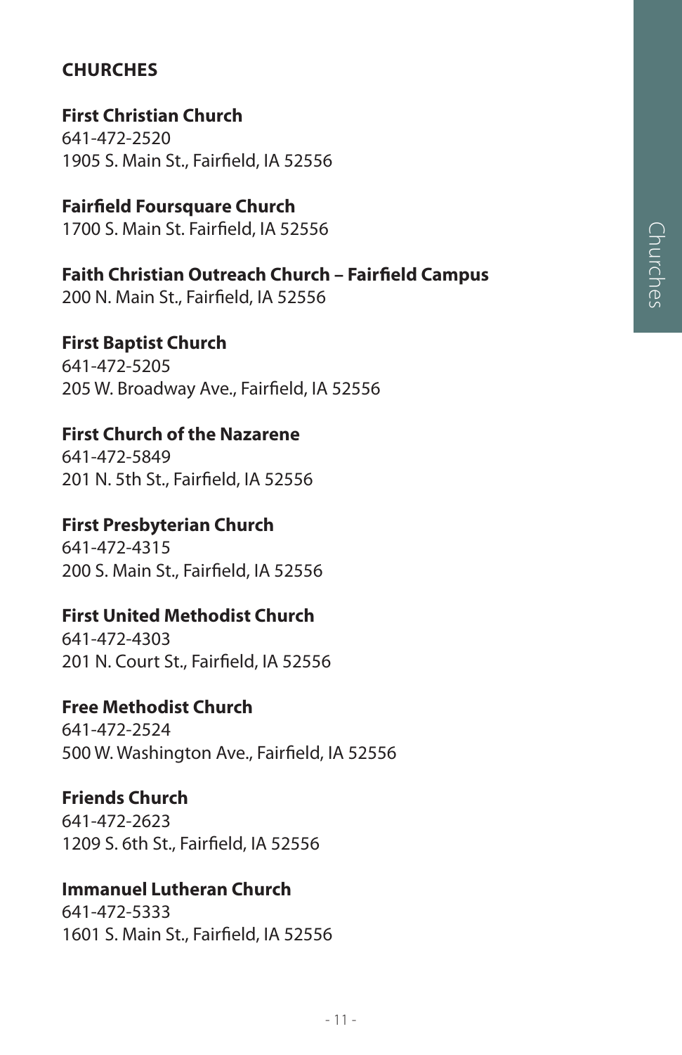## CHURCHES

**First Christian Church**
641-472-2520
1905 S. Main St., Fairfield, IA 52556

**Fairfield Foursquare Church**
1700 S. Main St. Fairfield, IA 52556

**Faith Christian Outreach Church – Fairfield Campus**
200 N. Main St., Fairfield, IA 52556

**First Baptist Church**
641-472-5205
205 W. Broadway Ave., Fairfield, IA 52556

**First Church of the Nazarene**
641-472-5849
201 N. 5th St., Fairfield, IA 52556

**First Presbyterian Church**
641-472-4315
200 S. Main St., Fairfield, IA 52556

**First United Methodist Church**
641-472-4303
201 N. Court St., Fairfield, IA 52556

**Free Methodist Church**
641-472-2524
500 W. Washington Ave., Fairfield, IA 52556

**Friends Church**
641-472-2623
1209 S. 6th St., Fairfield, IA 52556

**Immanuel Lutheran Church**
641-472-5333
1601 S. Main St., Fairfield, IA 52556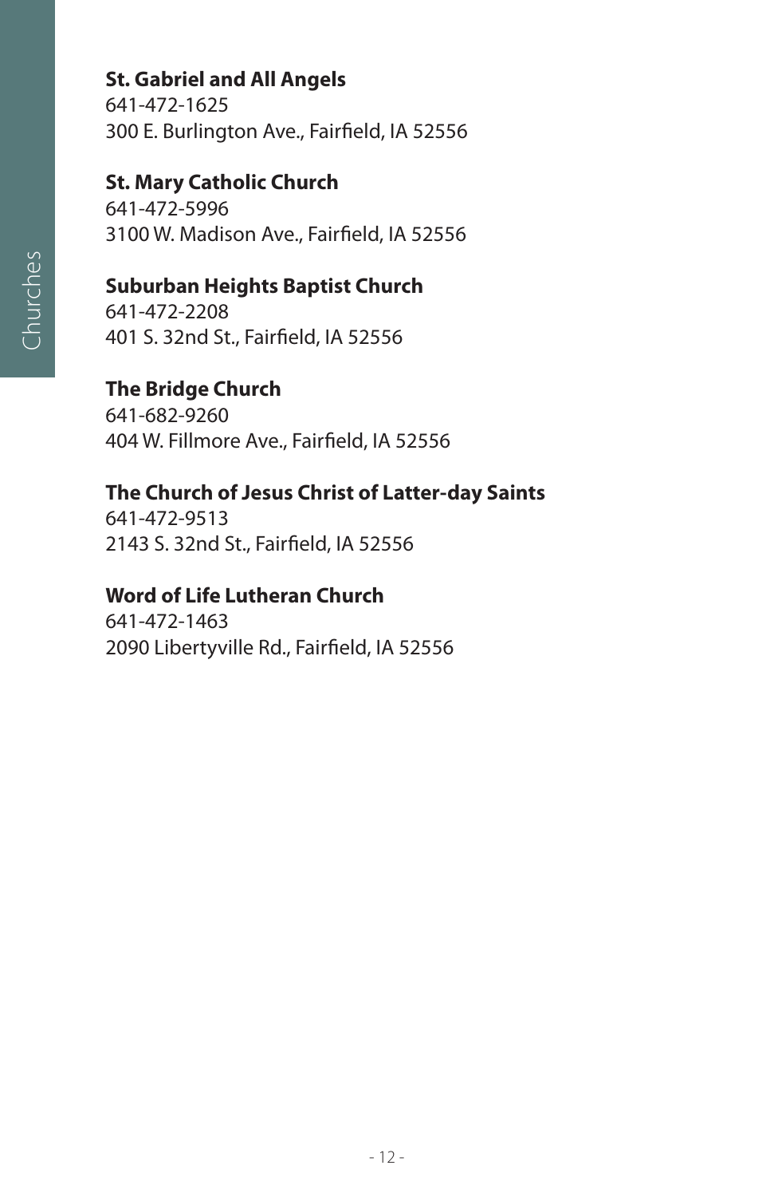**St. Gabriel and All Angels**
641-472-1625
300 E. Burlington Ave., Fairfield, IA 52556

**St. Mary Catholic Church**
641-472-5996
3100 W. Madison Ave., Fairfield, IA 52556

**Suburban Heights Baptist Church**
641-472-2208
401 S. 32nd St., Fairfield, IA 52556

**The Bridge Church**
641-682-9260
404 W. Fillmore Ave., Fairfield, IA 52556

**The Church of Jesus Christ of Latter-day Saints**
641-472-9513
2143 S. 32nd St., Fairfield, IA 52556

**Word of Life Lutheran Church**
641-472-1463
2090 Libertyville Rd., Fairfield, IA 52556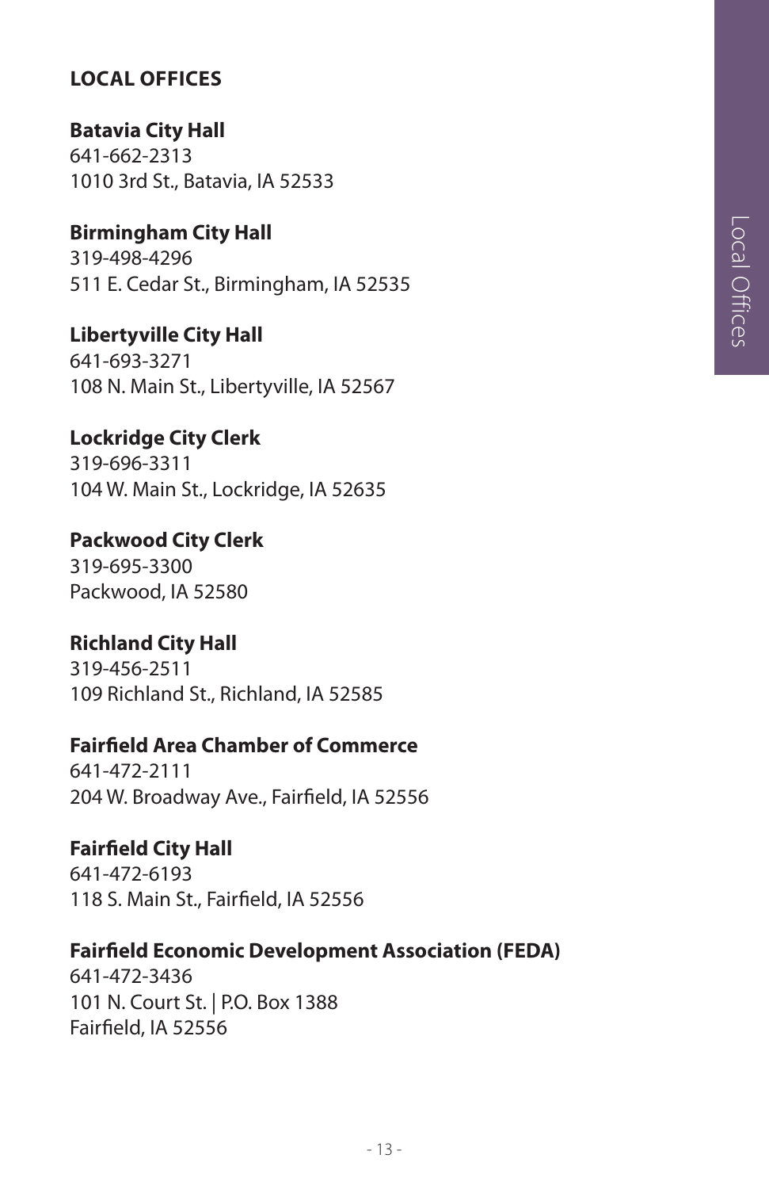## LOCAL OFFICES

**Batavia City Hall**
641-662-2313
1010 3rd St., Batavia, IA 52533

**Birmingham City Hall**
319-498-4296
511 E. Cedar St., Birmingham, IA 52535

**Libertyville City Hall**
641-693-3271
108 N. Main St., Libertyville, IA 52567

**Lockridge City Clerk**
319-696-3311
104 W. Main St., Lockridge, IA 52635

**Packwood City Clerk**
319-695-3300
Packwood, IA 52580

**Richland City Hall**
319-456-2511
109 Richland St., Richland, IA 52585

**Fairfield Area Chamber of Commerce**
641-472-2111
204 W. Broadway Ave., Fairfield, IA 52556

**Fairfield City Hall**
641-472-6193
118 S. Main St., Fairfield, IA 52556

**Fairfield Economic Development Association (FEDA)**
641-472-3436
101 N. Court St. | P.O. Box 1388
Fairfield, IA 52556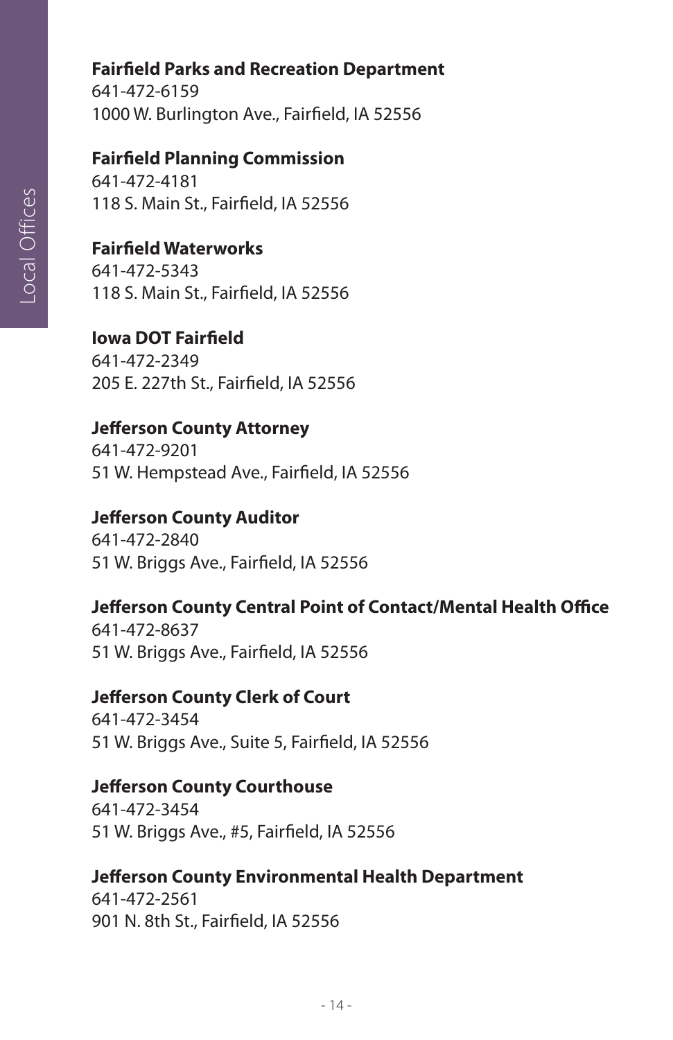**Fairfield Parks and Recreation Department**
641-472-6159
1000 W. Burlington Ave., Fairfield, IA 52556

**Fairfield Planning Commission**
641-472-4181
118 S. Main St., Fairfield, IA 52556

**Fairfield Waterworks**
641-472-5343
118 S. Main St., Fairfield, IA 52556

**Iowa DOT Fairfield**
641-472-2349
205 E. 227th St., Fairfield, IA 52556

**Jefferson County Attorney**
641-472-9201
51 W. Hempstead Ave., Fairfield, IA 52556

**Jefferson County Auditor**
641-472-2840
51 W. Briggs Ave., Fairfield, IA 52556

**Jefferson County Central Point of Contact/Mental Health Office**
641-472-8637
51 W. Briggs Ave., Fairfield, IA 52556

**Jefferson County Clerk of Court**
641-472-3454
51 W. Briggs Ave., Suite 5, Fairfield, IA 52556

**Jefferson County Courthouse**
641-472-3454
51 W. Briggs Ave., #5, Fairfield, IA 52556

**Jefferson County Environmental Health Department**
641-472-2561
901 N. 8th St., Fairfield, IA 52556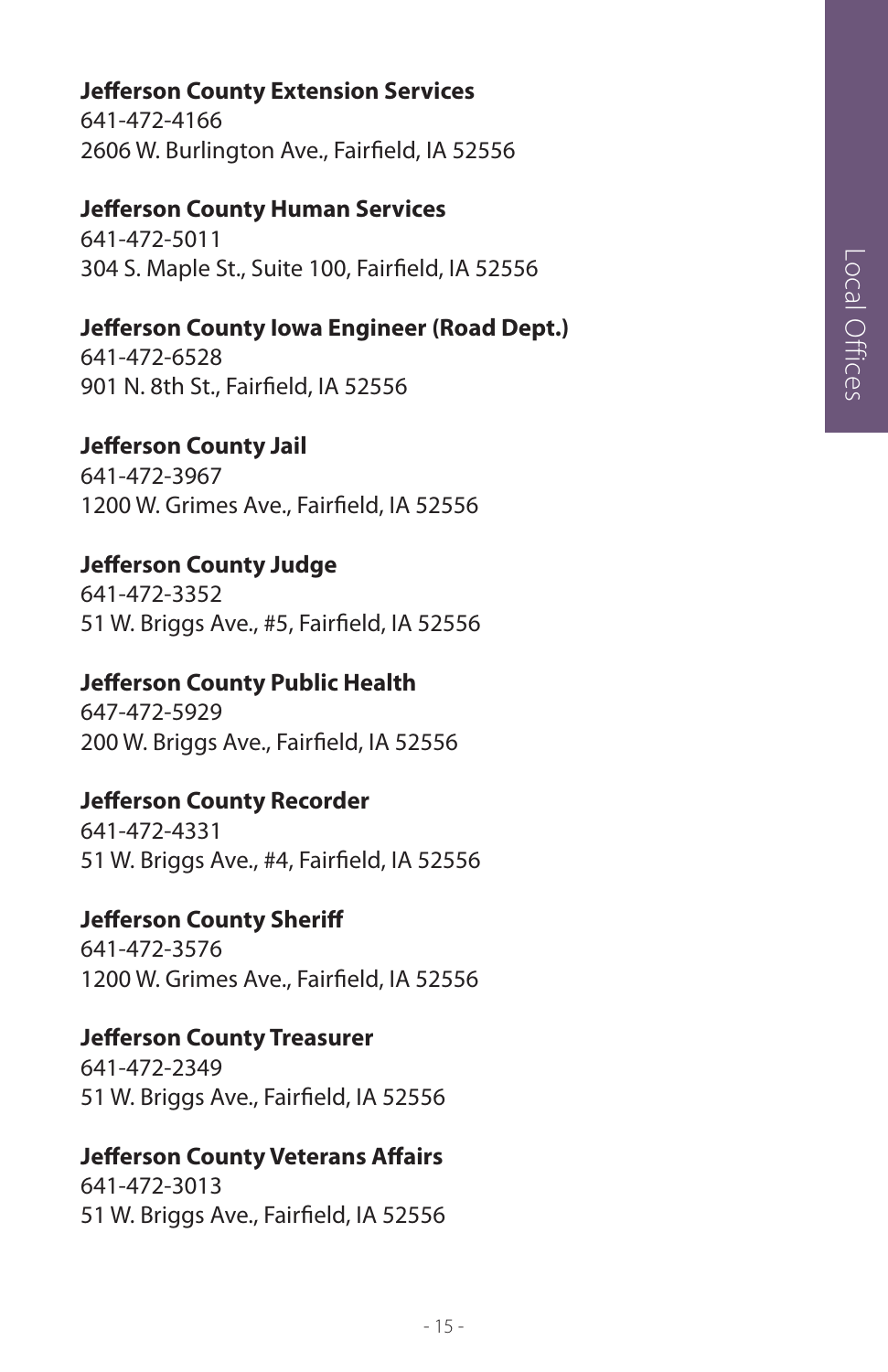**Jefferson County Extension Services**
641-472-4166
2606 W. Burlington Ave., Fairfield, IA 52556

**Jefferson County Human Services**
641-472-5011
304 S. Maple St., Suite 100, Fairfield, IA 52556

**Jefferson County Iowa Engineer (Road Dept.)**
641-472-6528
901 N. 8th St., Fairfield, IA 52556

**Jefferson County Jail**
641-472-3967
1200 W. Grimes Ave., Fairfield, IA 52556

**Jefferson County Judge**
641-472-3352
51 W. Briggs Ave., #5, Fairfield, IA 52556

**Jefferson County Public Health**
647-472-5929
200 W. Briggs Ave., Fairfield, IA 52556

**Jefferson County Recorder**
641-472-4331
51 W. Briggs Ave., #4, Fairfield, IA 52556

**Jefferson County Sheriff**
641-472-3576
1200 W. Grimes Ave., Fairfield, IA 52556

**Jefferson County Treasurer**
641-472-2349
51 W. Briggs Ave., Fairfield, IA 52556

**Jefferson County Veterans Affairs**
641-472-3013
51 W. Briggs Ave., Fairfield, IA 52556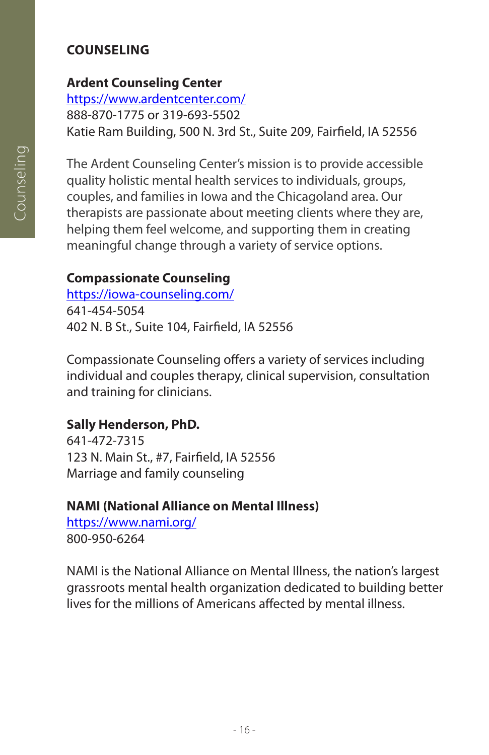## COUNSELING

### Ardent Counseling Center

https://www.ardentcenter.com/
888-870-1775 or 319-693-5502
Katie Ram Building, 500 N. 3rd St., Suite 209, Fairfield, IA 52556

The Ardent Counseling Center's mission is to provide accessible quality holistic mental health services to individuals, groups, couples, and families in Iowa and the Chicagoland area. Our therapists are passionate about meeting clients where they are, helping them feel welcome, and supporting them in creating meaningful change through a variety of service options.

### Compassionate Counseling

https://iowa-counseling.com/
641-454-5054
402 N. B St., Suite 104, Fairfield, IA 52556

Compassionate Counseling offers a variety of services including individual and couples therapy, clinical supervision, consultation and training for clinicians.

### Sally Henderson, PhD.

641-472-7315
123 N. Main St., #7, Fairfield, IA 52556
Marriage and family counseling

### NAMI (National Alliance on Mental Illness)

https://www.nami.org/
800-950-6264

NAMI is the National Alliance on Mental Illness, the nation's largest grassroots mental health organization dedicated to building better lives for the millions of Americans affected by mental illness.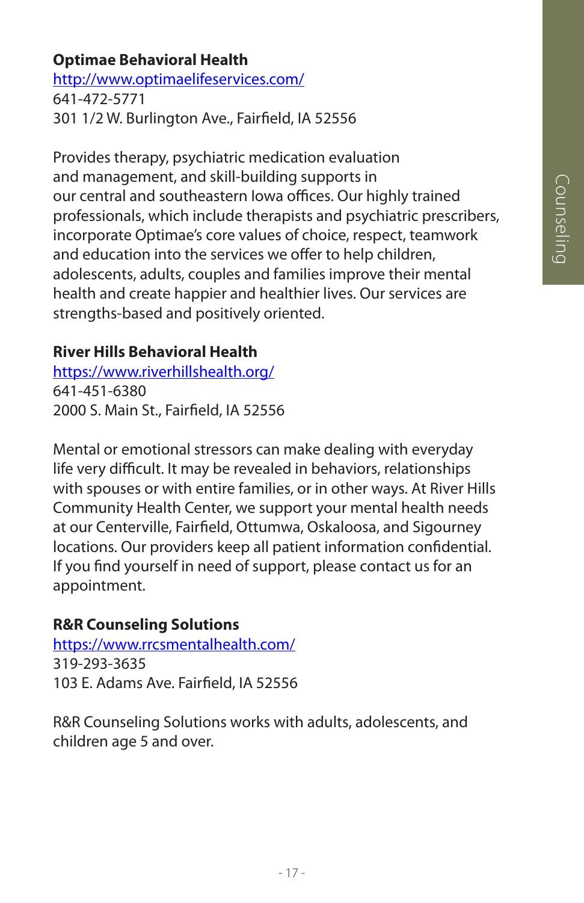**Optimae Behavioral Health**
http://www.optimaelifeservices.com/
641-472-5771
301 1/2 W. Burlington Ave., Fairfield, IA 52556

Provides therapy, psychiatric medication evaluation and management, and skill-building supports in our central and southeastern Iowa offices. Our highly trained professionals, which include therapists and psychiatric prescribers, incorporate Optimae's core values of choice, respect, teamwork and education into the services we offer to help children, adolescents, adults, couples and families improve their mental health and create happier and healthier lives. Our services are strengths-based and positively oriented.

**River Hills Behavioral Health**
https://www.riverhillshealth.org/
641-451-6380
2000 S. Main St., Fairfield, IA 52556

Mental or emotional stressors can make dealing with everyday life very difficult. It may be revealed in behaviors, relationships with spouses or with entire families, or in other ways. At River Hills Community Health Center, we support your mental health needs at our Centerville, Fairfield, Ottumwa, Oskaloosa, and Sigourney locations. Our providers keep all patient information confidential. If you find yourself in need of support, please contact us for an appointment.

**R&R Counseling Solutions**
https://www.rrcsmentalhealth.com/
319-293-3635
103 E. Adams Ave. Fairfield, IA 52556

R&R Counseling Solutions works with adults, adolescents, and children age 5 and over.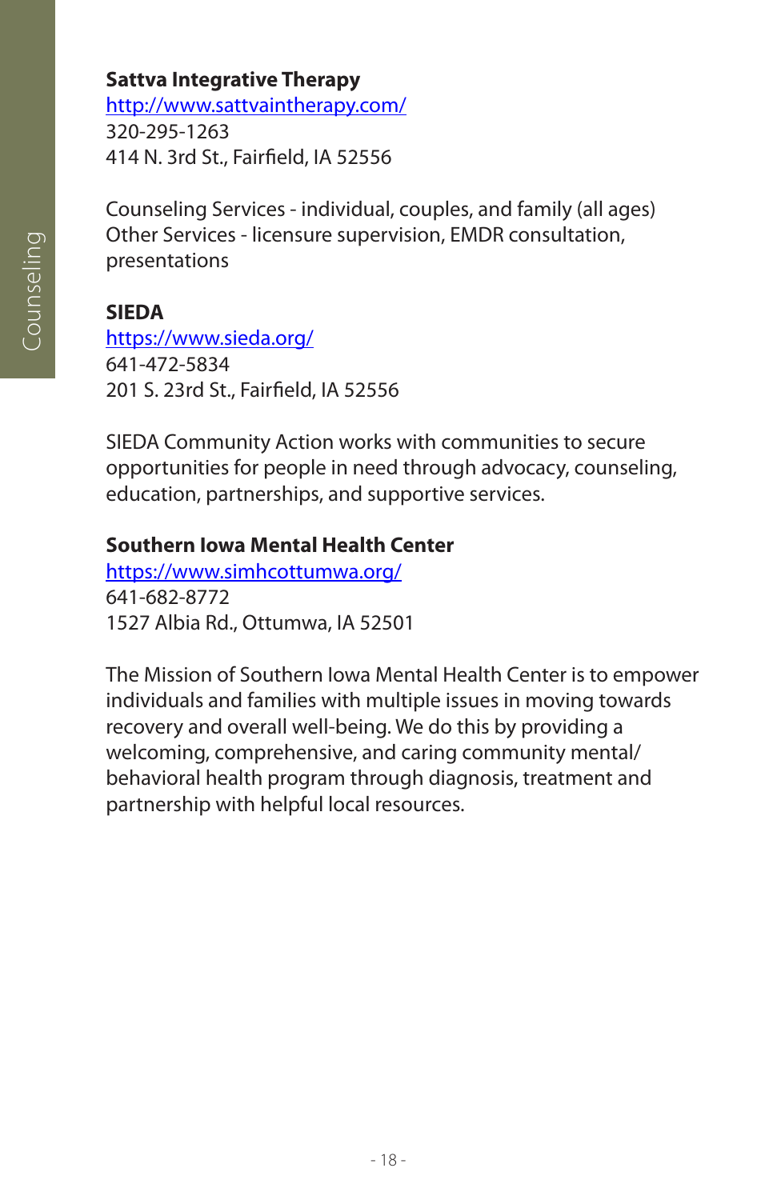**Sattva Integrative Therapy**
http://www.sattvaintherapy.com/
320-295-1263
414 N. 3rd St., Fairfield, IA 52556

Counseling Services - individual, couples, and family (all ages)
Other Services - licensure supervision, EMDR consultation, presentations

**SIEDA**
https://www.sieda.org/
641-472-5834
201 S. 23rd St., Fairfield, IA 52556

SIEDA Community Action works with communities to secure opportunities for people in need through advocacy, counseling, education, partnerships, and supportive services.

**Southern Iowa Mental Health Center**
https://www.simhcottumwa.org/
641-682-8772
1527 Albia Rd., Ottumwa, IA 52501

The Mission of Southern Iowa Mental Health Center is to empower individuals and families with multiple issues in moving towards recovery and overall well-being. We do this by providing a welcoming, comprehensive, and caring community mental/ behavioral health program through diagnosis, treatment and partnership with helpful local resources.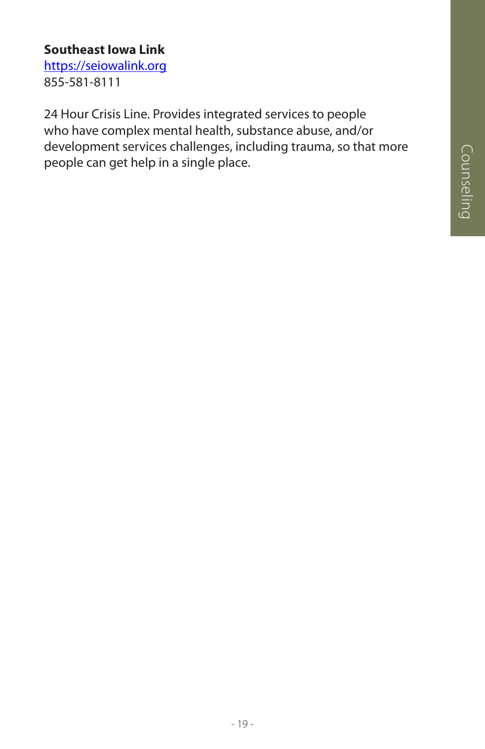**Southeast Iowa Link**
https://seiowalink.org
855-581-8111

24 Hour Crisis Line. Provides integrated services to people who have complex mental health, substance abuse, and/or development services challenges, including trauma, so that more people can get help in a single place.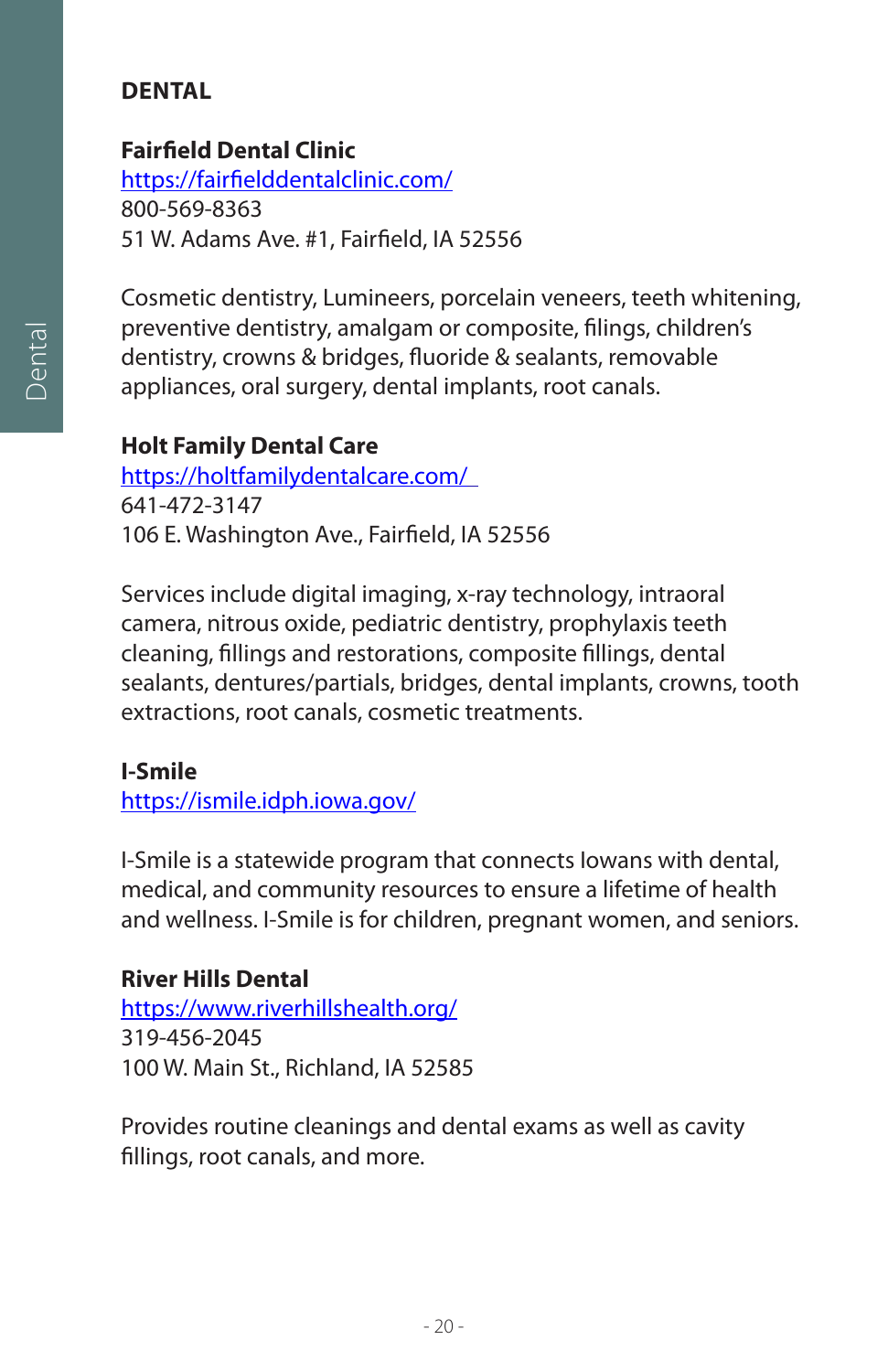# DENTAL

**Fairfield Dental Clinic**
https://fairfielddentalclinic.com/
800-569-8363
51 W. Adams Ave. #1, Fairfield, IA 52556

Cosmetic dentistry, Lumineers, porcelain veneers, teeth whitening, preventive dentistry, amalgam or composite, filings, children's dentistry, crowns & bridges, fluoride & sealants, removable appliances, oral surgery, dental implants, root canals.

**Holt Family Dental Care**
https://holtfamilydentalcare.com/
641-472-3147
106 E. Washington Ave., Fairfield, IA 52556

Services include digital imaging, x-ray technology, intraoral camera, nitrous oxide, pediatric dentistry, prophylaxis teeth cleaning, fillings and restorations, composite fillings, dental sealants, dentures/partials, bridges, dental implants, crowns, tooth extractions, root canals, cosmetic treatments.

**I-Smile**
https://ismile.idph.iowa.gov/

I-Smile is a statewide program that connects Iowans with dental, medical, and community resources to ensure a lifetime of health and wellness. I-Smile is for children, pregnant women, and seniors.

**River Hills Dental**
https://www.riverhillshealth.org/
319-456-2045
100 W. Main St., Richland, IA 52585

Provides routine cleanings and dental exams as well as cavity fillings, root canals, and more.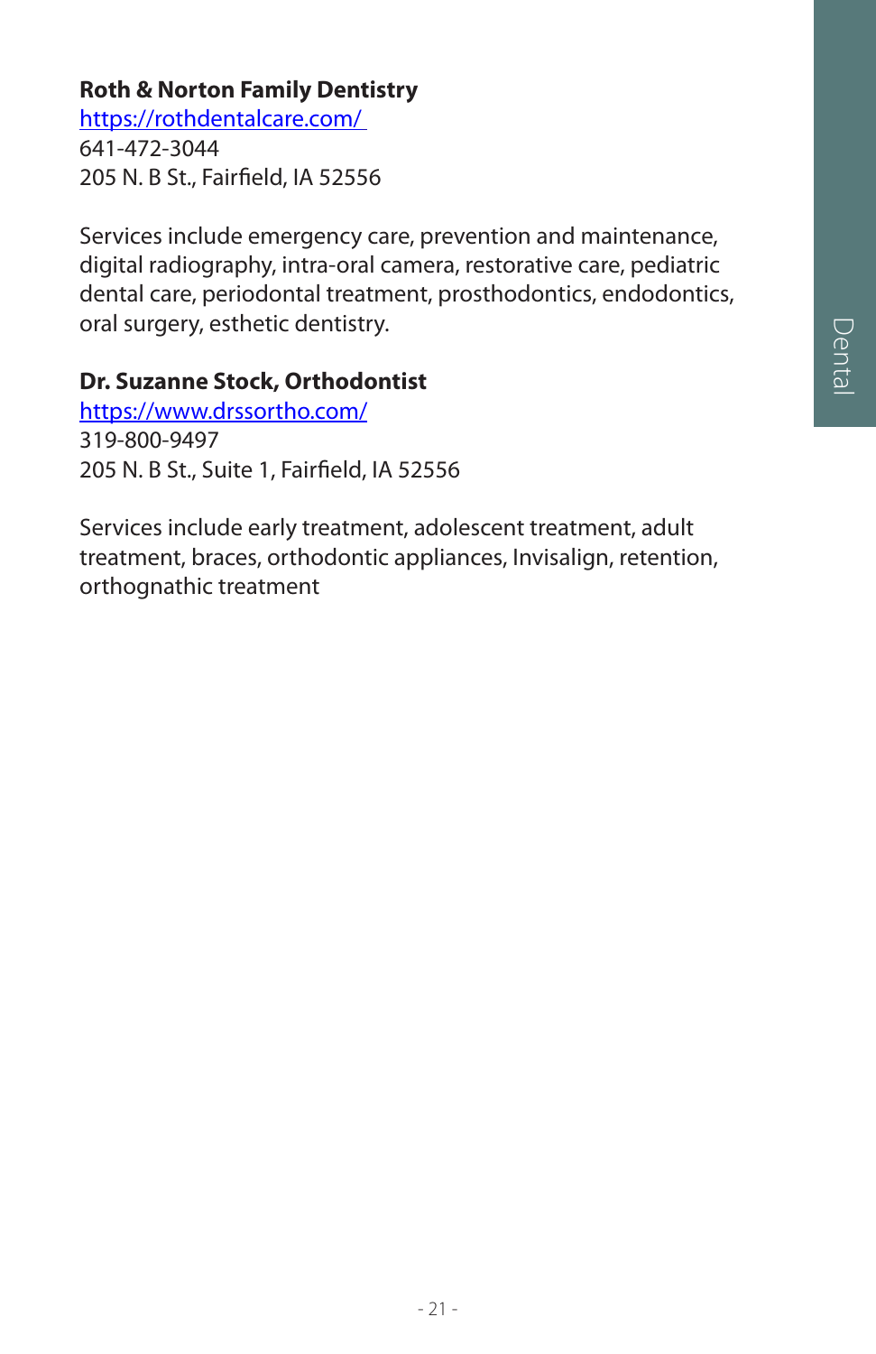**Roth & Norton Family Dentistry**
https://rothdentalcare.com/
641-472-3044
205 N. B St., Fairfield, IA 52556

Services include emergency care, prevention and maintenance, digital radiography, intra-oral camera, restorative care, pediatric dental care, periodontal treatment, prosthodontics, endodontics, oral surgery, esthetic dentistry.

**Dr. Suzanne Stock, Orthodontist**
https://www.drssortho.com/
319-800-9497
205 N. B St., Suite 1, Fairfield, IA 52556

Services include early treatment, adolescent treatment, adult treatment, braces, orthodontic appliances, Invisalign, retention, orthognathic treatment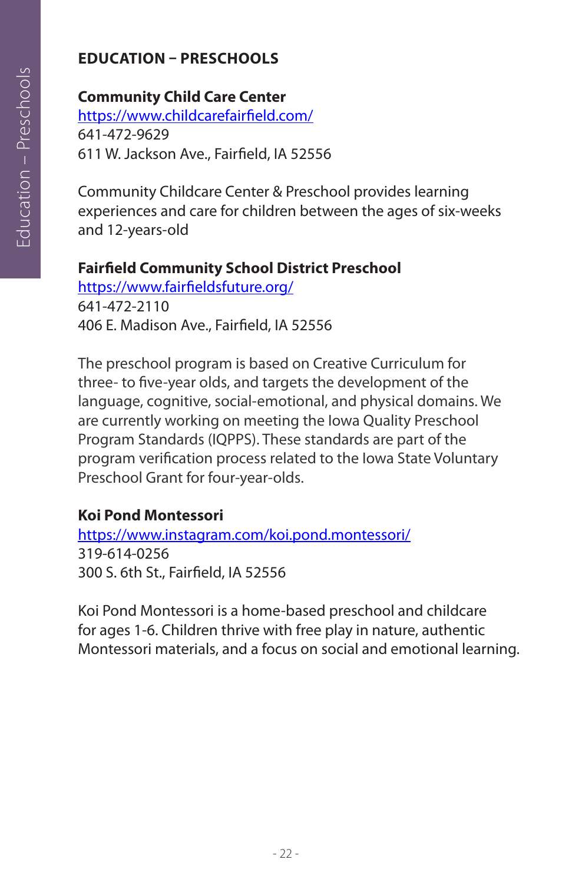# EDUCATION – PRESCHOOLS

**Community Child Care Center**
https://www.childcarefairfield.com/
641-472-9629
611 W. Jackson Ave., Fairfield, IA 52556

Community Childcare Center & Preschool provides learning experiences and care for children between the ages of six-weeks and 12-years-old

**Fairfield Community School District Preschool**
https://www.fairfieldsfuture.org/
641-472-2110
406 E. Madison Ave., Fairfield, IA 52556

The preschool program is based on Creative Curriculum for three- to five-year olds, and targets the development of the language, cognitive, social-emotional, and physical domains. We are currently working on meeting the Iowa Quality Preschool Program Standards (IQPPS). These standards are part of the program verification process related to the Iowa State Voluntary Preschool Grant for four-year-olds.

**Koi Pond Montessori**
https://www.instagram.com/koi.pond.montessori/
319-614-0256
300 S. 6th St., Fairfield, IA 52556

Koi Pond Montessori is a home-based preschool and childcare for ages 1-6. Children thrive with free play in nature, authentic Montessori materials, and a focus on social and emotional learning.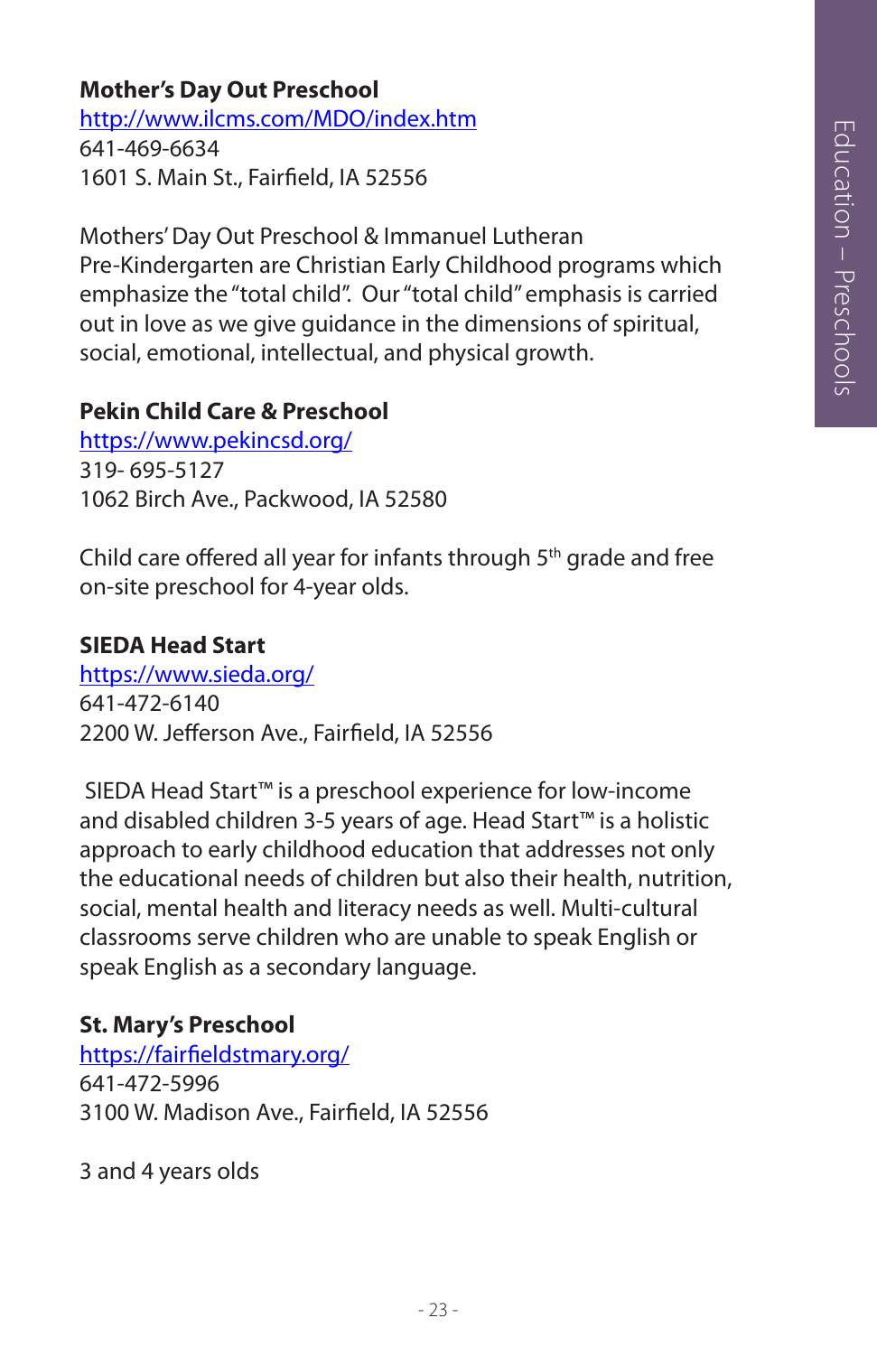**Mother's Day Out Preschool**
http://www.ilcms.com/MDO/index.htm
641-469-6634
1601 S. Main St., Fairfield, IA 52556

Mothers' Day Out Preschool & Immanuel Lutheran Pre-Kindergarten are Christian Early Childhood programs which emphasize the "total child". Our "total child" emphasis is carried out in love as we give guidance in the dimensions of spiritual, social, emotional, intellectual, and physical growth.

**Pekin Child Care & Preschool**
https://www.pekincsd.org/
319- 695-5127
1062 Birch Ave., Packwood, IA 52580

Child care offered all year for infants through 5th grade and free on-site preschool for 4-year olds.

**SIEDA Head Start**
https://www.sieda.org/
641-472-6140
2200 W. Jefferson Ave., Fairfield, IA 52556

SIEDA Head Start™ is a preschool experience for low-income and disabled children 3-5 years of age. Head Start™ is a holistic approach to early childhood education that addresses not only the educational needs of children but also their health, nutrition, social, mental health and literacy needs as well. Multi-cultural classrooms serve children who are unable to speak English or speak English as a secondary language.

**St. Mary's Preschool**
https://fairfieldstmary.org/
641-472-5996
3100 W. Madison Ave., Fairfield, IA 52556

3 and 4 years olds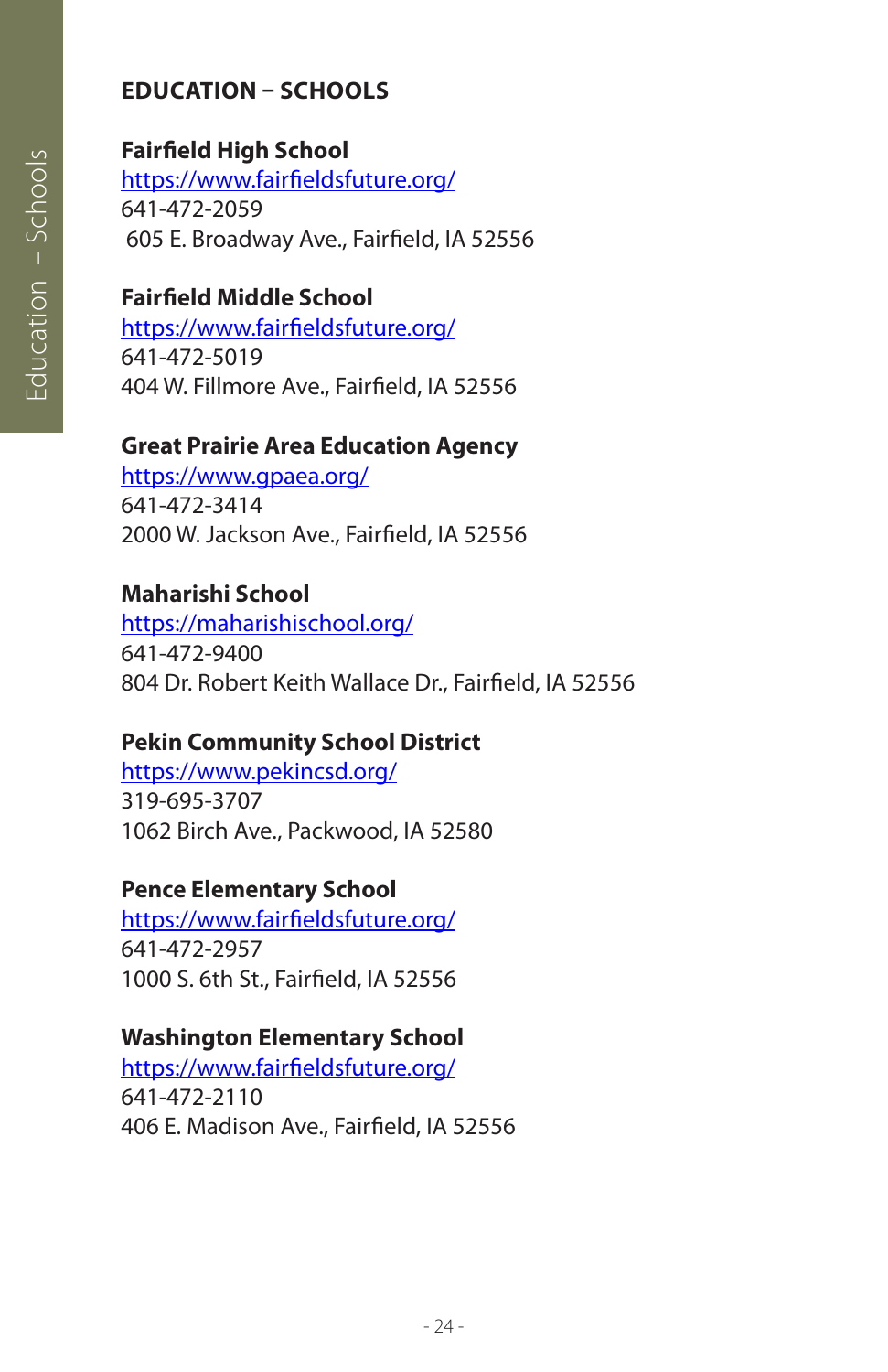## EDUCATION – SCHOOLS

**Fairfield High School**
https://www.fairfieldsfuture.org/
641-472-2059
605 E. Broadway Ave., Fairfield, IA 52556

**Fairfield Middle School**
https://www.fairfieldsfuture.org/
641-472-5019
404 W. Fillmore Ave., Fairfield, IA 52556

**Great Prairie Area Education Agency**
https://www.gpaea.org/
641-472-3414
2000 W. Jackson Ave., Fairfield, IA 52556

**Maharishi School**
https://maharishischool.org/
641-472-9400
804 Dr. Robert Keith Wallace Dr., Fairfield, IA 52556

**Pekin Community School District**
https://www.pekincsd.org/
319-695-3707
1062 Birch Ave., Packwood, IA 52580

**Pence Elementary School**
https://www.fairfieldsfuture.org/
641-472-2957
1000 S. 6th St., Fairfield, IA 52556

**Washington Elementary School**
https://www.fairfieldsfuture.org/
641-472-2110
406 E. Madison Ave., Fairfield, IA 52556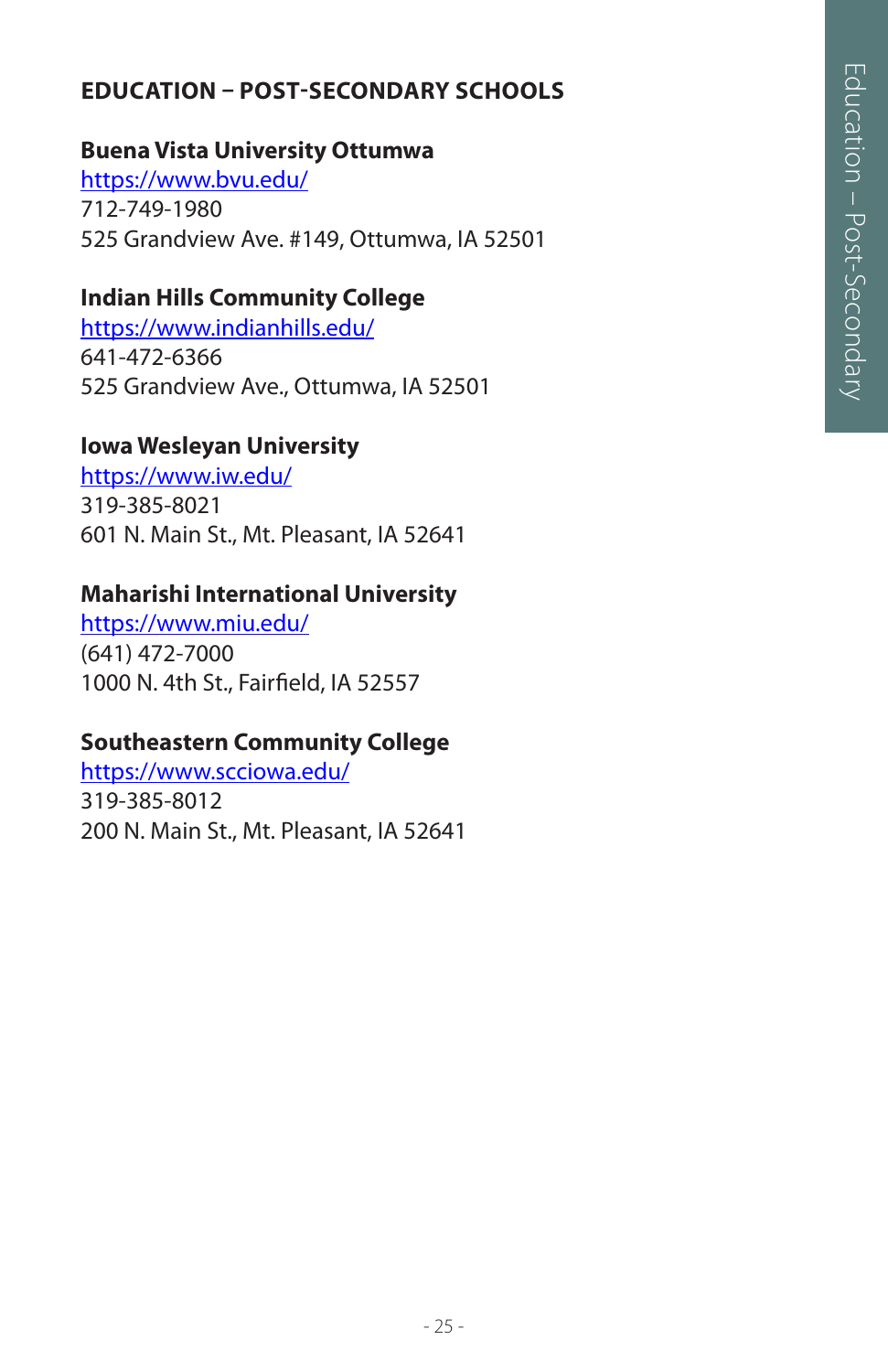## EDUCATION – POST-SECONDARY SCHOOLS

**Buena Vista University Ottumwa**
https://www.bvu.edu/
712-749-1980
525 Grandview Ave. #149, Ottumwa, IA 52501

**Indian Hills Community College**
https://www.indianhills.edu/
641-472-6366
525 Grandview Ave., Ottumwa, IA 52501

**Iowa Wesleyan University**
https://www.iw.edu/
319-385-8021
601 N. Main St., Mt. Pleasant, IA 52641

**Maharishi International University**
https://www.miu.edu/
(641) 472-7000
1000 N. 4th St., Fairfield, IA 52557

**Southeastern Community College**
https://www.scciowa.edu/
319-385-8012
200 N. Main St., Mt. Pleasant, IA 52641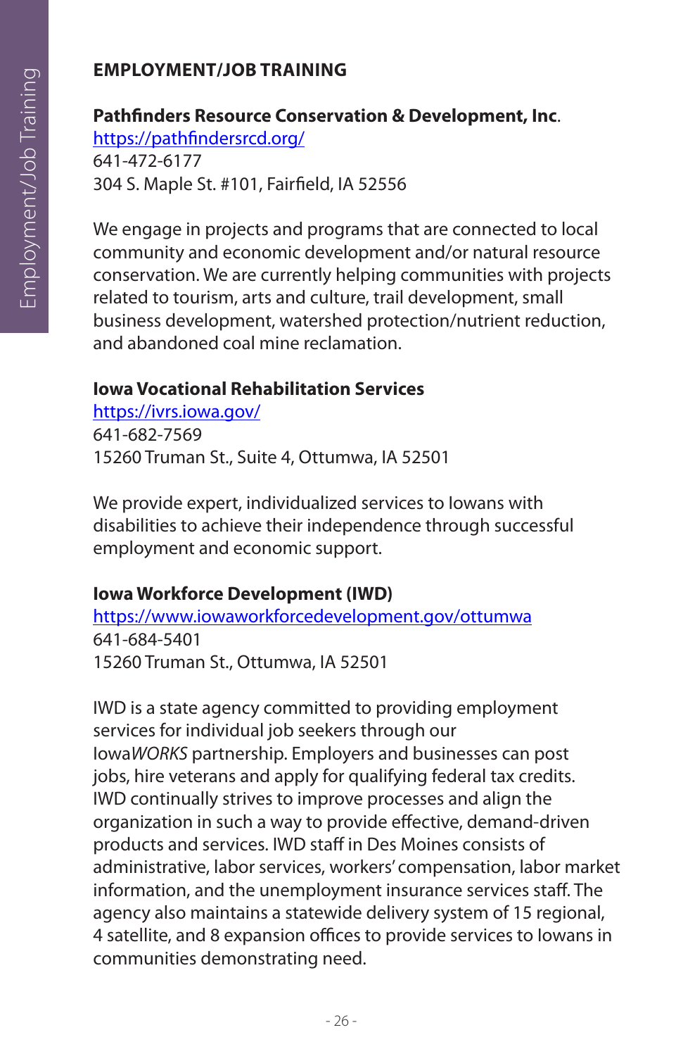# EMPLOYMENT/JOB TRAINING

**Pathfinders Resource Conservation & Development, Inc**.
[https://pathfindersrcd.org/](https://pathfindersrcd.org/)
641-472-6177
304 S. Maple St. #101, Fairfield, IA 52556

We engage in projects and programs that are connected to local community and economic development and/or natural resource conservation. We are currently helping communities with projects related to tourism, arts and culture, trail development, small business development, watershed protection/nutrient reduction, and abandoned coal mine reclamation.

**Iowa Vocational Rehabilitation Services**
[https://ivrs.iowa.gov/](https://ivrs.iowa.gov/)
641-682-7569
15260 Truman St., Suite 4, Ottumwa, IA 52501

We provide expert, individualized services to Iowans with disabilities to achieve their independence through successful employment and economic support.

**Iowa Workforce Development (IWD)**
[https://www.iowaworkforcedevelopment.gov/ottumwa](https://www.iowaworkforcedevelopment.gov/ottumwa)
641-684-5401
15260 Truman St., Ottumwa, IA 52501

IWD is a state agency committed to providing employment services for individual job seekers through our Iowa*WORKS* partnership. Employers and businesses can post jobs, hire veterans and apply for qualifying federal tax credits. IWD continually strives to improve processes and align the organization in such a way to provide effective, demand-driven products and services. IWD staff in Des Moines consists of administrative, labor services, workers' compensation, labor market information, and the unemployment insurance services staff. The agency also maintains a statewide delivery system of 15 regional, 4 satellite, and 8 expansion offices to provide services to Iowans in communities demonstrating need.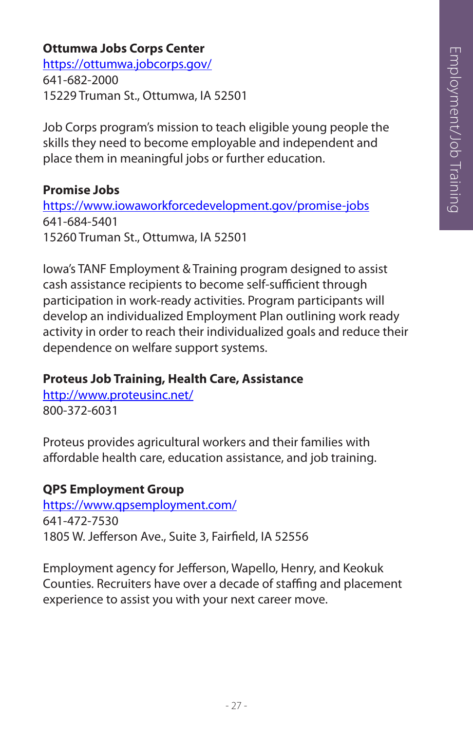**Ottumwa Jobs Corps Center**
https://ottumwa.jobcorps.gov/
641-682-2000
15229 Truman St., Ottumwa, IA 52501

Job Corps program's mission to teach eligible young people the skills they need to become employable and independent and place them in meaningful jobs or further education.

**Promise Jobs**
https://www.iowaworkforcedevelopment.gov/promise-jobs
641-684-5401
15260 Truman St., Ottumwa, IA 52501

Iowa's TANF Employment & Training program designed to assist cash assistance recipients to become self-sufficient through participation in work-ready activities. Program participants will develop an individualized Employment Plan outlining work ready activity in order to reach their individualized goals and reduce their dependence on welfare support systems.

**Proteus Job Training, Health Care, Assistance**
http://www.proteusinc.net/
800-372-6031

Proteus provides agricultural workers and their families with affordable health care, education assistance, and job training.

**QPS Employment Group**
https://www.qpsemployment.com/
641-472-7530
1805 W. Jefferson Ave., Suite 3, Fairfield, IA 52556

Employment agency for Jefferson, Wapello, Henry, and Keokuk Counties. Recruiters have over a decade of staffing and placement experience to assist you with your next career move.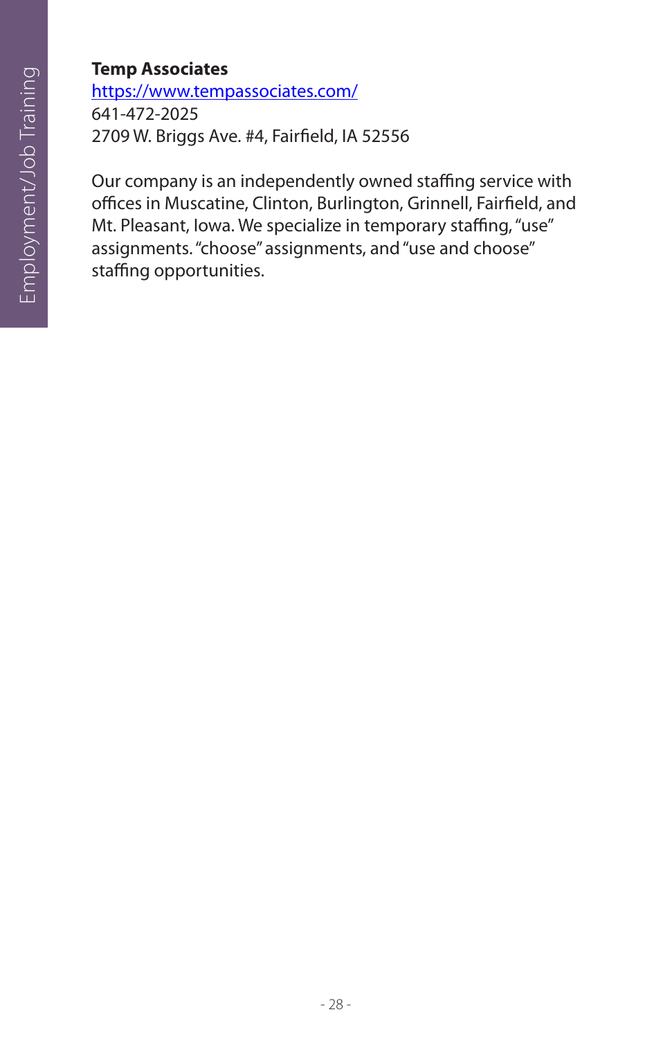**Temp Associates**
https://www.tempassociates.com/
641-472-2025
2709 W. Briggs Ave. #4, Fairfield, IA 52556

Our company is an independently owned staffing service with offices in Muscatine, Clinton, Burlington, Grinnell, Fairfield, and Mt. Pleasant, Iowa. We specialize in temporary staffing, "use" assignments. "choose" assignments, and "use and choose" staffing opportunities.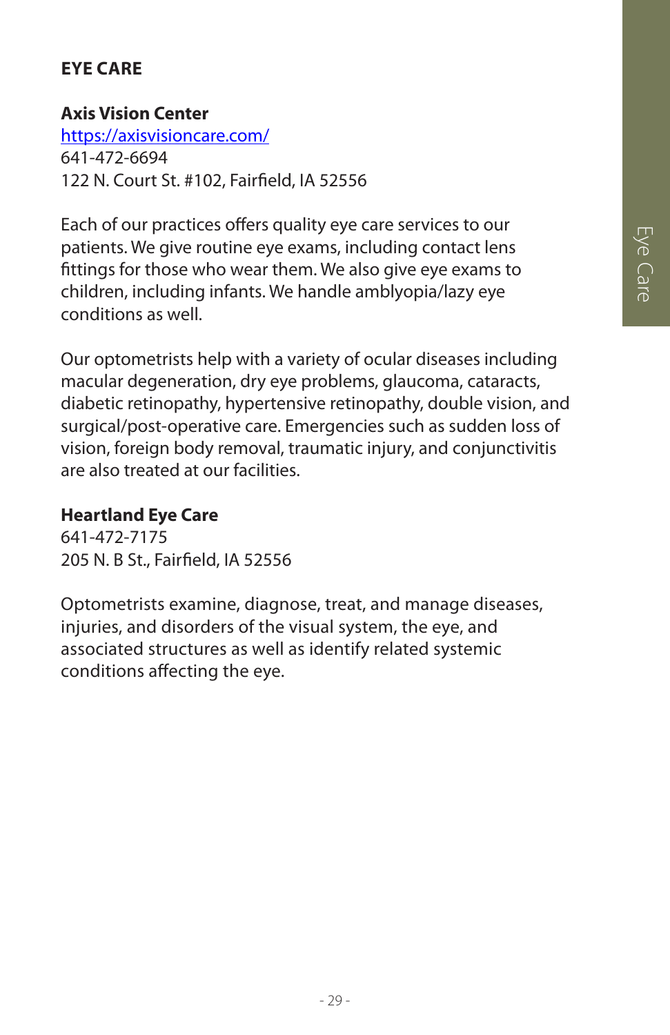# EYE CARE

**Axis Vision Center**
[https://axisvisioncare.com/](https://axisvisioncare.com/)
641-472-6694
122 N. Court St. #102, Fairfield, IA 52556

Each of our practices offers quality eye care services to our patients. We give routine eye exams, including contact lens fittings for those who wear them. We also give eye exams to children, including infants. We handle amblyopia/lazy eye conditions as well.

Our optometrists help with a variety of ocular diseases including macular degeneration, dry eye problems, glaucoma, cataracts, diabetic retinopathy, hypertensive retinopathy, double vision, and surgical/post-operative care. Emergencies such as sudden loss of vision, foreign body removal, traumatic injury, and conjunctivitis are also treated at our facilities.

**Heartland Eye Care**
641-472-7175
205 N. B St., Fairfield, IA 52556

Optometrists examine, diagnose, treat, and manage diseases, injuries, and disorders of the visual system, the eye, and associated structures as well as identify related systemic conditions affecting the eye.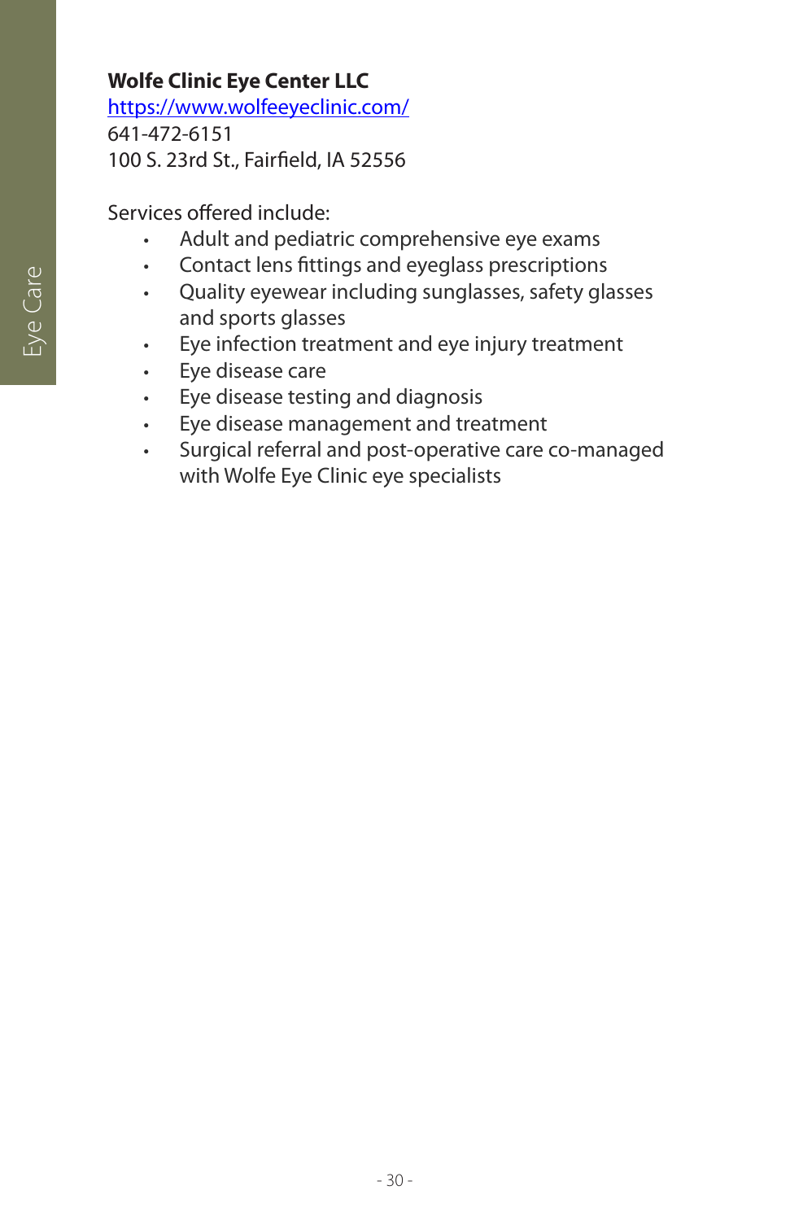**Wolfe Clinic Eye Center LLC**
https://www.wolfeeyeclinic.com/
641-472-6151
100 S. 23rd St., Fairfield, IA 52556

Services offered include:

- Adult and pediatric comprehensive eye exams
- Contact lens fittings and eyeglass prescriptions
- Quality eyewear including sunglasses, safety glasses and sports glasses
- Eye infection treatment and eye injury treatment
- Eye disease care
- Eye disease testing and diagnosis
- Eye disease management and treatment
- Surgical referral and post-operative care co-managed with Wolfe Eye Clinic eye specialists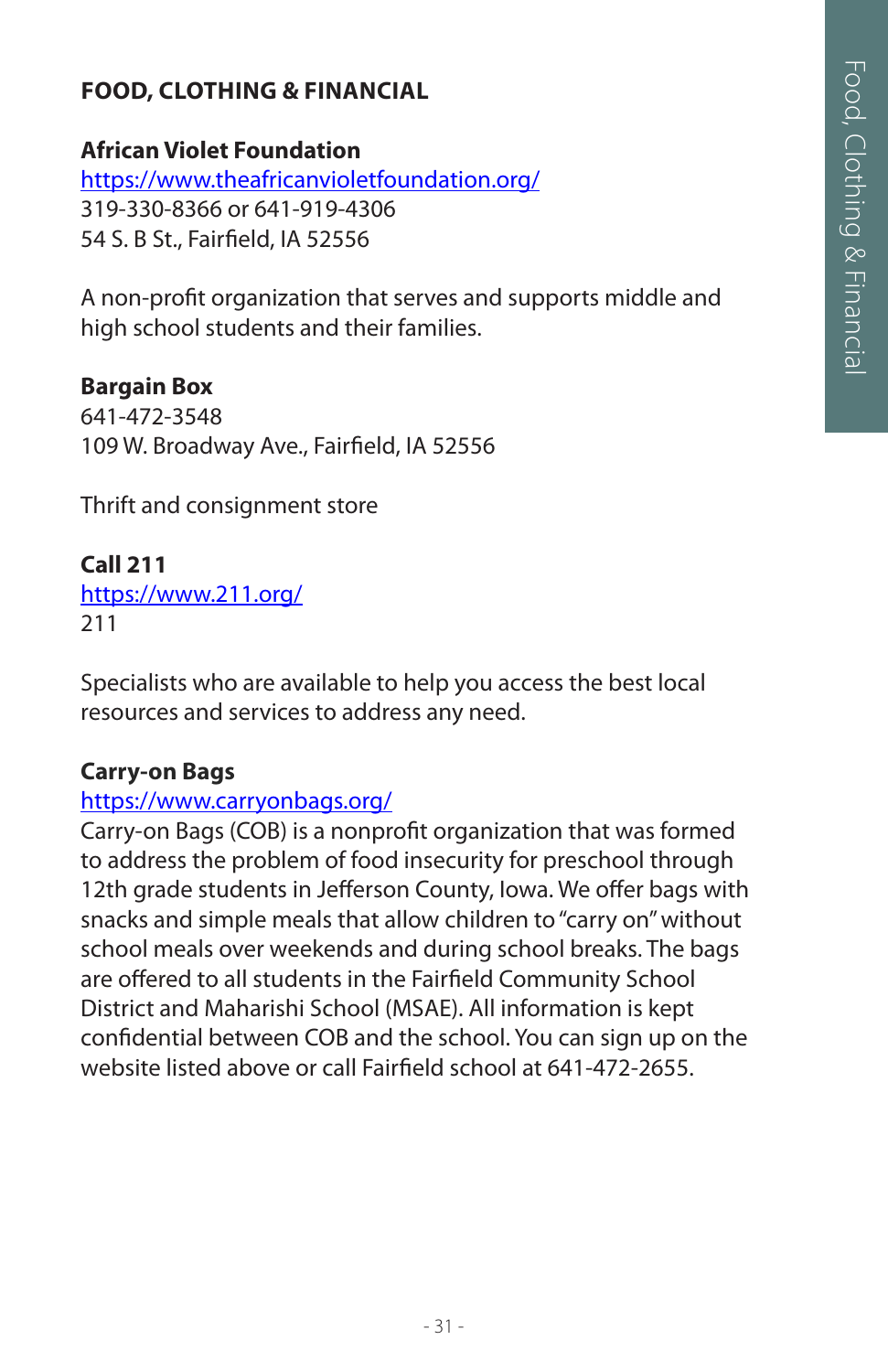## FOOD, CLOTHING & FINANCIAL

### African Violet Foundation

https://www.theafricanvioletfoundation.org/
319-330-8366 or 641-919-4306
54 S. B St., Fairfield, IA 52556

A non-profit organization that serves and supports middle and high school students and their families.

### Bargain Box

641-472-3548
109 W. Broadway Ave., Fairfield, IA 52556

Thrift and consignment store

### Call 211

https://www.211.org/
211

Specialists who are available to help you access the best local resources and services to address any need.

### Carry-on Bags

https://www.carryonbags.org/
Carry-on Bags (COB) is a nonprofit organization that was formed to address the problem of food insecurity for preschool through 12th grade students in Jefferson County, Iowa. We offer bags with snacks and simple meals that allow children to "carry on" without school meals over weekends and during school breaks. The bags are offered to all students in the Fairfield Community School District and Maharishi School (MSAE). All information is kept confidential between COB and the school. You can sign up on the website listed above or call Fairfield school at 641-472-2655.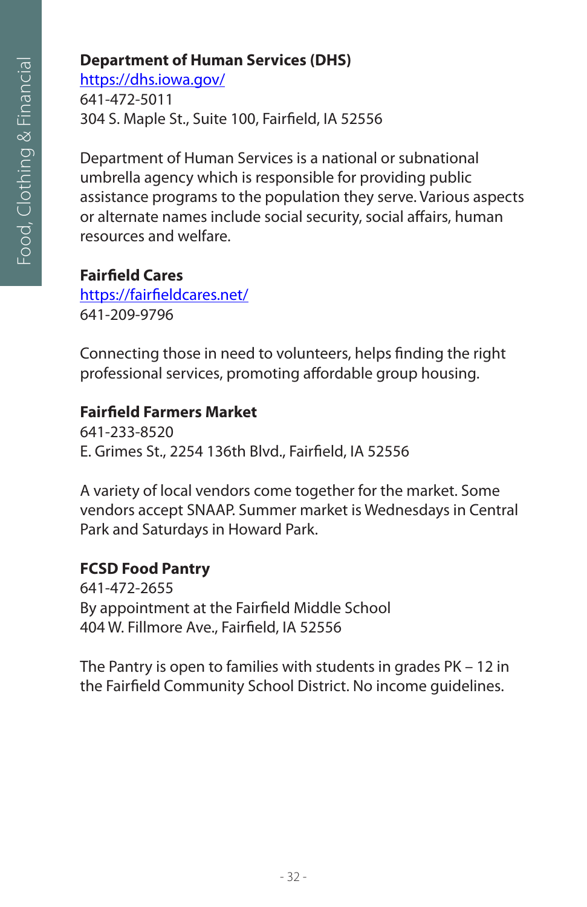**Department of Human Services (DHS)**
https://dhs.iowa.gov/
641-472-5011
304 S. Maple St., Suite 100, Fairfield, IA 52556

Department of Human Services is a national or subnational umbrella agency which is responsible for providing public assistance programs to the population they serve. Various aspects or alternate names include social security, social affairs, human resources and welfare.

**Fairfield Cares**
https://fairfieldcares.net/
641-209-9796

Connecting those in need to volunteers, helps finding the right professional services, promoting affordable group housing.

**Fairfield Farmers Market**
641-233-8520
E. Grimes St., 2254 136th Blvd., Fairfield, IA 52556

A variety of local vendors come together for the market. Some vendors accept SNAAP. Summer market is Wednesdays in Central Park and Saturdays in Howard Park.

**FCSD Food Pantry**
641-472-2655
By appointment at the Fairfield Middle School
404 W. Fillmore Ave., Fairfield, IA 52556

The Pantry is open to families with students in grades PK – 12 in the Fairfield Community School District. No income guidelines.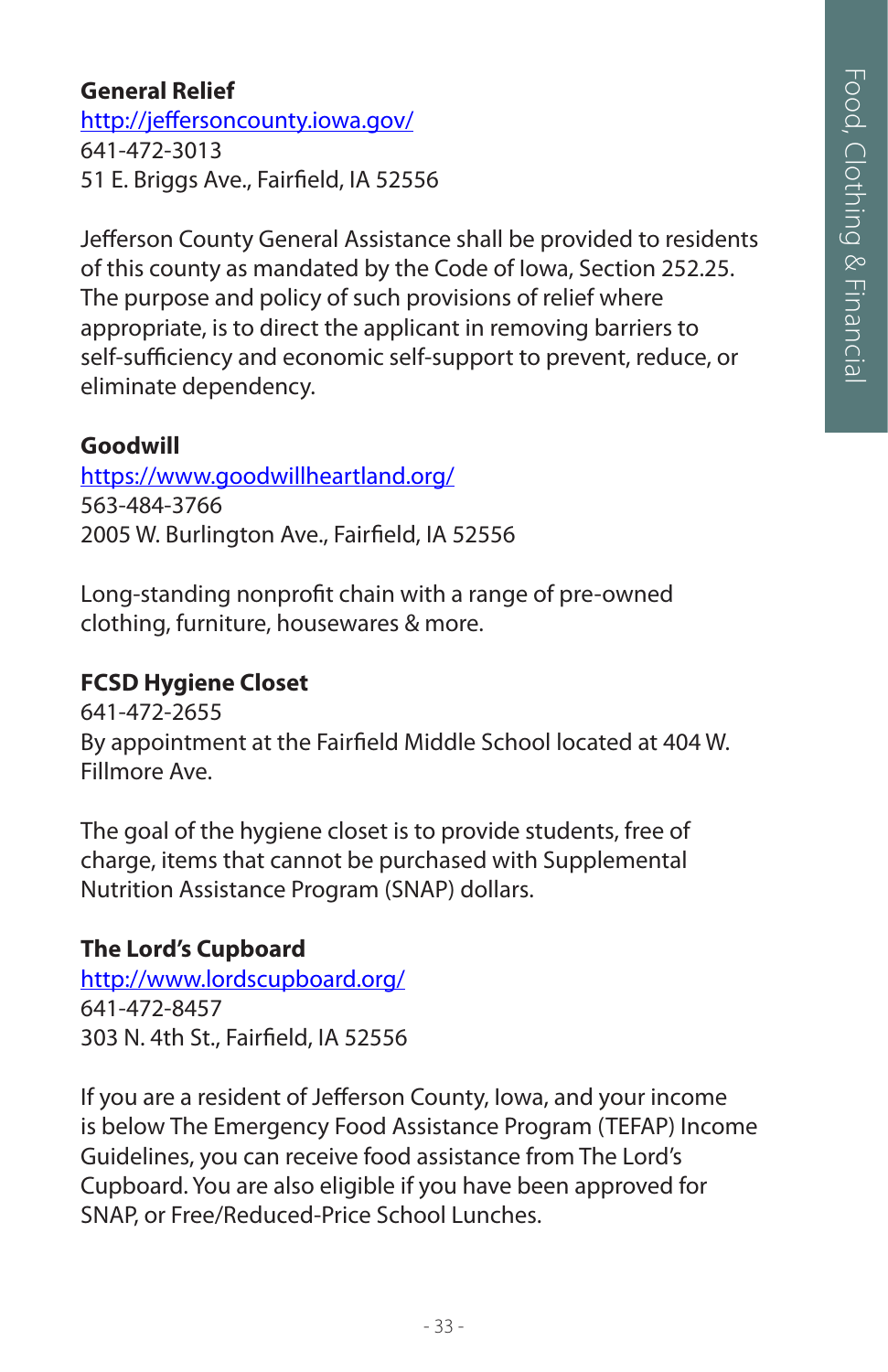## General Relief

http://jeffersoncounty.iowa.gov/
641-472-3013
51 E. Briggs Ave., Fairfield, IA 52556

Jefferson County General Assistance shall be provided to residents of this county as mandated by the Code of Iowa, Section 252.25. The purpose and policy of such provisions of relief where appropriate, is to direct the applicant in removing barriers to self-sufficiency and economic self-support to prevent, reduce, or eliminate dependency.

## Goodwill

https://www.goodwillheartland.org/
563-484-3766
2005 W. Burlington Ave., Fairfield, IA 52556

Long-standing nonprofit chain with a range of pre-owned clothing, furniture, housewares & more.

## FCSD Hygiene Closet

641-472-2655
By appointment at the Fairfield Middle School located at 404 W. Fillmore Ave.

The goal of the hygiene closet is to provide students, free of charge, items that cannot be purchased with Supplemental Nutrition Assistance Program (SNAP) dollars.

## The Lord's Cupboard

http://www.lordscupboard.org/
641-472-8457
303 N. 4th St., Fairfield, IA 52556

If you are a resident of Jefferson County, Iowa, and your income is below The Emergency Food Assistance Program (TEFAP) Income Guidelines, you can receive food assistance from The Lord's Cupboard. You are also eligible if you have been approved for SNAP, or Free/Reduced-Price School Lunches.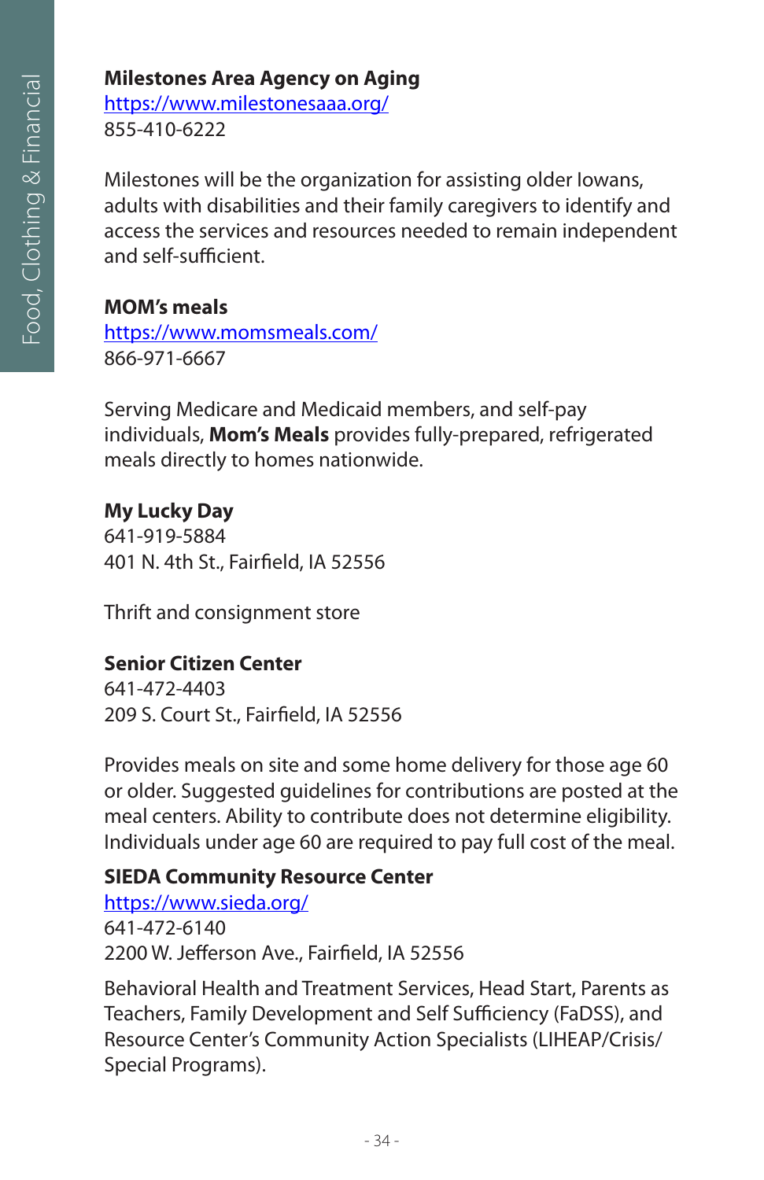**Milestones Area Agency on Aging**
https://www.milestonesaaa.org/
855-410-6222

Milestones will be the organization for assisting older Iowans, adults with disabilities and their family caregivers to identify and access the services and resources needed to remain independent and self-sufficient.

**MOM's meals**
https://www.momsmeals.com/
866-971-6667

Serving Medicare and Medicaid members, and self-pay individuals, **Mom's Meals** provides fully-prepared, refrigerated meals directly to homes nationwide.

**My Lucky Day**
641-919-5884
401 N. 4th St., Fairfield, IA 52556

Thrift and consignment store

**Senior Citizen Center**
641-472-4403
209 S. Court St., Fairfield, IA 52556

Provides meals on site and some home delivery for those age 60 or older. Suggested guidelines for contributions are posted at the meal centers. Ability to contribute does not determine eligibility. Individuals under age 60 are required to pay full cost of the meal.

**SIEDA Community Resource Center**
https://www.sieda.org/
641-472-6140
2200 W. Jefferson Ave., Fairfield, IA 52556

Behavioral Health and Treatment Services, Head Start, Parents as Teachers, Family Development and Self Sufficiency (FaDSS), and Resource Center's Community Action Specialists (LIHEAP/Crisis/Special Programs).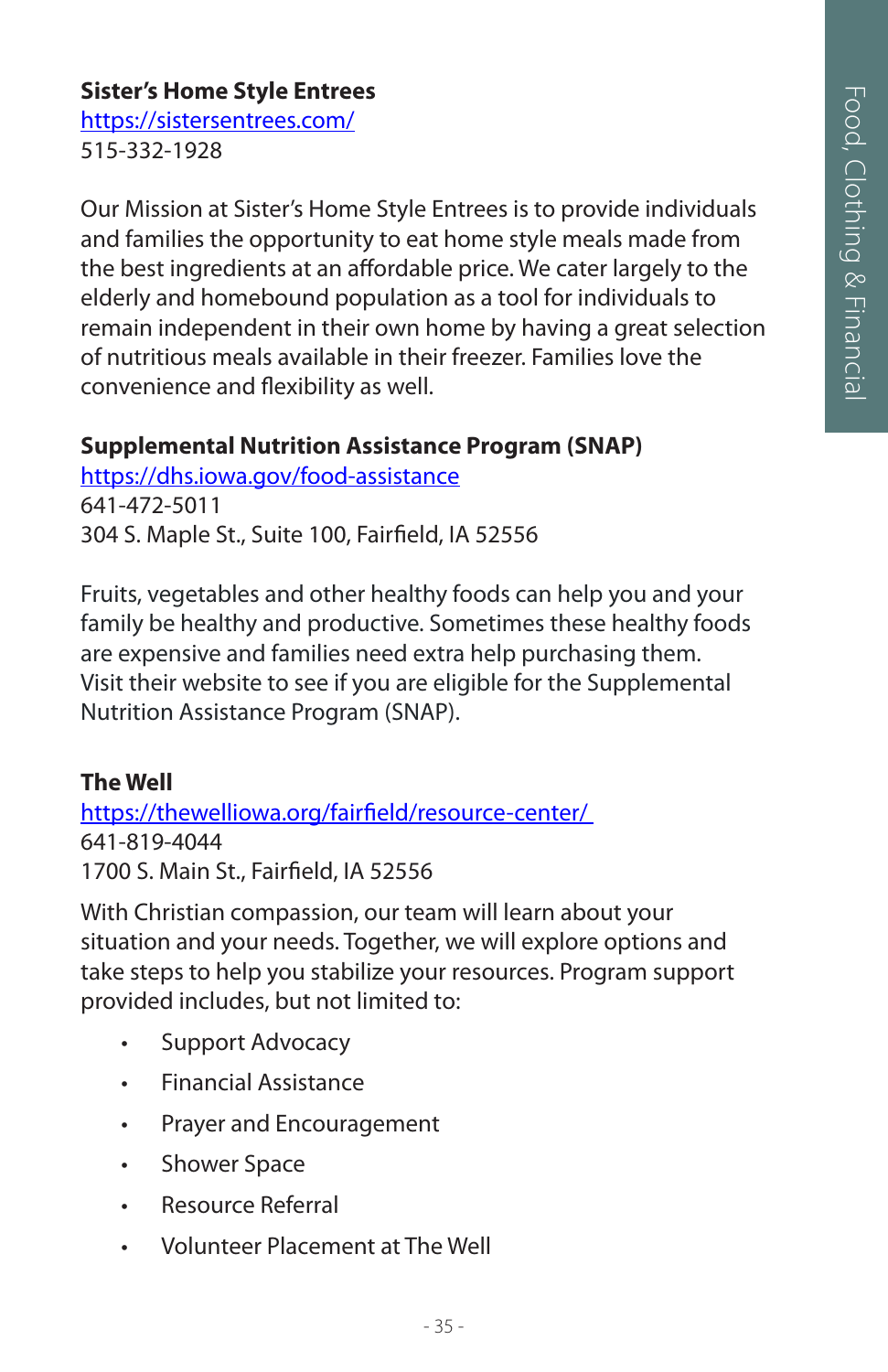**Sister's Home Style Entrees**
https://sistersentrees.com/
515-332-1928

Our Mission at Sister's Home Style Entrees is to provide individuals and families the opportunity to eat home style meals made from the best ingredients at an affordable price. We cater largely to the elderly and homebound population as a tool for individuals to remain independent in their own home by having a great selection of nutritious meals available in their freezer. Families love the convenience and flexibility as well.

**Supplemental Nutrition Assistance Program (SNAP)**
https://dhs.iowa.gov/food-assistance
641-472-5011
304 S. Maple St., Suite 100, Fairfield, IA 52556

Fruits, vegetables and other healthy foods can help you and your family be healthy and productive. Sometimes these healthy foods are expensive and families need extra help purchasing them. Visit their website to see if you are eligible for the Supplemental Nutrition Assistance Program (SNAP).

**The Well**
https://thewelliowa.org/fairfield/resource-center/
641-819-4044
1700 S. Main St., Fairfield, IA 52556

With Christian compassion, our team will learn about your situation and your needs. Together, we will explore options and take steps to help you stabilize your resources. Program support provided includes, but not limited to:

- Support Advocacy
- Financial Assistance
- Prayer and Encouragement
- Shower Space
- Resource Referral
- Volunteer Placement at The Well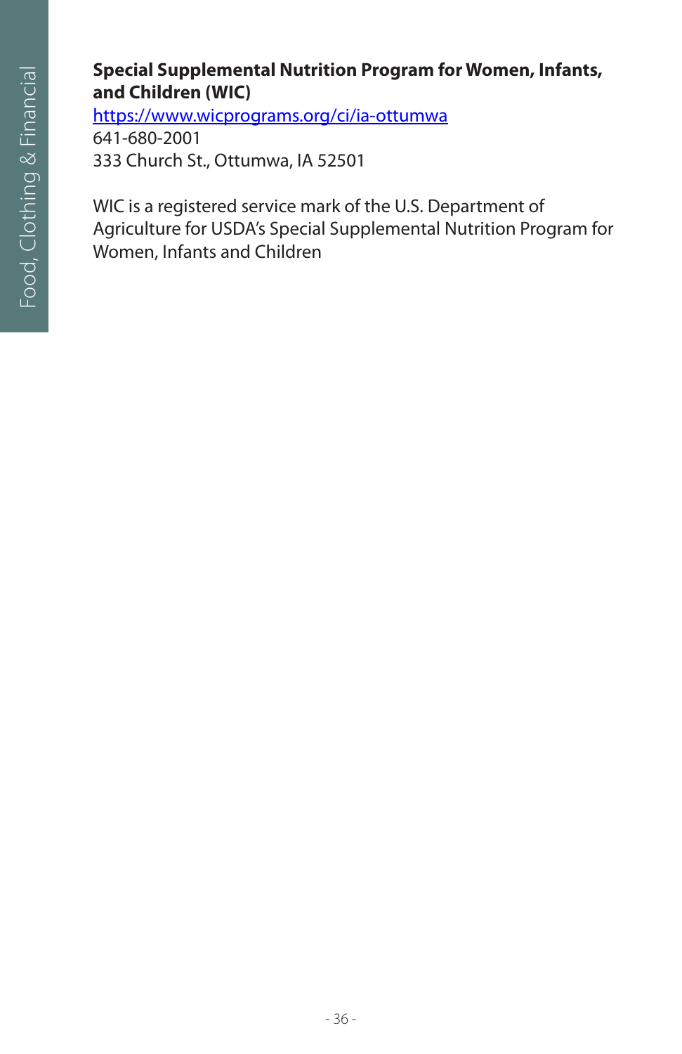**Special Supplemental Nutrition Program for Women, Infants, and Children (WIC)**
[https://www.wicprograms.org/ci/ia-ottumwa](https://www.wicprograms.org/ci/ia-ottumwa)
641-680-2001
333 Church St., Ottumwa, IA 52501

WIC is a registered service mark of the U.S. Department of Agriculture for USDA's Special Supplemental Nutrition Program for Women, Infants and Children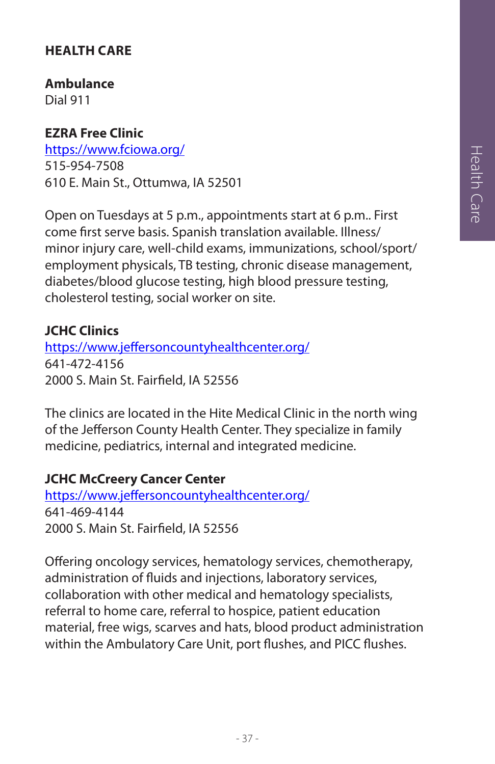# HEALTH CARE

**Ambulance**
Dial 911

**EZRA Free Clinic**
https://www.fciowa.org/
515-954-7508
610 E. Main St., Ottumwa, IA 52501

Open on Tuesdays at 5 p.m., appointments start at 6 p.m.. First come first serve basis. Spanish translation available. Illness/ minor injury care, well-child exams, immunizations, school/sport/ employment physicals, TB testing, chronic disease management, diabetes/blood glucose testing, high blood pressure testing, cholesterol testing, social worker on site.

**JCHC Clinics**
https://www.jeffersoncountyhealthcenter.org/
641-472-4156
2000 S. Main St. Fairfield, IA 52556

The clinics are located in the Hite Medical Clinic in the north wing of the Jefferson County Health Center. They specialize in family medicine, pediatrics, internal and integrated medicine.

**JCHC McCreery Cancer Center**
https://www.jeffersoncountyhealthcenter.org/
641-469-4144
2000 S. Main St. Fairfield, IA 52556

Offering oncology services, hematology services, chemotherapy, administration of fluids and injections, laboratory services, collaboration with other medical and hematology specialists, referral to home care, referral to hospice, patient education material, free wigs, scarves and hats, blood product administration within the Ambulatory Care Unit, port flushes, and PICC flushes.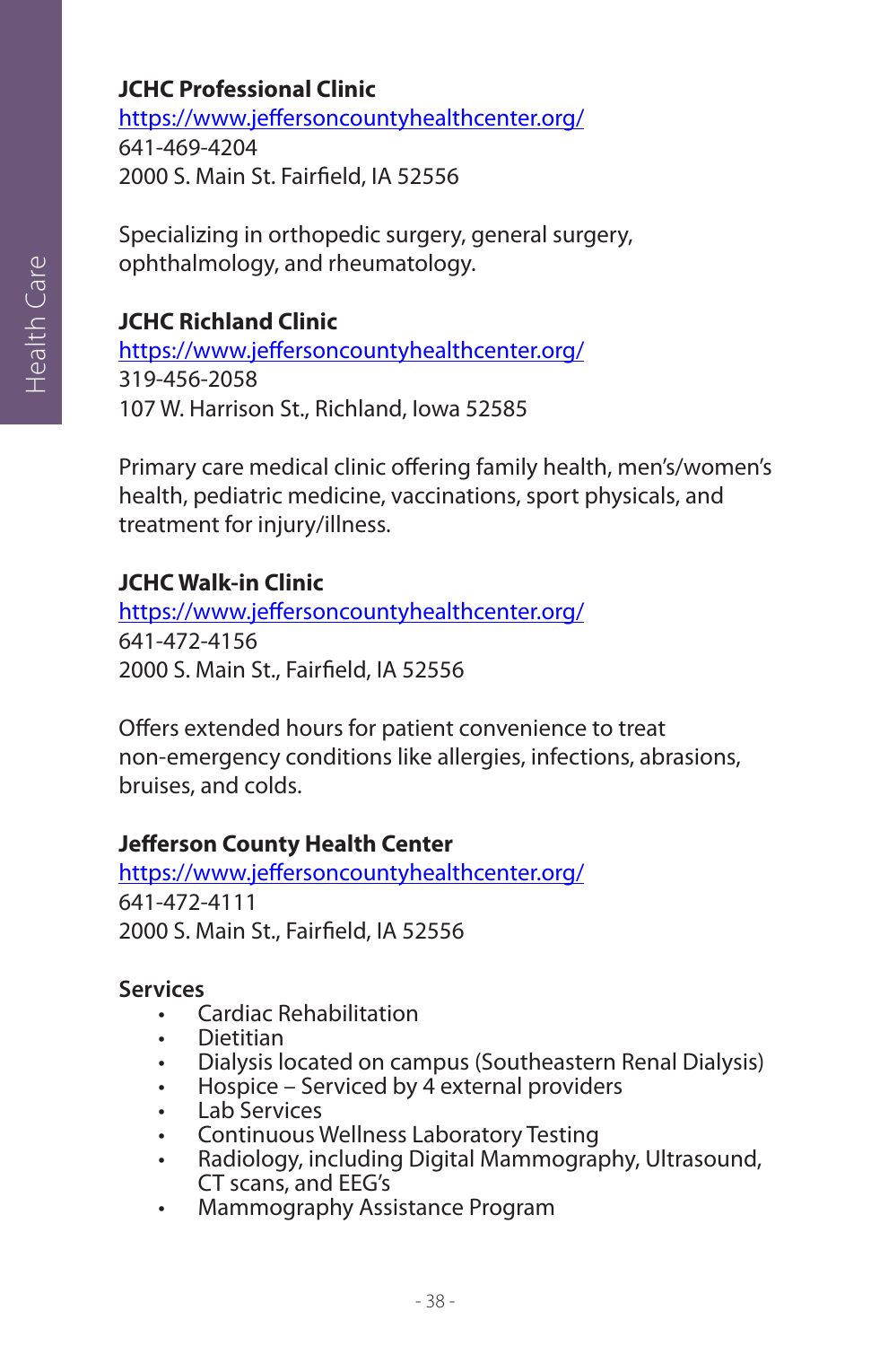### JCHC Professional Clinic

https://www.jeffersoncountyhealthcenter.org/
641-469-4204
2000 S. Main St. Fairfield, IA 52556

Specializing in orthopedic surgery, general surgery, ophthalmology, and rheumatology.

### JCHC Richland Clinic

https://www.jeffersoncountyhealthcenter.org/
319-456-2058
107 W. Harrison St., Richland, Iowa 52585

Primary care medical clinic offering family health, men's/women's health, pediatric medicine, vaccinations, sport physicals, and treatment for injury/illness.

### JCHC Walk-in Clinic

https://www.jeffersoncountyhealthcenter.org/
641-472-4156
2000 S. Main St., Fairfield, IA 52556

Offers extended hours for patient convenience to treat non-emergency conditions like allergies, infections, abrasions, bruises, and colds.

### Jefferson County Health Center

https://www.jeffersoncountyhealthcenter.org/
641-472-4111
2000 S. Main St., Fairfield, IA 52556

**Services**

- Cardiac Rehabilitation
- Dietitian
- Dialysis located on campus (Southeastern Renal Dialysis)
- Hospice – Serviced by 4 external providers
- Lab Services
- Continuous Wellness Laboratory Testing
- Radiology, including Digital Mammography, Ultrasound, CT scans, and EEG's
- Mammography Assistance Program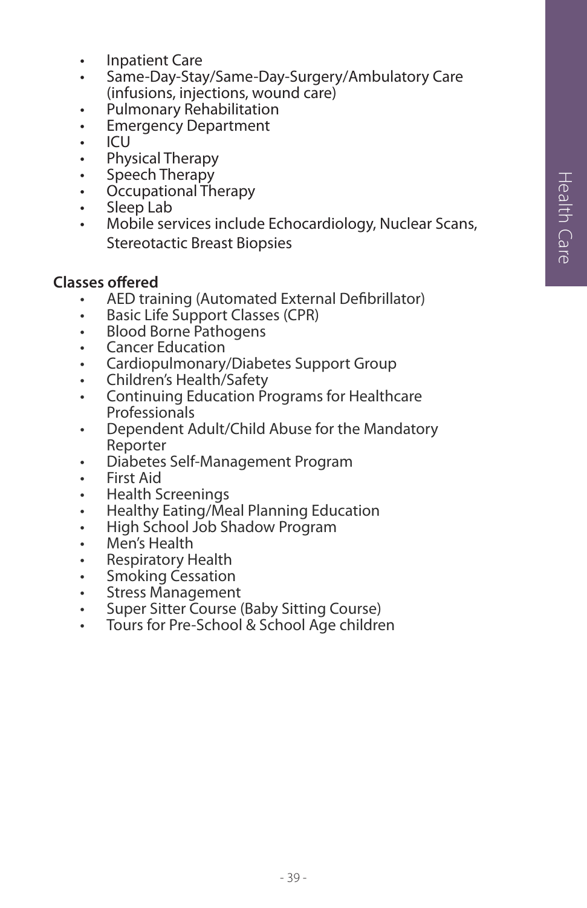- Inpatient Care
- Same-Day-Stay/Same-Day-Surgery/Ambulatory Care (infusions, injections, wound care)
- Pulmonary Rehabilitation
- Emergency Department
- ICU
- Physical Therapy
- Speech Therapy
- Occupational Therapy
- Sleep Lab
- Mobile services include Echocardiology, Nuclear Scans, Stereotactic Breast Biopsies

**Classes offered**

- AED training (Automated External Defibrillator)
- Basic Life Support Classes (CPR)
- Blood Borne Pathogens
- Cancer Education
- Cardiopulmonary/Diabetes Support Group
- Children's Health/Safety
- Continuing Education Programs for Healthcare Professionals
- Dependent Adult/Child Abuse for the Mandatory Reporter
- Diabetes Self-Management Program
- First Aid
- Health Screenings
- Healthy Eating/Meal Planning Education
- High School Job Shadow Program
- Men's Health
- Respiratory Health
- Smoking Cessation
- Stress Management
- Super Sitter Course (Baby Sitting Course)
- Tours for Pre-School & School Age children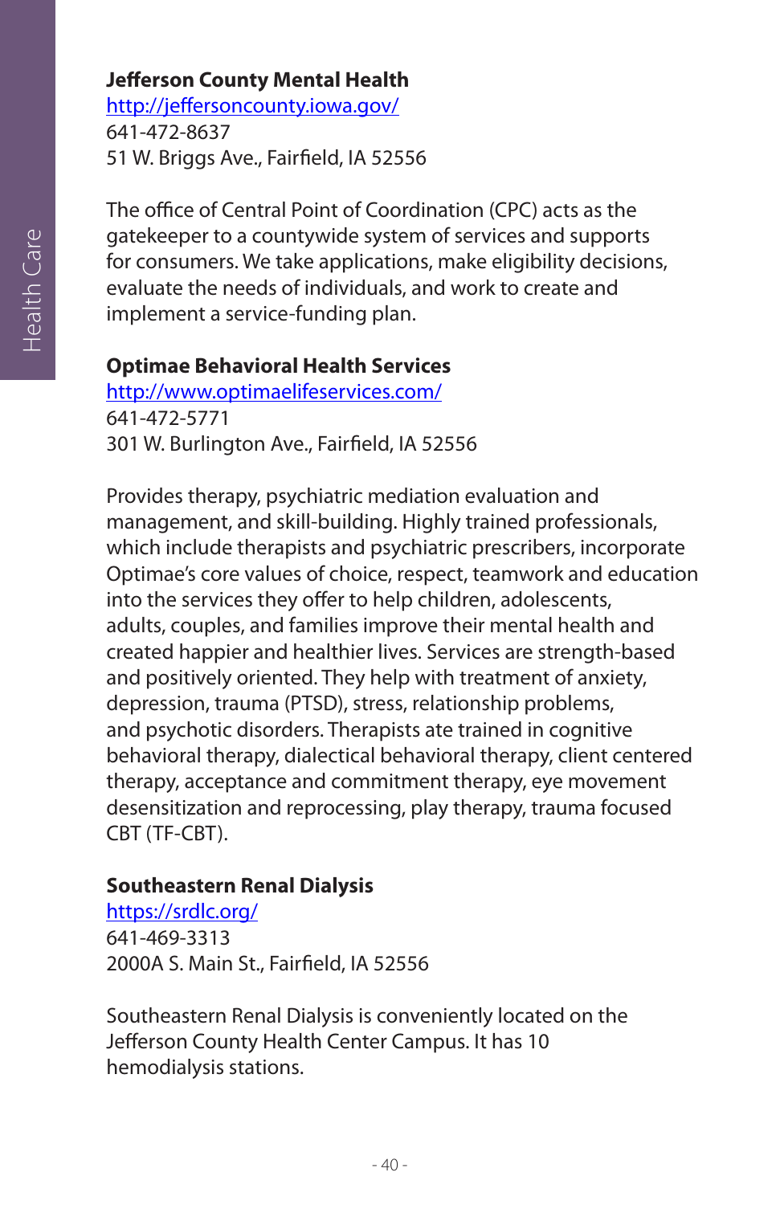**Jefferson County Mental Health**
http://jeffersoncounty.iowa.gov/
641-472-8637
51 W. Briggs Ave., Fairfield, IA 52556

The office of Central Point of Coordination (CPC) acts as the gatekeeper to a countywide system of services and supports for consumers. We take applications, make eligibility decisions, evaluate the needs of individuals, and work to create and implement a service-funding plan.

**Optimae Behavioral Health Services**
http://www.optimaelifeservices.com/
641-472-5771
301 W. Burlington Ave., Fairfield, IA 52556

Provides therapy, psychiatric mediation evaluation and management, and skill-building. Highly trained professionals, which include therapists and psychiatric prescribers, incorporate Optimae's core values of choice, respect, teamwork and education into the services they offer to help children, adolescents, adults, couples, and families improve their mental health and created happier and healthier lives. Services are strength-based and positively oriented. They help with treatment of anxiety, depression, trauma (PTSD), stress, relationship problems, and psychotic disorders. Therapists ate trained in cognitive behavioral therapy, dialectical behavioral therapy, client centered therapy, acceptance and commitment therapy, eye movement desensitization and reprocessing, play therapy, trauma focused CBT (TF-CBT).

**Southeastern Renal Dialysis**
https://srdlc.org/
641-469-3313
2000A S. Main St., Fairfield, IA 52556

Southeastern Renal Dialysis is conveniently located on the Jefferson County Health Center Campus. It has 10 hemodialysis stations.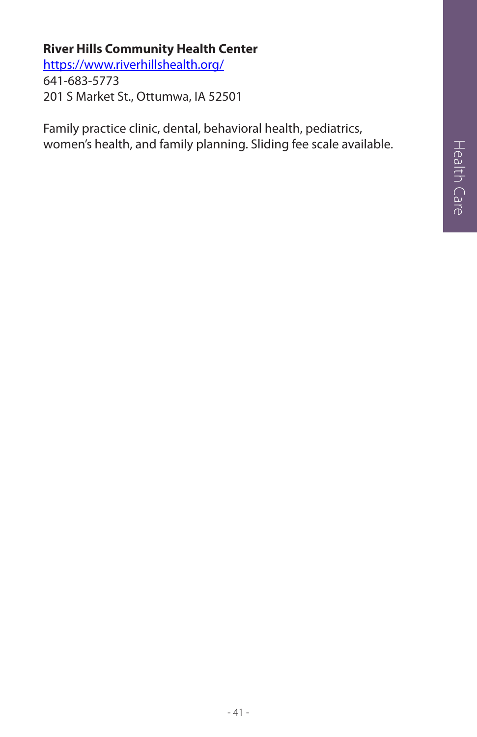**River Hills Community Health Center**
https://www.riverhillshealth.org/
641-683-5773
201 S Market St., Ottumwa, IA 52501

Family practice clinic, dental, behavioral health, pediatrics, women's health, and family planning. Sliding fee scale available.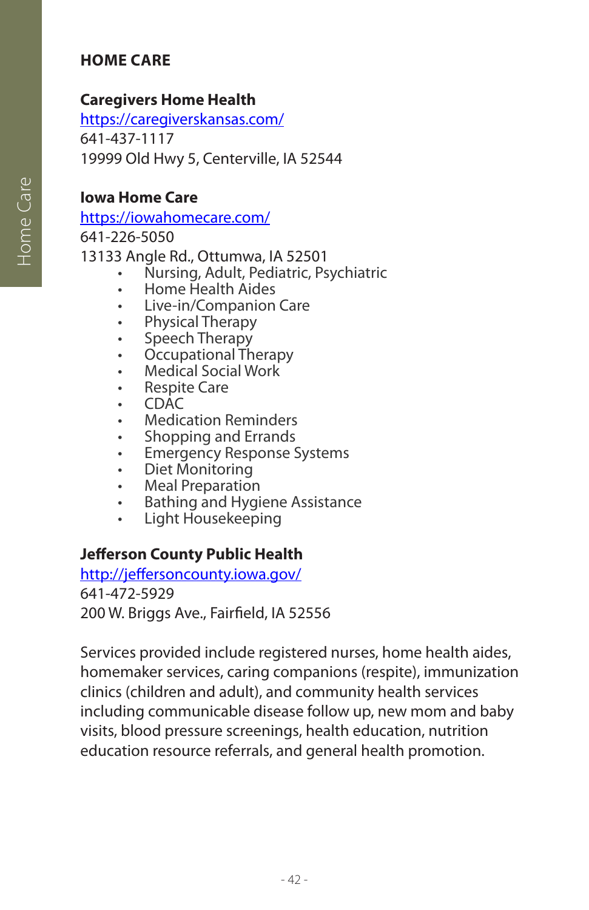## HOME CARE

### Caregivers Home Health

[https://caregiverskansas.com/](https://caregiverskansas.com/)
641-437-1117
19999 Old Hwy 5, Centerville, IA 52544

### Iowa Home Care

[https://iowahomecare.com/](https://iowahomecare.com/)
641-226-5050
13133 Angle Rd., Ottumwa, IA 52501

- Nursing, Adult, Pediatric, Psychiatric
- Home Health Aides
- Live-in/Companion Care
- Physical Therapy
- Speech Therapy
- Occupational Therapy
- Medical Social Work
- Respite Care
- CDAC
- Medication Reminders
- Shopping and Errands
- Emergency Response Systems
- Diet Monitoring
- Meal Preparation
- Bathing and Hygiene Assistance
- Light Housekeeping

### Jefferson County Public Health

[http://jeffersoncounty.iowa.gov/](http://jeffersoncounty.iowa.gov/)
641-472-5929
200 W. Briggs Ave., Fairfield, IA 52556

Services provided include registered nurses, home health aides, homemaker services, caring companions (respite), immunization clinics (children and adult), and community health services including communicable disease follow up, new mom and baby visits, blood pressure screenings, health education, nutrition education resource referrals, and general health promotion.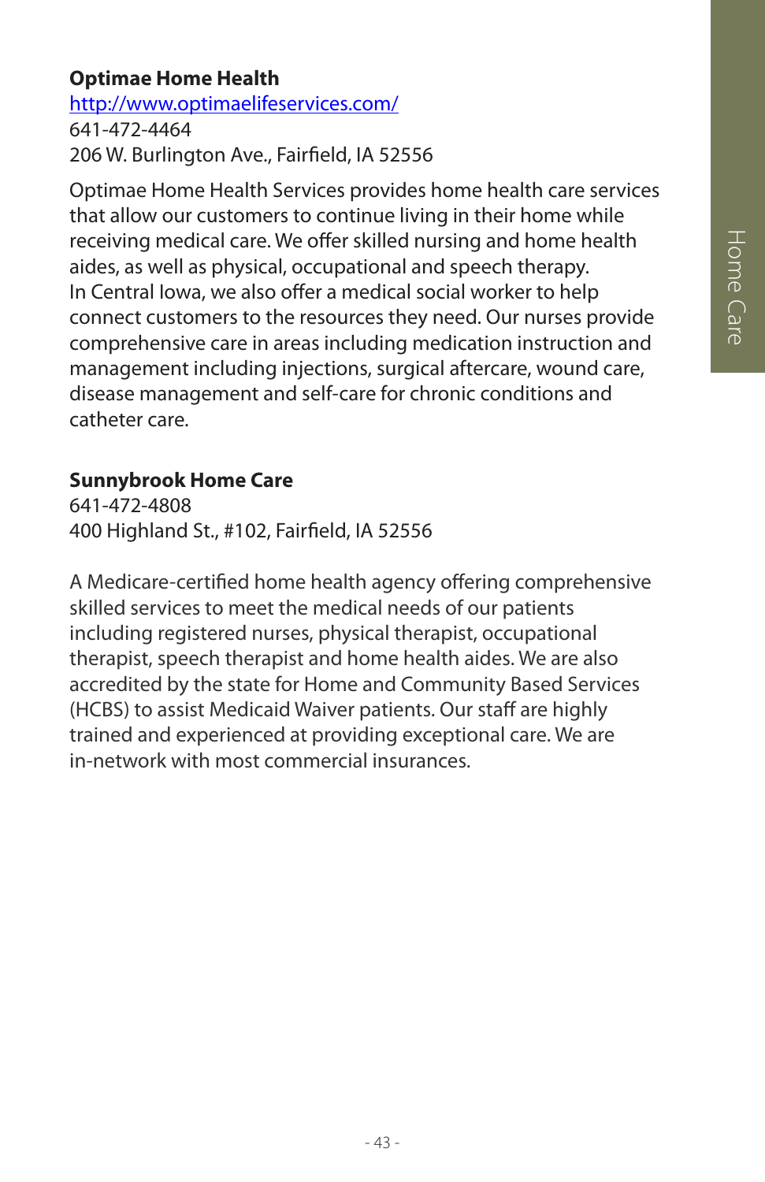**Optimae Home Health**
http://www.optimaelifeservices.com/
641-472-4464
206 W. Burlington Ave., Fairfield, IA 52556

Optimae Home Health Services provides home health care services that allow our customers to continue living in their home while receiving medical care. We offer skilled nursing and home health aides, as well as physical, occupational and speech therapy. In Central Iowa, we also offer a medical social worker to help connect customers to the resources they need. Our nurses provide comprehensive care in areas including medication instruction and management including injections, surgical aftercare, wound care, disease management and self-care for chronic conditions and catheter care.

**Sunnybrook Home Care**
641-472-4808
400 Highland St., #102, Fairfield, IA 52556

A Medicare-certified home health agency offering comprehensive skilled services to meet the medical needs of our patients including registered nurses, physical therapist, occupational therapist, speech therapist and home health aides. We are also accredited by the state for Home and Community Based Services (HCBS) to assist Medicaid Waiver patients. Our staff are highly trained and experienced at providing exceptional care. We are in-network with most commercial insurances.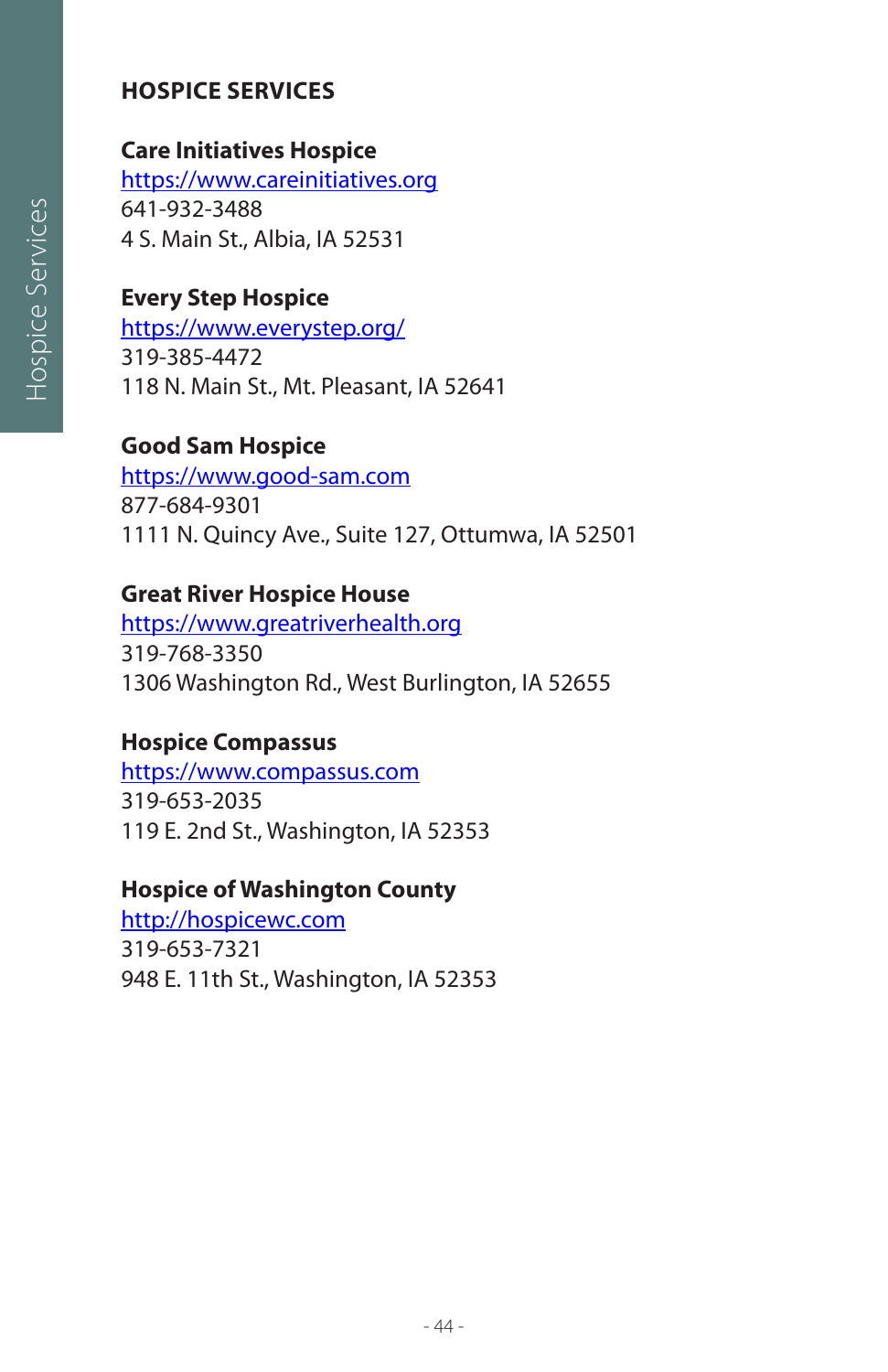# HOSPICE SERVICES

**Care Initiatives Hospice**
https://www.careinitiatives.org
641-932-3488
4 S. Main St., Albia, IA 52531

**Every Step Hospice**
https://www.everystep.org/
319-385-4472
118 N. Main St., Mt. Pleasant, IA 52641

**Good Sam Hospice**
https://www.good-sam.com
877-684-9301
1111 N. Quincy Ave., Suite 127, Ottumwa, IA 52501

**Great River Hospice House**
https://www.greatriverhealth.org
319-768-3350
1306 Washington Rd., West Burlington, IA 52655

**Hospice Compassus**
https://www.compassus.com
319-653-2035
119 E. 2nd St., Washington, IA 52353

**Hospice of Washington County**
http://hospicewc.com
319-653-7321
948 E. 11th St., Washington, IA 52353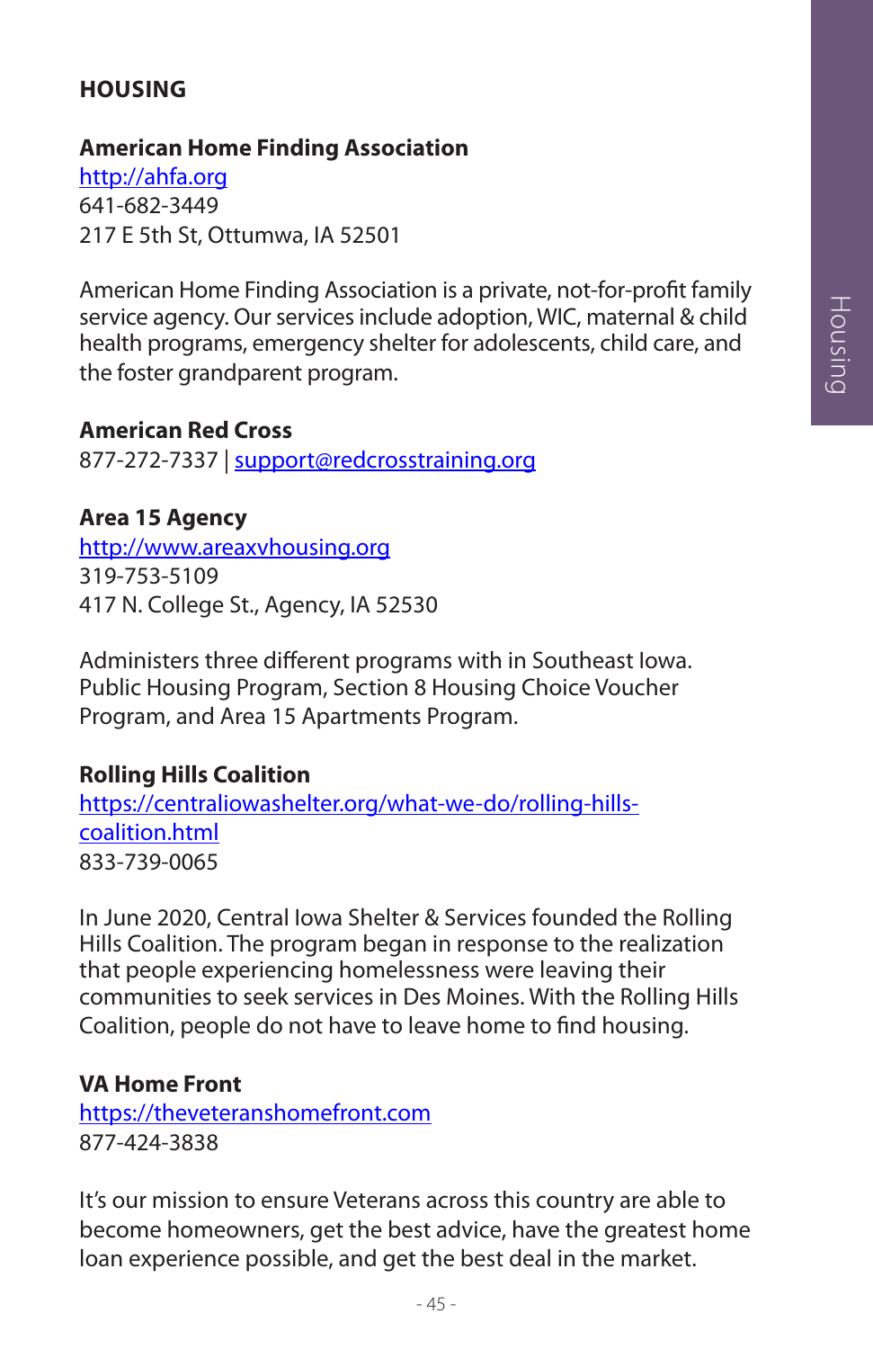# HOUSING

### American Home Finding Association

http://ahfa.org
641-682-3449
217 E 5th St, Ottumwa, IA 52501

American Home Finding Association is a private, not-for-profit family service agency. Our services include adoption, WIC, maternal & child health programs, emergency shelter for adolescents, child care, and the foster grandparent program.

### American Red Cross

877-272-7337 | support@redcrosstraining.org

### Area 15 Agency

http://www.areaxvhousing.org
319-753-5109
417 N. College St., Agency, IA 52530

Administers three different programs with in Southeast Iowa. Public Housing Program, Section 8 Housing Choice Voucher Program, and Area 15 Apartments Program.

### Rolling Hills Coalition

https://centraliowashelter.org/what-we-do/rolling-hills-coalition.html
833-739-0065

In June 2020, Central Iowa Shelter & Services founded the Rolling Hills Coalition. The program began in response to the realization that people experiencing homelessness were leaving their communities to seek services in Des Moines. With the Rolling Hills Coalition, people do not have to leave home to find housing.

### VA Home Front

https://theveteranshomefront.com
877-424-3838

It's our mission to ensure Veterans across this country are able to become homeowners, get the best advice, have the greatest home loan experience possible, and get the best deal in the market.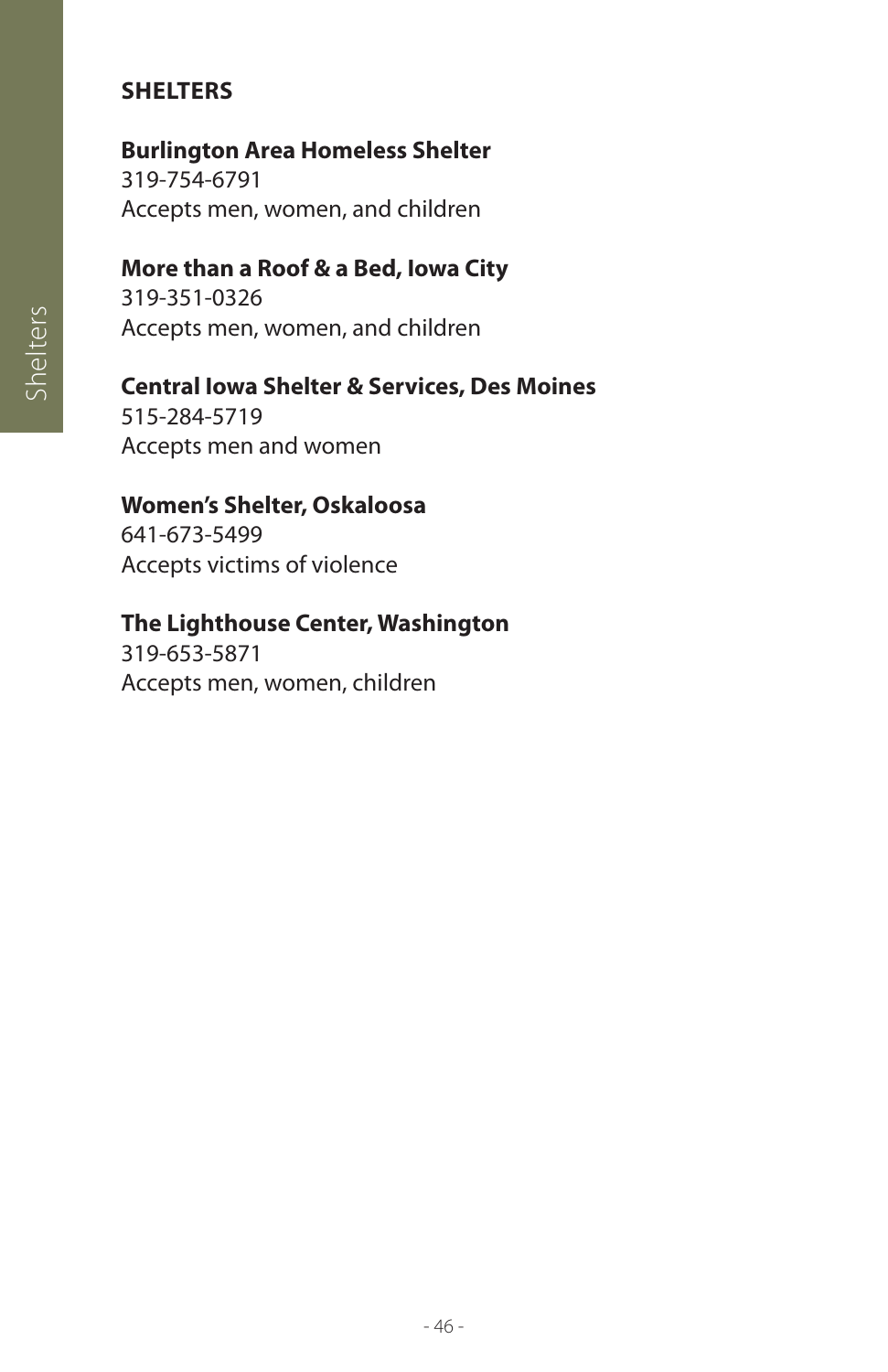## SHELTERS

**Burlington Area Homeless Shelter**
319-754-6791
Accepts men, women, and children

**More than a Roof & a Bed, Iowa City**
319-351-0326
Accepts men, women, and children

**Central Iowa Shelter & Services, Des Moines**
515-284-5719
Accepts men and women

**Women's Shelter, Oskaloosa**
641-673-5499
Accepts victims of violence

**The Lighthouse Center, Washington**
319-653-5871
Accepts men, women, children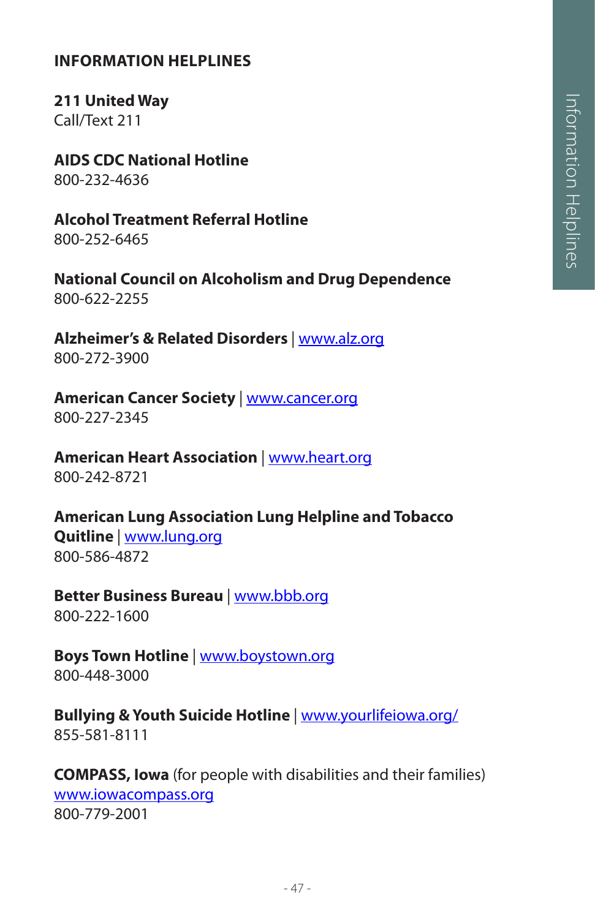## INFORMATION HELPLINES

**211 United Way**
Call/Text 211

**AIDS CDC National Hotline**
800-232-4636

**Alcohol Treatment Referral Hotline**
800-252-6465

**National Council on Alcoholism and Drug Dependence**
800-622-2255

**Alzheimer's & Related Disorders** | www.alz.org
800-272-3900

**American Cancer Society** | www.cancer.org
800-227-2345

**American Heart Association** | www.heart.org
800-242-8721

**American Lung Association Lung Helpline and Tobacco Quitline** | www.lung.org
800-586-4872

**Better Business Bureau** | www.bbb.org
800-222-1600

**Boys Town Hotline** | www.boystown.org
800-448-3000

**Bullying & Youth Suicide Hotline** | www.yourlifeiowa.org/
855-581-8111

**COMPASS, Iowa** (for people with disabilities and their families)
www.iowacompass.org
800-779-2001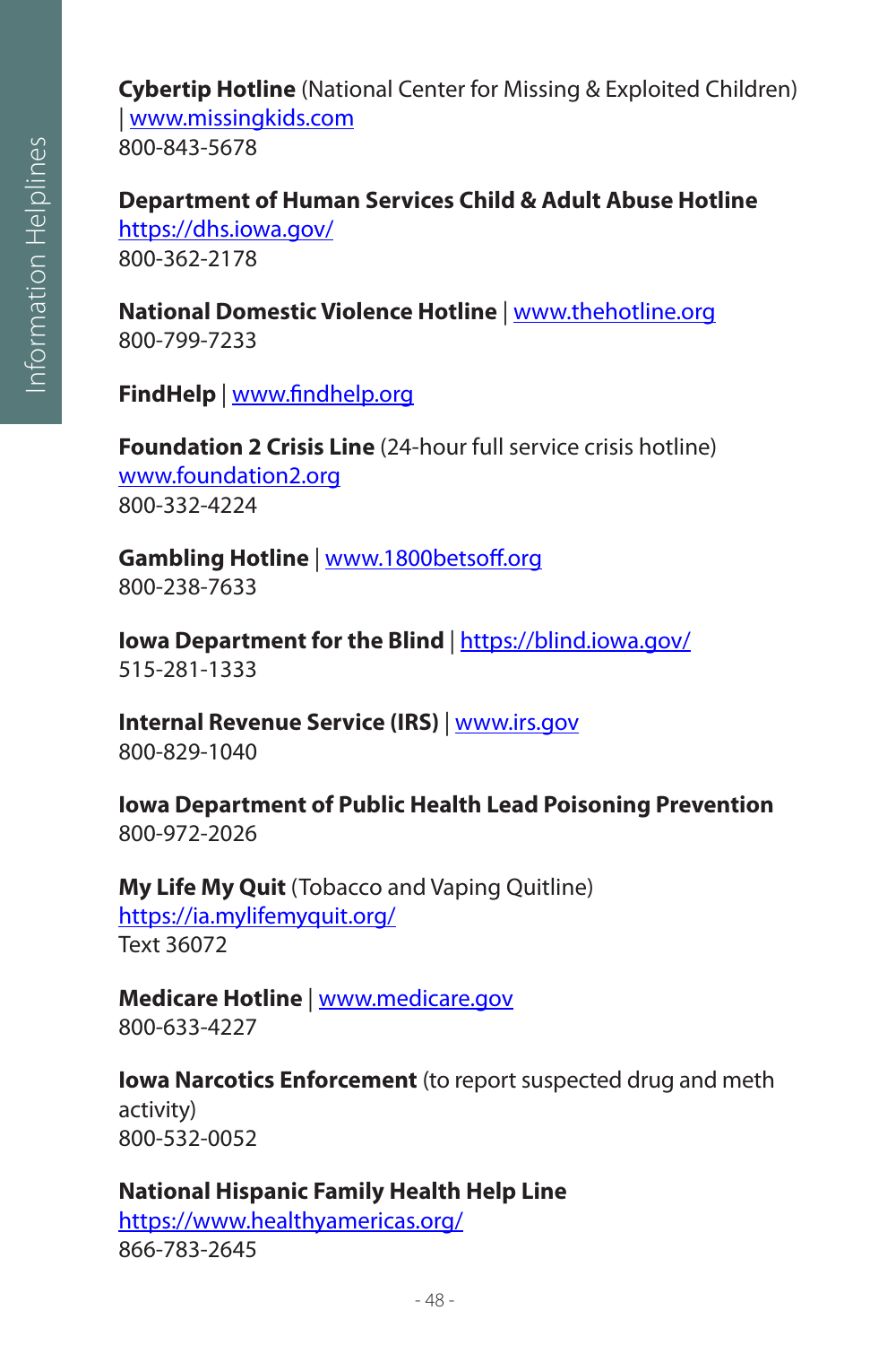**Cybertip Hotline** (National Center for Missing & Exploited Children) | www.missingkids.com
800-843-5678

**Department of Human Services Child & Adult Abuse Hotline**
https://dhs.iowa.gov/
800-362-2178

**National Domestic Violence Hotline** | www.thehotline.org
800-799-7233

**FindHelp** | www.findhelp.org

**Foundation 2 Crisis Line** (24-hour full service crisis hotline)
www.foundation2.org
800-332-4224

**Gambling Hotline** | www.1800betsoff.org
800-238-7633

**Iowa Department for the Blind** | https://blind.iowa.gov/
515-281-1333

**Internal Revenue Service (IRS)** | www.irs.gov
800-829-1040

**Iowa Department of Public Health Lead Poisoning Prevention**
800-972-2026

**My Life My Quit** (Tobacco and Vaping Quitline)
https://ia.mylifemyquit.org/
Text 36072

**Medicare Hotline** | www.medicare.gov
800-633-4227

**Iowa Narcotics Enforcement** (to report suspected drug and meth activity)
800-532-0052

**National Hispanic Family Health Help Line**
https://www.healthyamericas.org/
866-783-2645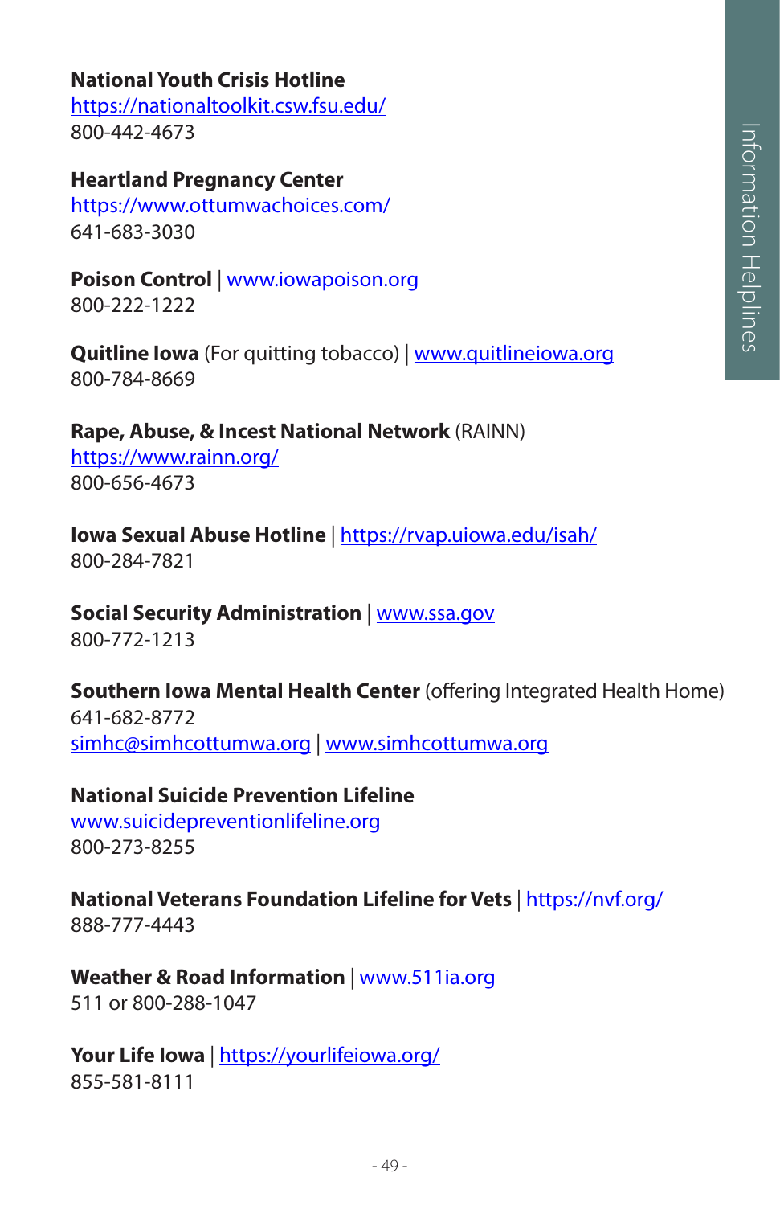**National Youth Crisis Hotline**
https://nationaltoolkit.csw.fsu.edu/
800-442-4673

**Heartland Pregnancy Center**
https://www.ottumwachoices.com/
641-683-3030

**Poison Control** | www.iowapoison.org
800-222-1222

**Quitline Iowa** (For quitting tobacco) | www.quitlineiowa.org
800-784-8669

**Rape, Abuse, & Incest National Network** (RAINN)
https://www.rainn.org/
800-656-4673

**Iowa Sexual Abuse Hotline** | https://rvap.uiowa.edu/isah/
800-284-7821

**Social Security Administration** | www.ssa.gov
800-772-1213

**Southern Iowa Mental Health Center** (offering Integrated Health Home)
641-682-8772
simhc@simhcottumwa.org | www.simhcottumwa.org

**National Suicide Prevention Lifeline**
www.suicidepreventionlifeline.org
800-273-8255

**National Veterans Foundation Lifeline for Vets** | https://nvf.org/
888-777-4443

**Weather & Road Information** | www.511ia.org
511 or 800-288-1047

**Your Life Iowa** | https://yourlifeiowa.org/
855-581-8111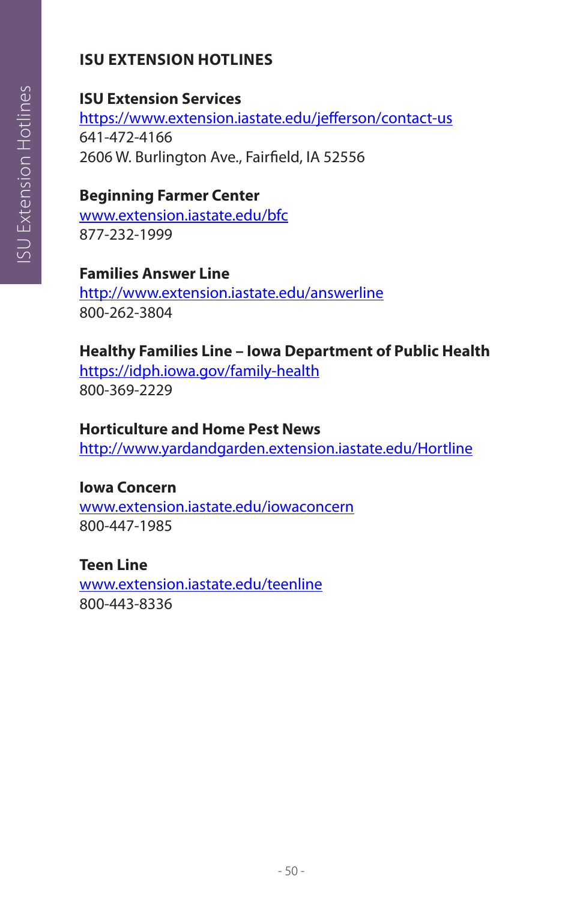## ISU EXTENSION HOTLINES

**ISU Extension Services**
https://www.extension.iastate.edu/jefferson/contact-us
641-472-4166
2606 W. Burlington Ave., Fairfield, IA 52556

**Beginning Farmer Center**
www.extension.iastate.edu/bfc
877-232-1999

**Families Answer Line**
http://www.extension.iastate.edu/answerline
800-262-3804

**Healthy Families Line – Iowa Department of Public Health**
https://idph.iowa.gov/family-health
800-369-2229

**Horticulture and Home Pest News**
http://www.yardandgarden.extension.iastate.edu/Hortline

**Iowa Concern**
www.extension.iastate.edu/iowaconcern
800-447-1985

**Teen Line**
www.extension.iastate.edu/teenline
800-443-8336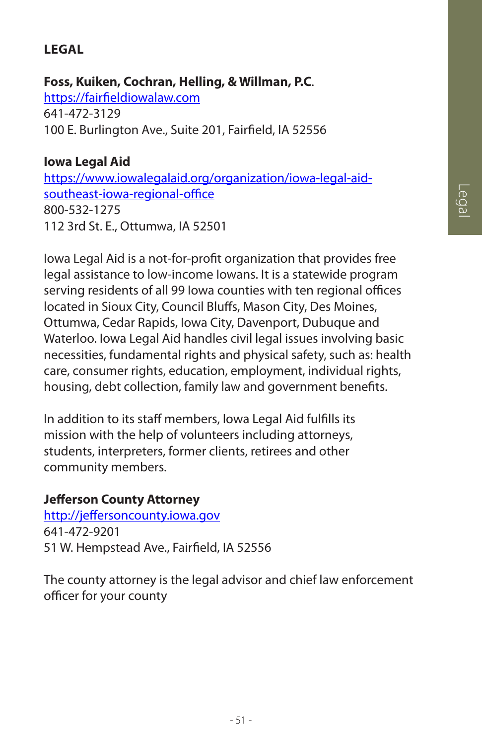# LEGAL

**Foss, Kuiken, Cochran, Helling, & Willman, P.C**.
https://fairfieldiowalaw.com
641-472-3129
100 E. Burlington Ave., Suite 201, Fairfield, IA 52556

**Iowa Legal Aid**
https://www.iowalegalaid.org/organization/iowa-legal-aid-southeast-iowa-regional-office
800-532-1275
112 3rd St. E., Ottumwa, IA 52501

Iowa Legal Aid is a not-for-profit organization that provides free legal assistance to low-income Iowans. It is a statewide program serving residents of all 99 Iowa counties with ten regional offices located in Sioux City, Council Bluffs, Mason City, Des Moines, Ottumwa, Cedar Rapids, Iowa City, Davenport, Dubuque and Waterloo. Iowa Legal Aid handles civil legal issues involving basic necessities, fundamental rights and physical safety, such as: health care, consumer rights, education, employment, individual rights, housing, debt collection, family law and government benefits.

In addition to its staff members, Iowa Legal Aid fulfills its mission with the help of volunteers including attorneys, students, interpreters, former clients, retirees and other community members.

**Jefferson County Attorney**
http://jeffersoncounty.iowa.gov
641-472-9201
51 W. Hempstead Ave., Fairfield, IA 52556

The county attorney is the legal advisor and chief law enforcement officer for your county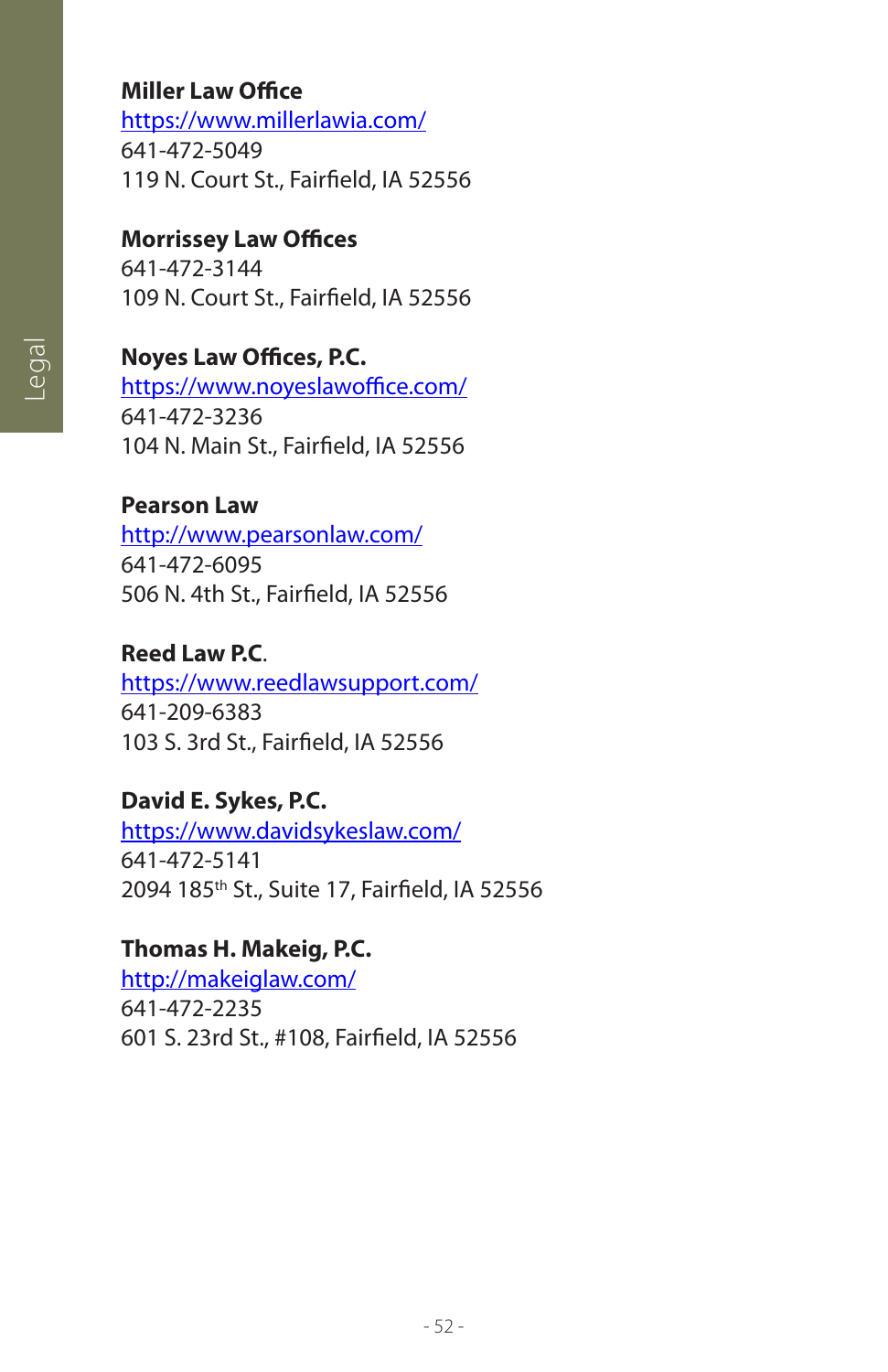**Miller Law Office**
https://www.millerlawia.com/
641-472-5049
119 N. Court St., Fairfield, IA 52556

**Morrissey Law Offices**
641-472-3144
109 N. Court St., Fairfield, IA 52556

**Noyes Law Offices, P.C.**
https://www.noyeslawoffice.com/
641-472-3236
104 N. Main St., Fairfield, IA 52556

**Pearson Law**
http://www.pearsonlaw.com/
641-472-6095
506 N. 4th St., Fairfield, IA 52556

**Reed Law P.C.**
https://www.reedlawsupport.com/
641-209-6383
103 S. 3rd St., Fairfield, IA 52556

**David E. Sykes, P.C.**
https://www.davidsykeslaw.com/
641-472-5141
2094 185th St., Suite 17, Fairfield, IA 52556

**Thomas H. Makeig, P.C.**
http://makeiglaw.com/
641-472-2235
601 S. 23rd St., #108, Fairfield, IA 52556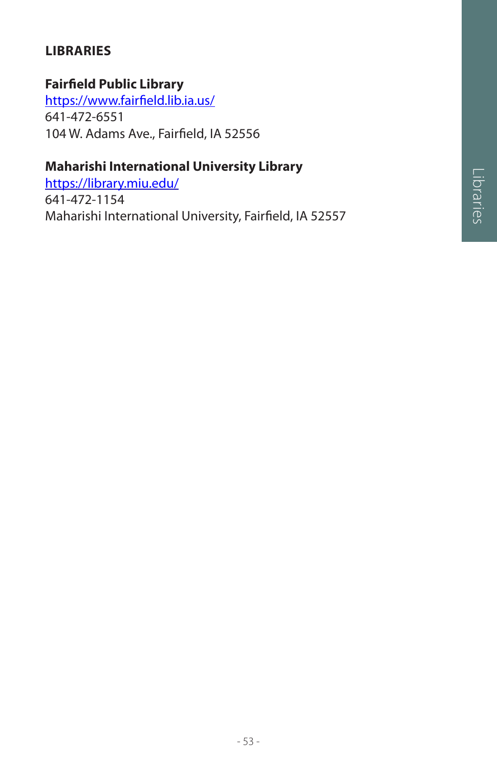## LIBRARIES

**Fairfield Public Library**
https://www.fairfield.lib.ia.us/
641-472-6551
104 W. Adams Ave., Fairfield, IA 52556

**Maharishi International University Library**
https://library.miu.edu/
641-472-1154
Maharishi International University, Fairfield, IA 52557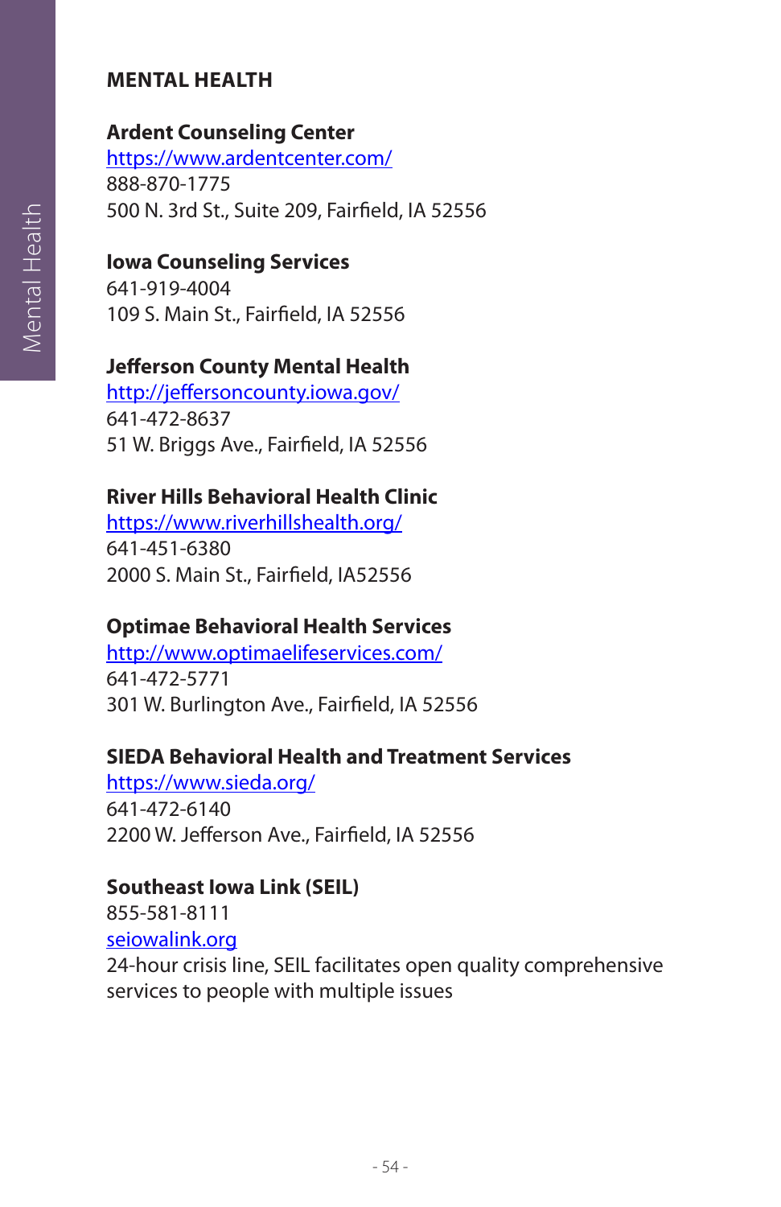## MENTAL HEALTH

**Ardent Counseling Center**
https://www.ardentcenter.com/
888-870-1775
500 N. 3rd St., Suite 209, Fairfield, IA 52556

**Iowa Counseling Services**
641-919-4004
109 S. Main St., Fairfield, IA 52556

**Jefferson County Mental Health**
http://jeffersoncounty.iowa.gov/
641-472-8637
51 W. Briggs Ave., Fairfield, IA 52556

**River Hills Behavioral Health Clinic**
https://www.riverhillshealth.org/
641-451-6380
2000 S. Main St., Fairfield, IA52556

**Optimae Behavioral Health Services**
http://www.optimaelifeservices.com/
641-472-5771
301 W. Burlington Ave., Fairfield, IA 52556

**SIEDA Behavioral Health and Treatment Services**
https://www.sieda.org/
641-472-6140
2200 W. Jefferson Ave., Fairfield, IA 52556

**Southeast Iowa Link (SEIL)**
855-581-8111
seiowalink.org
24-hour crisis line, SEIL facilitates open quality comprehensive services to people with multiple issues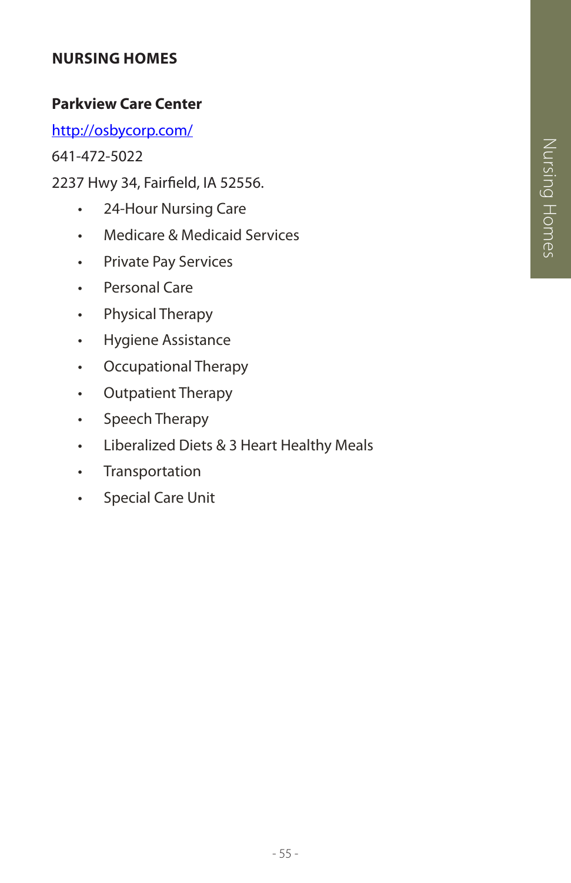## NURSING HOMES

### Parkview Care Center

http://osbycorp.com/

641-472-5022

2237 Hwy 34, Fairfield, IA 52556.

- 24-Hour Nursing Care
- Medicare & Medicaid Services
- Private Pay Services
- Personal Care
- Physical Therapy
- Hygiene Assistance
- Occupational Therapy
- Outpatient Therapy
- Speech Therapy
- Liberalized Diets & 3 Heart Healthy Meals
- Transportation
- Special Care Unit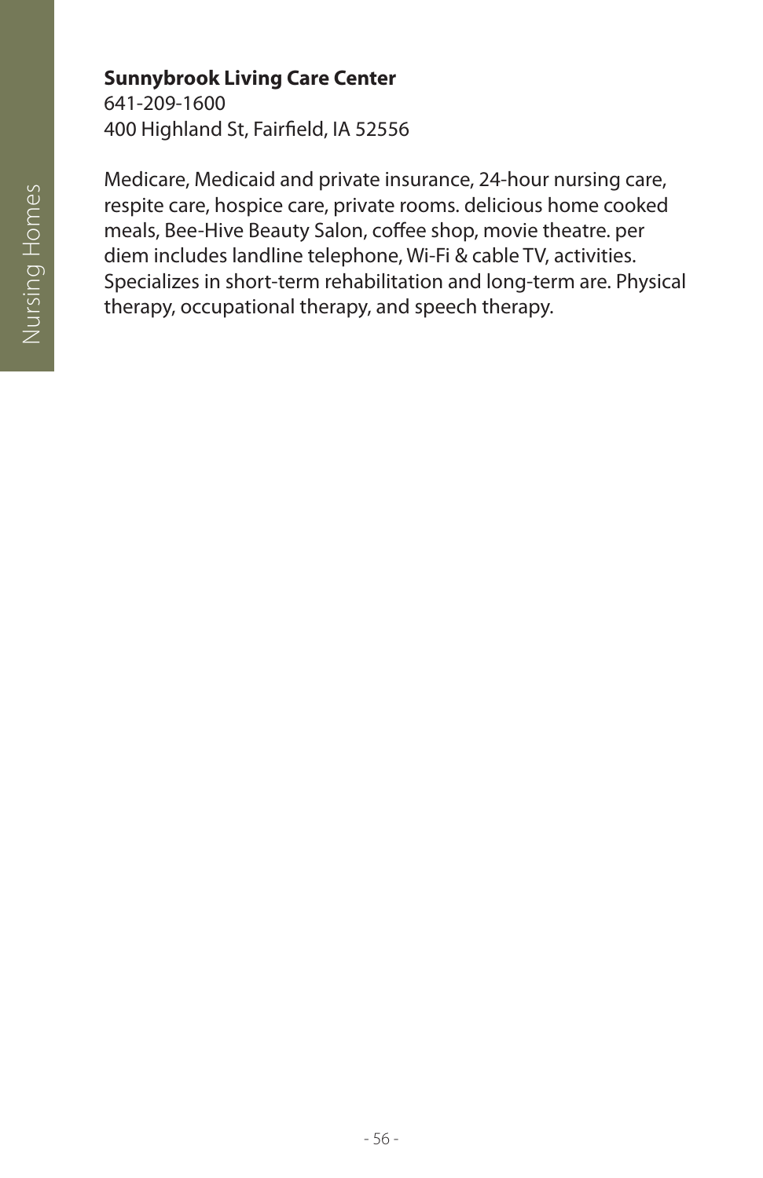**Sunnybrook Living Care Center**
641-209-1600
400 Highland St, Fairfield, IA 52556

Medicare, Medicaid and private insurance, 24-hour nursing care, respite care, hospice care, private rooms. delicious home cooked meals, Bee-Hive Beauty Salon, coffee shop, movie theatre. per diem includes landline telephone, Wi-Fi & cable TV, activities. Specializes in short-term rehabilitation and long-term are. Physical therapy, occupational therapy, and speech therapy.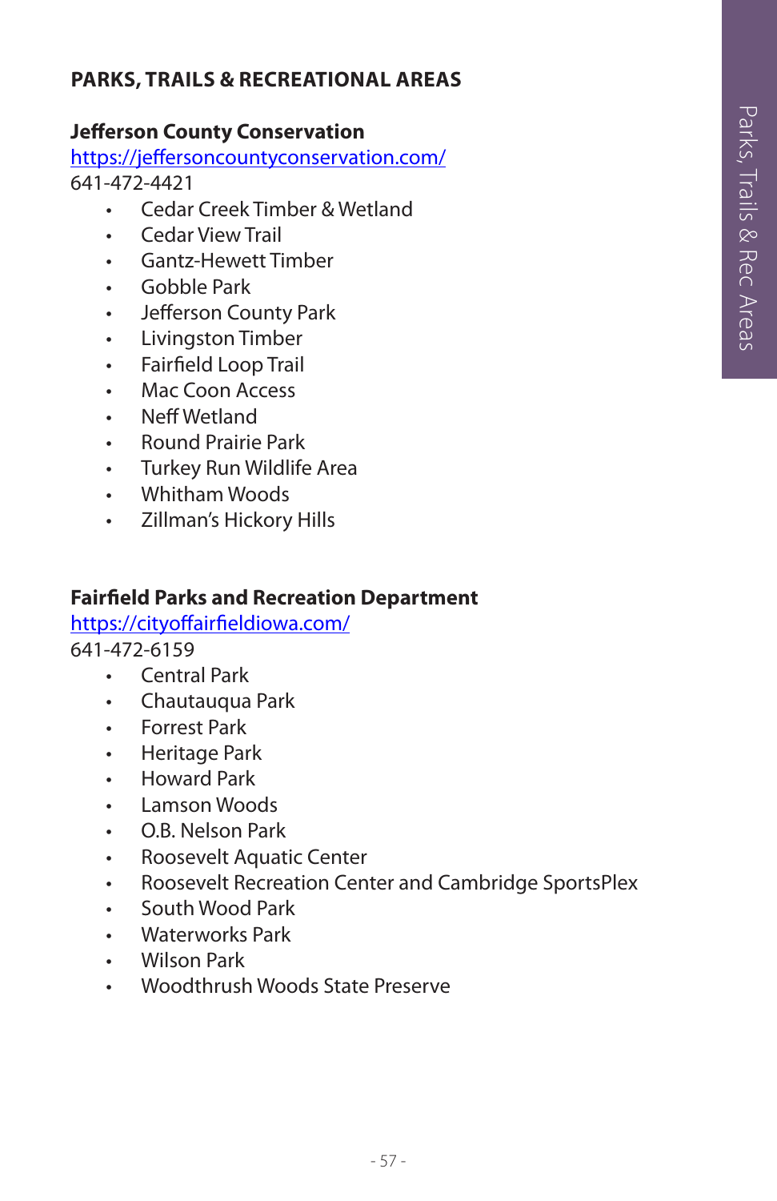# PARKS, TRAILS & RECREATIONAL AREAS

## Jefferson County Conservation

https://jeffersoncountyconservation.com/

641-472-4421

- Cedar Creek Timber & Wetland
- Cedar View Trail
- Gantz-Hewett Timber
- Gobble Park
- Jefferson County Park
- Livingston Timber
- Fairfield Loop Trail
- Mac Coon Access
- Neff Wetland
- Round Prairie Park
- Turkey Run Wildlife Area
- Whitham Woods
- Zillman's Hickory Hills

## Fairfield Parks and Recreation Department

https://cityoffairfieldiowa.com/

641-472-6159

- Central Park
- Chautauqua Park
- Forrest Park
- Heritage Park
- Howard Park
- Lamson Woods
- O.B. Nelson Park
- Roosevelt Aquatic Center
- Roosevelt Recreation Center and Cambridge SportsPlex
- South Wood Park
- Waterworks Park
- Wilson Park
- Woodthrush Woods State Preserve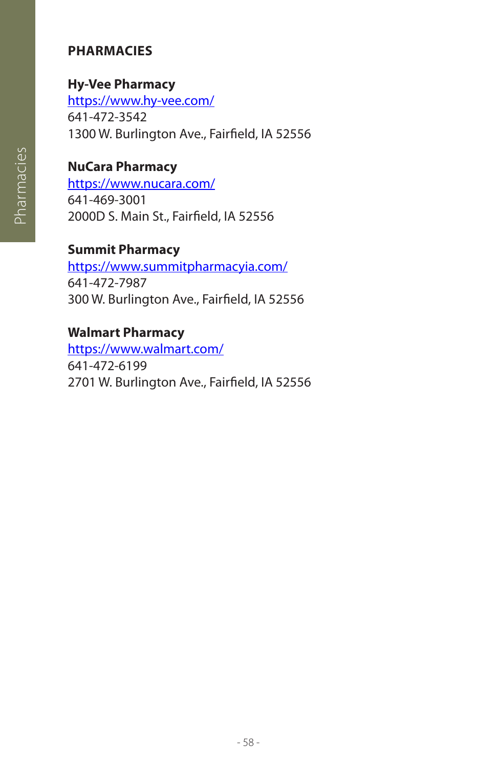## PHARMACIES

### Hy-Vee Pharmacy

https://www.hy-vee.com/
641-472-3542
1300 W. Burlington Ave., Fairfield, IA 52556

### NuCara Pharmacy

https://www.nucara.com/
641-469-3001
2000D S. Main St., Fairfield, IA 52556

### Summit Pharmacy

https://www.summitpharmacyia.com/
641-472-7987
300 W. Burlington Ave., Fairfield, IA 52556

### Walmart Pharmacy

https://www.walmart.com/
641-472-6199
2701 W. Burlington Ave., Fairfield, IA 52556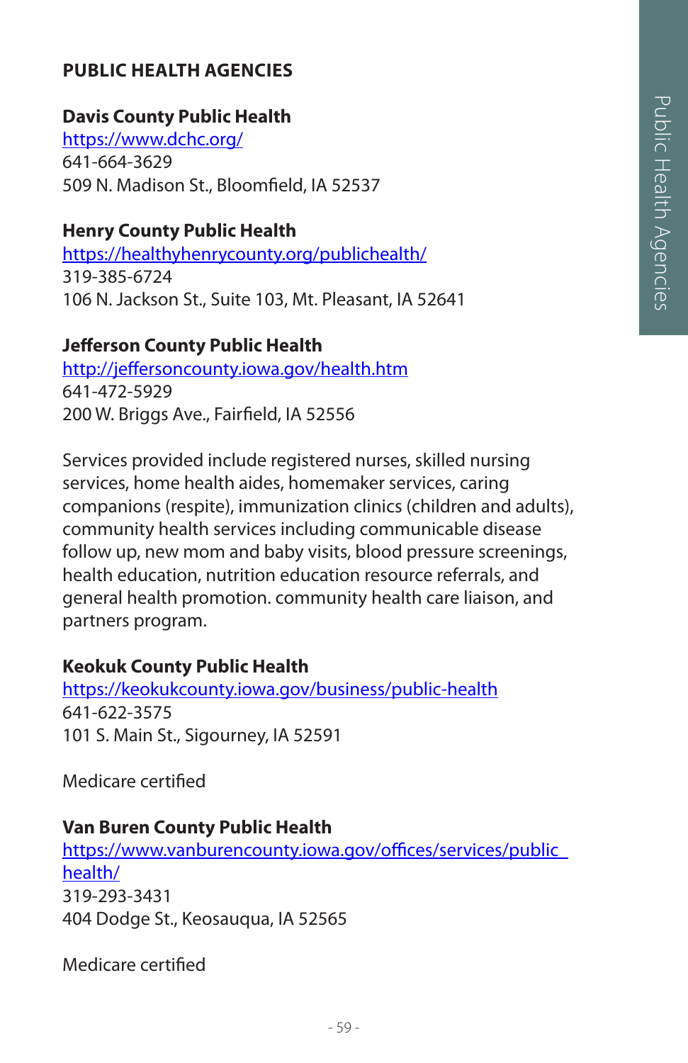## PUBLIC HEALTH AGENCIES

**Davis County Public Health**
https://www.dchc.org/
641-664-3629
509 N. Madison St., Bloomfield, IA 52537

**Henry County Public Health**
https://healthyhenrycounty.org/publichealth/
319-385-6724
106 N. Jackson St., Suite 103, Mt. Pleasant, IA 52641

**Jefferson County Public Health**
http://jeffersoncounty.iowa.gov/health.htm
641-472-5929
200 W. Briggs Ave., Fairfield, IA 52556

Services provided include registered nurses, skilled nursing services, home health aides, homemaker services, caring companions (respite), immunization clinics (children and adults), community health services including communicable disease follow up, new mom and baby visits, blood pressure screenings, health education, nutrition education resource referrals, and general health promotion. community health care liaison, and partners program.

**Keokuk County Public Health**
https://keokukcounty.iowa.gov/business/public-health
641-622-3575
101 S. Main St., Sigourney, IA 52591

Medicare certified

**Van Buren County Public Health**
https://www.vanburencounty.iowa.gov/offices/services/public_health/
319-293-3431
404 Dodge St., Keosauqua, IA 52565

Medicare certified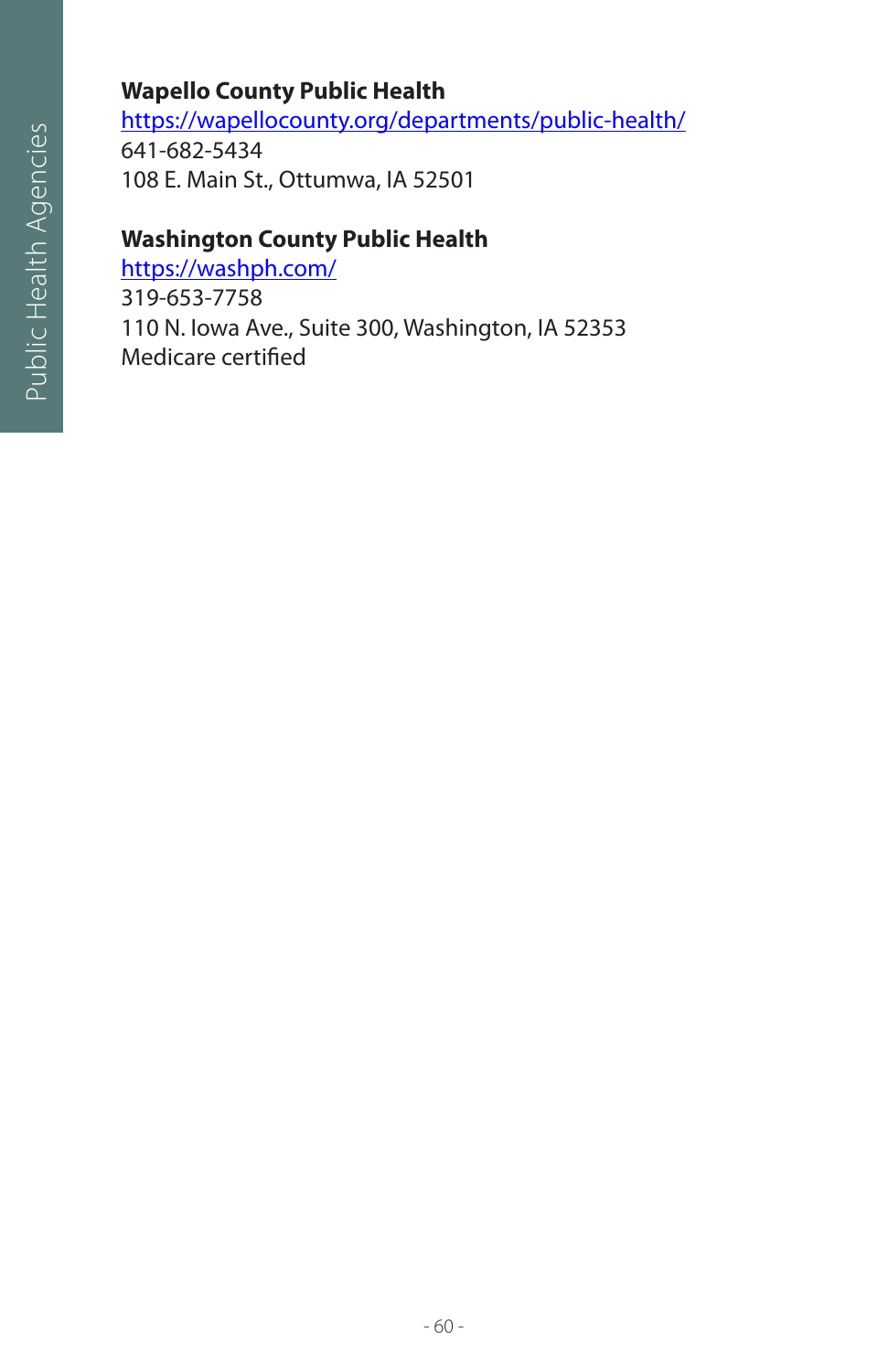**Wapello County Public Health**
https://wapellocounty.org/departments/public-health/
641-682-5434
108 E. Main St., Ottumwa, IA 52501

**Washington County Public Health**
https://washph.com/
319-653-7758
110 N. Iowa Ave., Suite 300, Washington, IA 52353
Medicare certified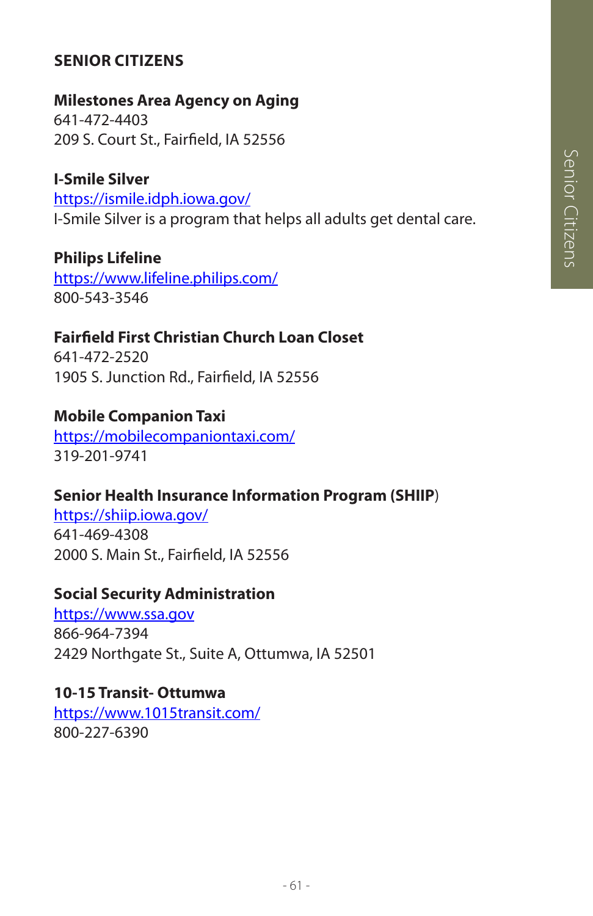# SENIOR CITIZENS

**Milestones Area Agency on Aging**
641-472-4403
209 S. Court St., Fairfield, IA 52556

**I-Smile Silver**
https://ismile.idph.iowa.gov/
I-Smile Silver is a program that helps all adults get dental care.

**Philips Lifeline**
https://www.lifeline.philips.com/
800-543-3546

**Fairfield First Christian Church Loan Closet**
641-472-2520
1905 S. Junction Rd., Fairfield, IA 52556

**Mobile Companion Taxi**
https://mobilecompaniontaxi.com/
319-201-9741

**Senior Health Insurance Information Program (SHIIP)**
https://shiip.iowa.gov/
641-469-4308
2000 S. Main St., Fairfield, IA 52556

**Social Security Administration**
https://www.ssa.gov
866-964-7394
2429 Northgate St., Suite A, Ottumwa, IA 52501

**10-15 Transit- Ottumwa**
https://www.1015transit.com/
800-227-6390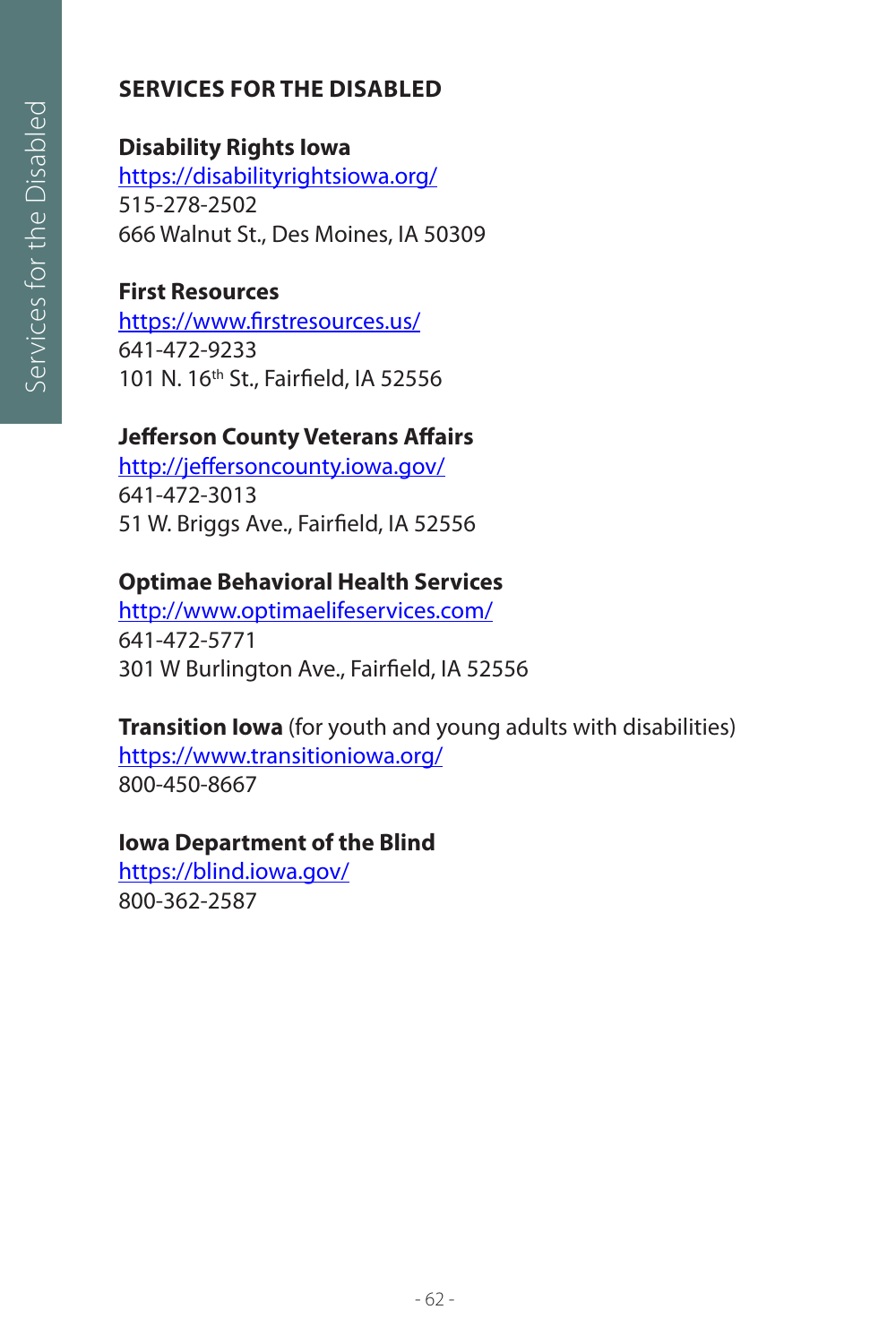## SERVICES FOR THE DISABLED

**Disability Rights Iowa**
https://disabilityrightsiowa.org/
515-278-2502
666 Walnut St., Des Moines, IA 50309

**First Resources**
https://www.firstresources.us/
641-472-9233
101 N. 16th St., Fairfield, IA 52556

**Jefferson County Veterans Affairs**
http://jeffersoncounty.iowa.gov/
641-472-3013
51 W. Briggs Ave., Fairfield, IA 52556

**Optimae Behavioral Health Services**
http://www.optimaelifeservices.com/
641-472-5771
301 W Burlington Ave., Fairfield, IA 52556

**Transition Iowa** (for youth and young adults with disabilities)
https://www.transitioniowa.org/
800-450-8667

**Iowa Department of the Blind**
https://blind.iowa.gov/
800-362-2587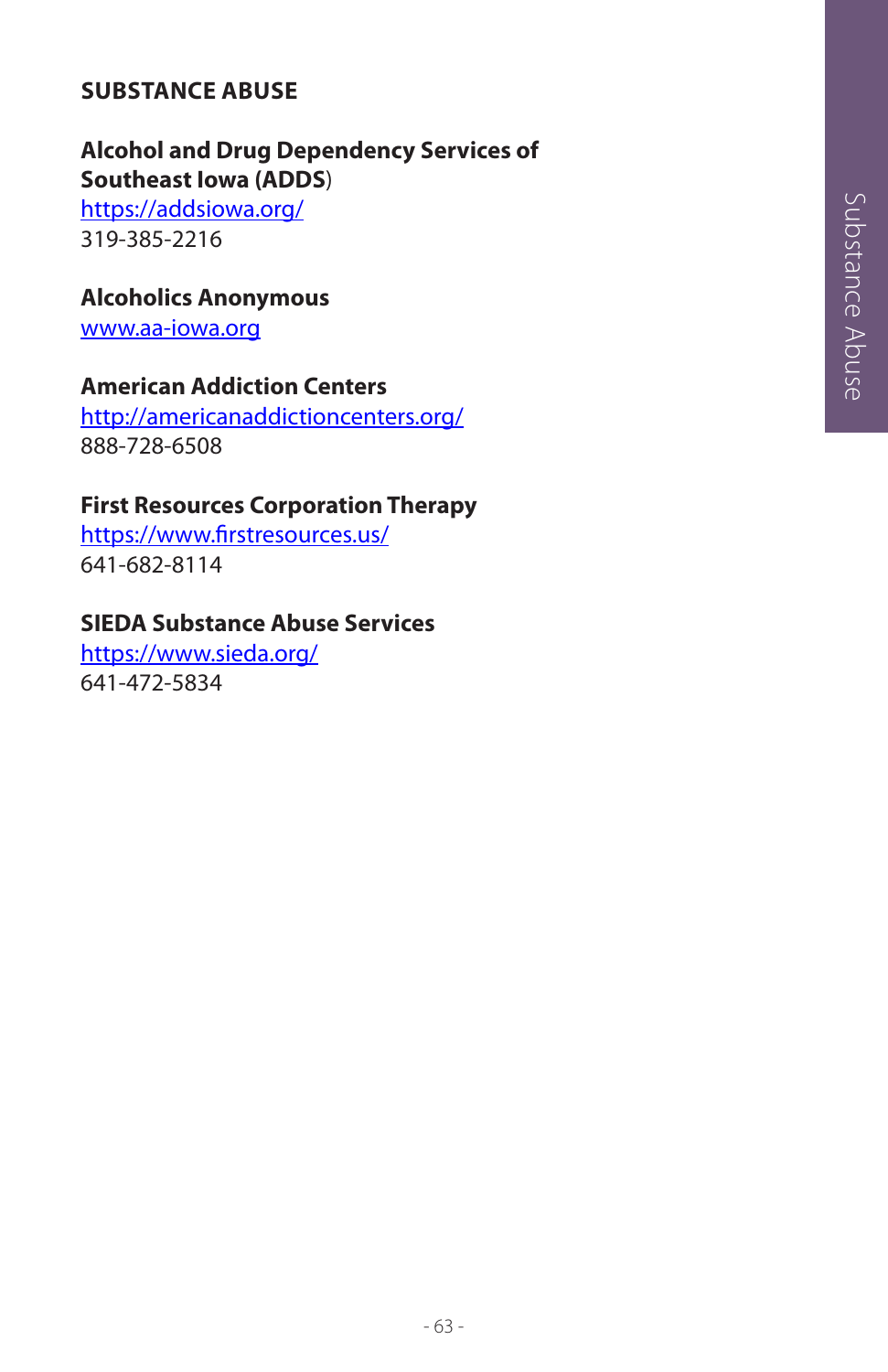## SUBSTANCE ABUSE

**Alcohol and Drug Dependency Services of Southeast Iowa (ADDS)**
https://addsiowa.org/
319-385-2216

**Alcoholics Anonymous**
www.aa-iowa.org

**American Addiction Centers**
http://americanaddictioncenters.org/
888-728-6508

**First Resources Corporation Therapy**
https://www.firstresources.us/
641-682-8114

**SIEDA Substance Abuse Services**
https://www.sieda.org/
641-472-5834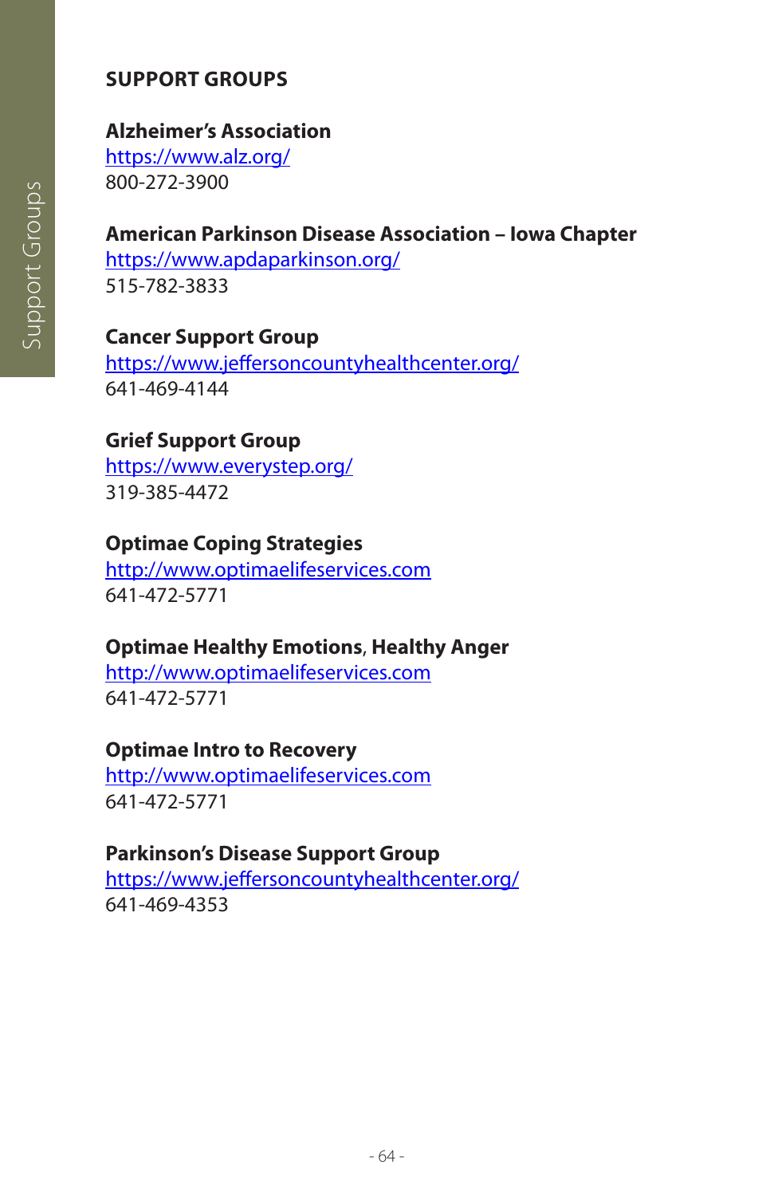## SUPPORT GROUPS

**Alzheimer's Association**
https://www.alz.org/
800-272-3900

**American Parkinson Disease Association – Iowa Chapter**
https://www.apdaparkinson.org/
515-782-3833

**Cancer Support Group**
https://www.jeffersoncountyhealthcenter.org/
641-469-4144

**Grief Support Group**
https://www.everystep.org/
319-385-4472

**Optimae Coping Strategies**
http://www.optimaelifeservices.com
641-472-5771

**Optimae Healthy Emotions, Healthy Anger**
http://www.optimaelifeservices.com
641-472-5771

**Optimae Intro to Recovery**
http://www.optimaelifeservices.com
641-472-5771

**Parkinson's Disease Support Group**
https://www.jeffersoncountyhealthcenter.org/
641-469-4353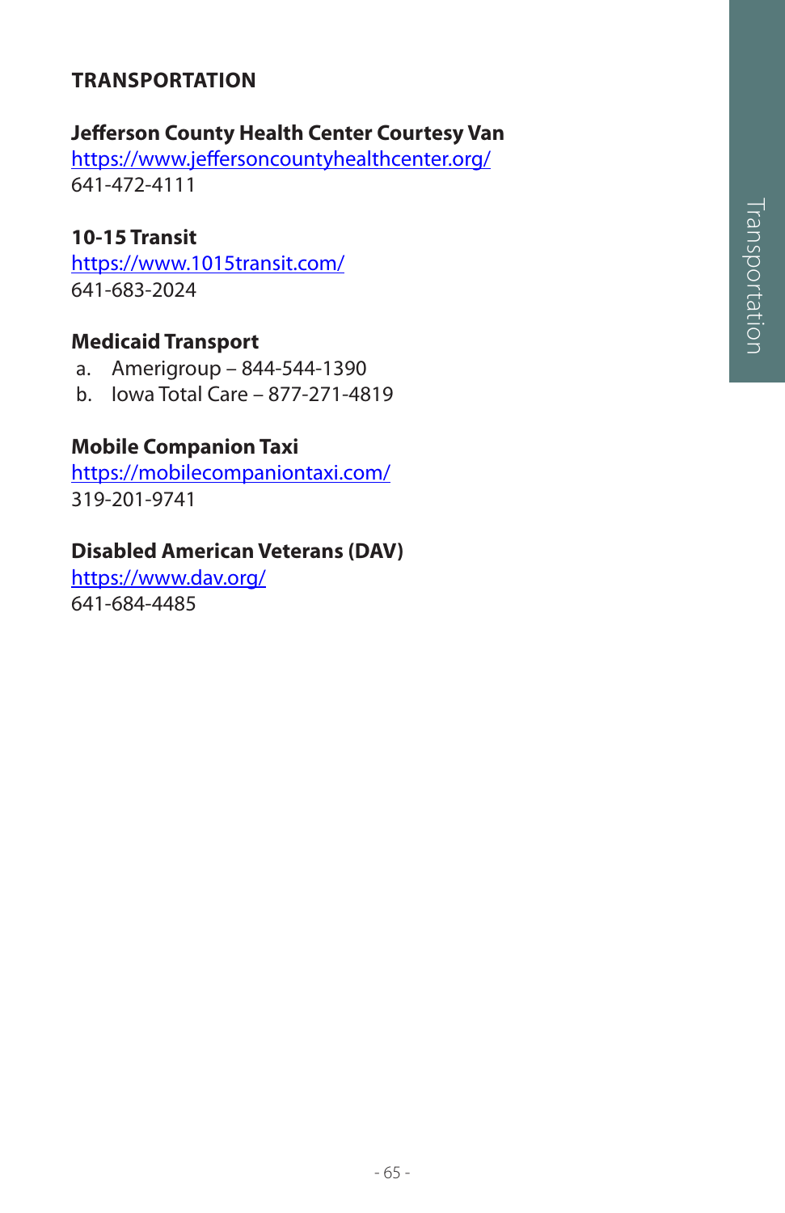## TRANSPORTATION

**Jefferson County Health Center Courtesy Van**
https://www.jeffersoncountyhealthcenter.org/
641-472-4111

**10-15 Transit**
https://www.1015transit.com/
641-683-2024

**Medicaid Transport**

a. Amerigroup – 844-544-1390
b. Iowa Total Care – 877-271-4819

**Mobile Companion Taxi**
https://mobilecompaniontaxi.com/
319-201-9741

**Disabled American Veterans (DAV)**
https://www.dav.org/
641-684-4485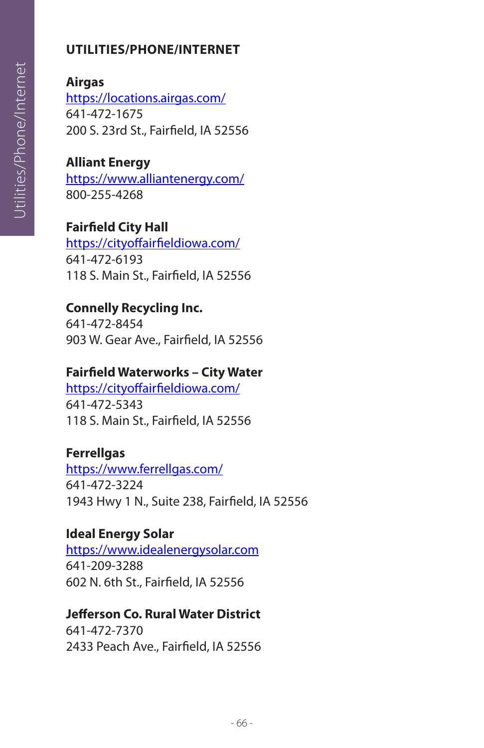## UTILITIES/PHONE/INTERNET

**Airgas**
https://locations.airgas.com/
641-472-1675
200 S. 23rd St., Fairfield, IA 52556

**Alliant Energy**
https://www.alliantenergy.com/
800-255-4268

**Fairfield City Hall**
https://cityoffairfieldiowa.com/
641-472-6193
118 S. Main St., Fairfield, IA 52556

**Connelly Recycling Inc.**
641-472-8454
903 W. Gear Ave., Fairfield, IA 52556

**Fairfield Waterworks – City Water**
https://cityoffairfieldiowa.com/
641-472-5343
118 S. Main St., Fairfield, IA 52556

**Ferrellgas**
https://www.ferrellgas.com/
641-472-3224
1943 Hwy 1 N., Suite 238, Fairfield, IA 52556

**Ideal Energy Solar**
https://www.idealenergysolar.com
641-209-3288
602 N. 6th St., Fairfield, IA 52556

**Jefferson Co. Rural Water District**
641-472-7370
2433 Peach Ave., Fairfield, IA 52556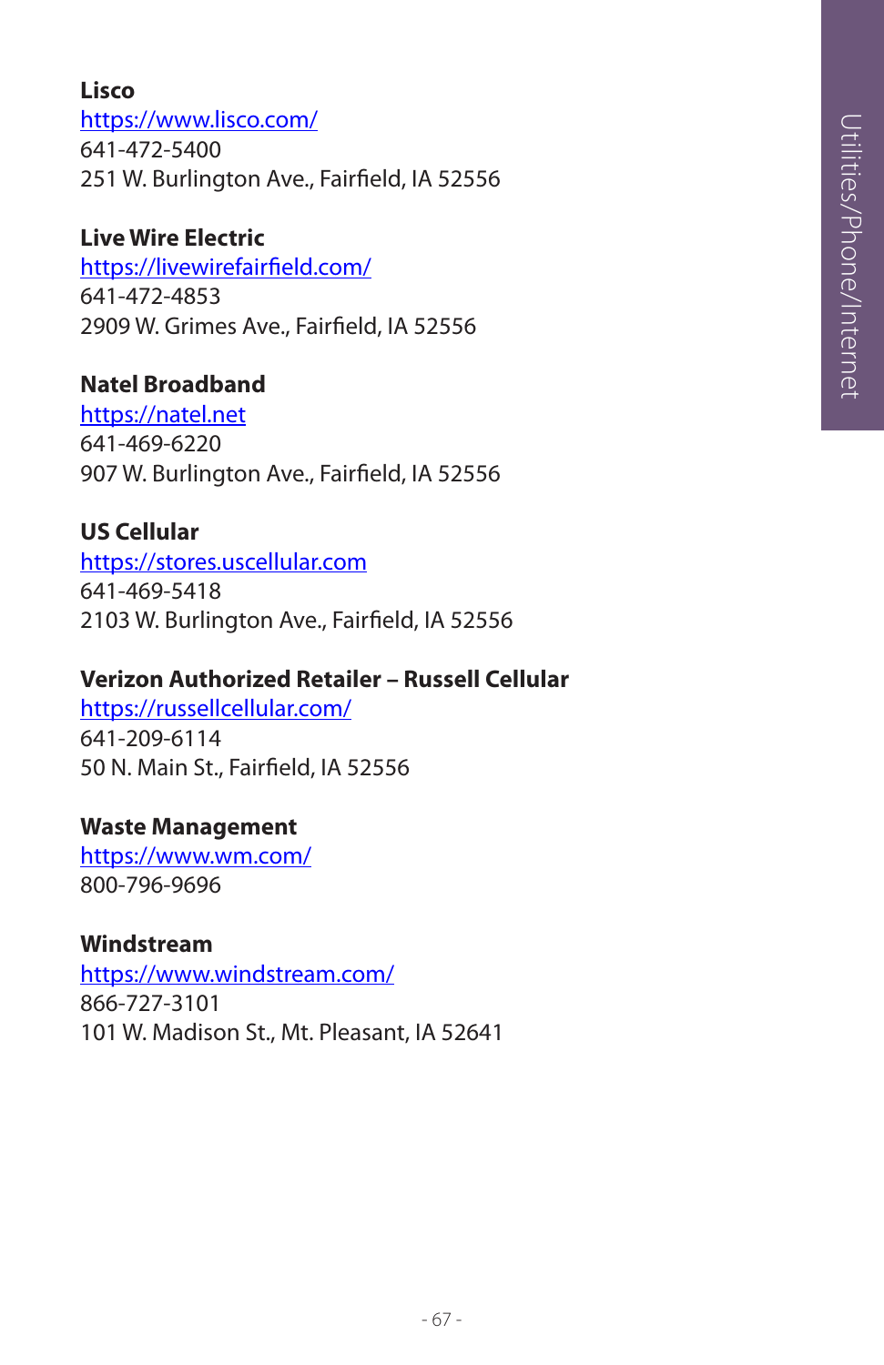**Lisco**
https://www.lisco.com/
641-472-5400
251 W. Burlington Ave., Fairfield, IA 52556

**Live Wire Electric**
https://livewirefairfield.com/
641-472-4853
2909 W. Grimes Ave., Fairfield, IA 52556

**Natel Broadband**
https://natel.net
641-469-6220
907 W. Burlington Ave., Fairfield, IA 52556

**US Cellular**
https://stores.uscellular.com
641-469-5418
2103 W. Burlington Ave., Fairfield, IA 52556

**Verizon Authorized Retailer – Russell Cellular**
https://russellcellular.com/
641-209-6114
50 N. Main St., Fairfield, IA 52556

**Waste Management**
https://www.wm.com/
800-796-9696

**Windstream**
https://www.windstream.com/
866-727-3101
101 W. Madison St., Mt. Pleasant, IA 52641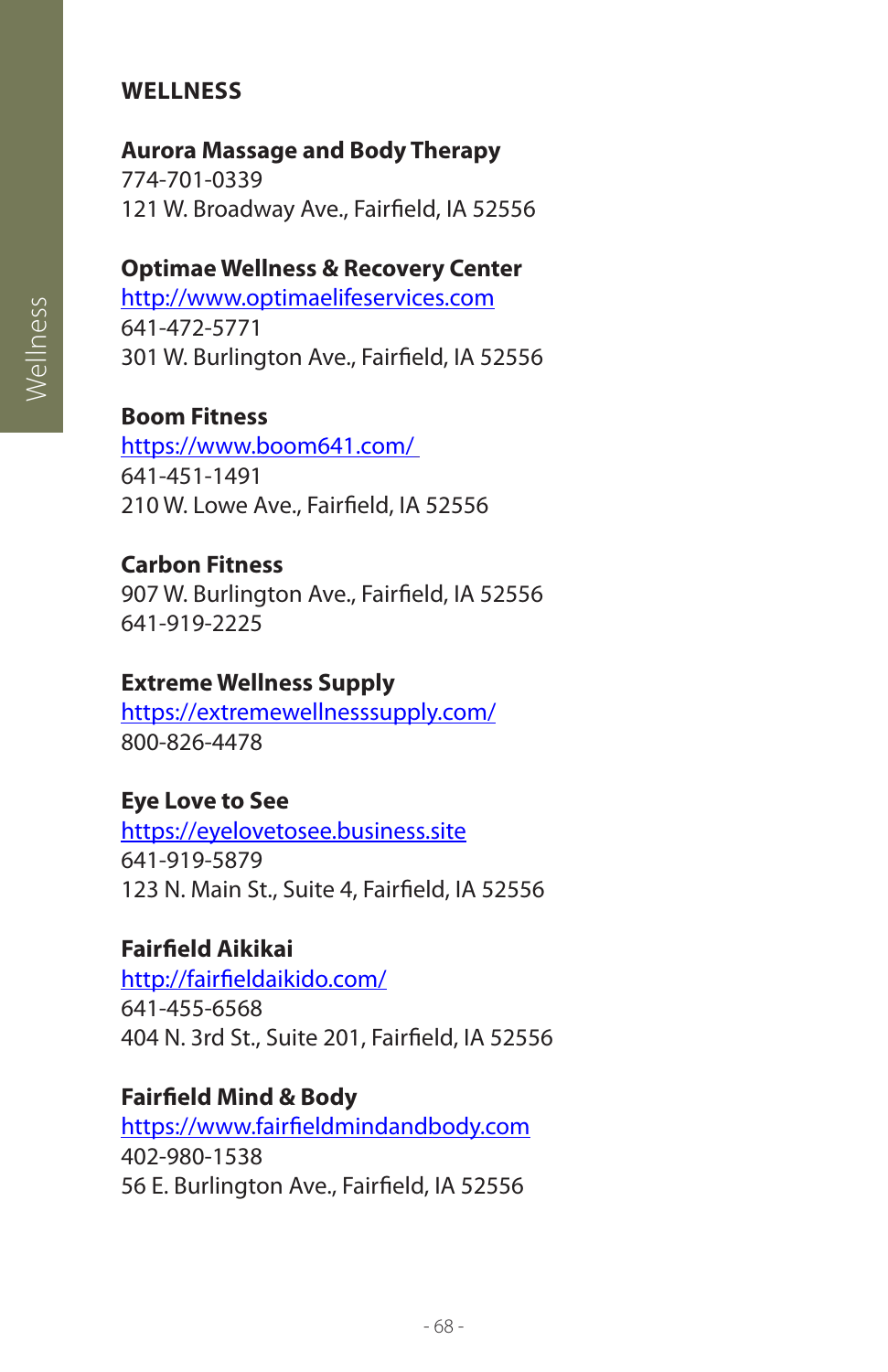## WELLNESS

**Aurora Massage and Body Therapy**
774-701-0339
121 W. Broadway Ave., Fairfield, IA 52556

**Optimae Wellness & Recovery Center**
http://www.optimaelifeservices.com
641-472-5771
301 W. Burlington Ave., Fairfield, IA 52556

**Boom Fitness**
https://www.boom641.com/
641-451-1491
210 W. Lowe Ave., Fairfield, IA 52556

**Carbon Fitness**
907 W. Burlington Ave., Fairfield, IA 52556
641-919-2225

**Extreme Wellness Supply**
https://extremewellnesssupply.com/
800-826-4478

**Eye Love to See**
https://eyelovetosee.business.site
641-919-5879
123 N. Main St., Suite 4, Fairfield, IA 52556

**Fairfield Aikikai**
http://fairfieldaikido.com/
641-455-6568
404 N. 3rd St., Suite 201, Fairfield, IA 52556

**Fairfield Mind & Body**
https://www.fairfieldmindandbody.com
402-980-1538
56 E. Burlington Ave., Fairfield, IA 52556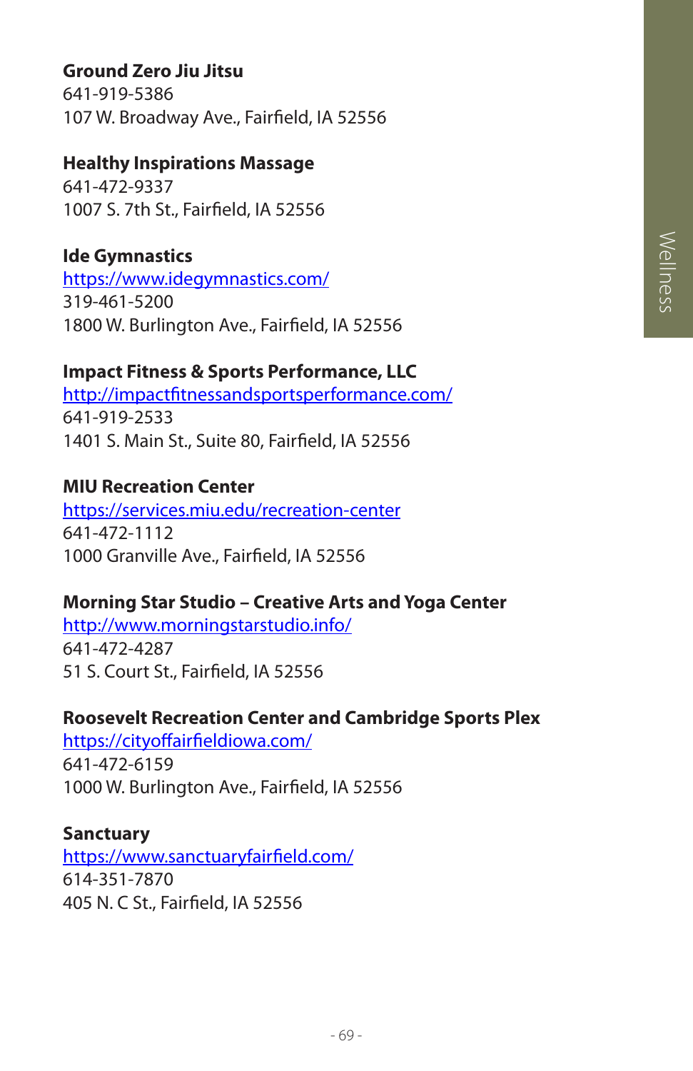**Ground Zero Jiu Jitsu**
641-919-5386
107 W. Broadway Ave., Fairfield, IA 52556

**Healthy Inspirations Massage**
641-472-9337
1007 S. 7th St., Fairfield, IA 52556

**Ide Gymnastics**
https://www.idegymnastics.com/
319-461-5200
1800 W. Burlington Ave., Fairfield, IA 52556

**Impact Fitness & Sports Performance, LLC**
http://impactfitnessandsportsperformance.com/
641-919-2533
1401 S. Main St., Suite 80, Fairfield, IA 52556

**MIU Recreation Center**
https://services.miu.edu/recreation-center
641-472-1112
1000 Granville Ave., Fairfield, IA 52556

**Morning Star Studio – Creative Arts and Yoga Center**
http://www.morningstarstudio.info/
641-472-4287
51 S. Court St., Fairfield, IA 52556

**Roosevelt Recreation Center and Cambridge Sports Plex**
https://cityoffairfieldiowa.com/
641-472-6159
1000 W. Burlington Ave., Fairfield, IA 52556

**Sanctuary**
https://www.sanctuaryfairfield.com/
614-351-7870
405 N. C St., Fairfield, IA 52556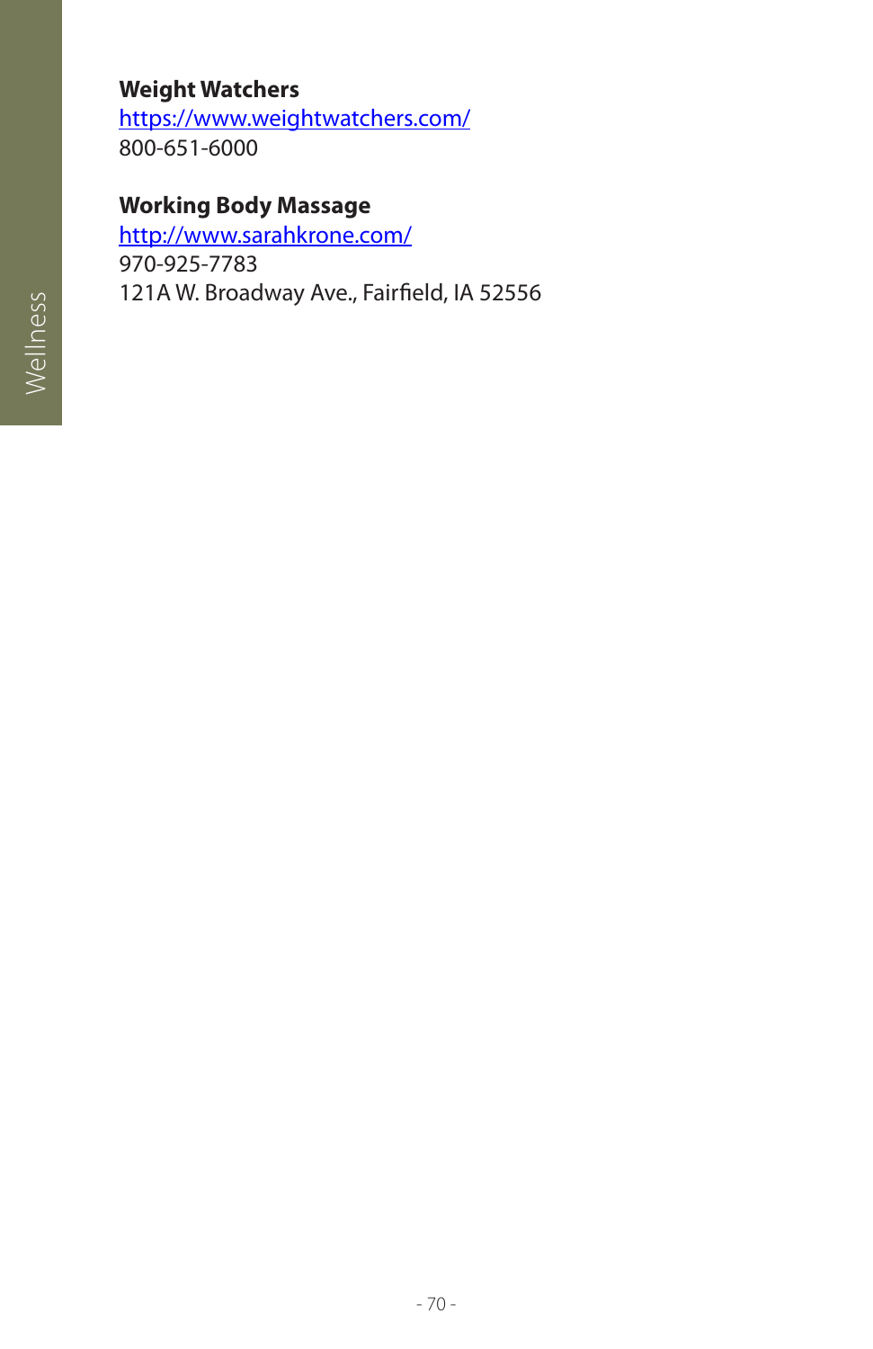**Weight Watchers**
https://www.weightwatchers.com/
800-651-6000

**Working Body Massage**
http://www.sarahkrone.com/
970-925-7783
121A W. Broadway Ave., Fairfield, IA 52556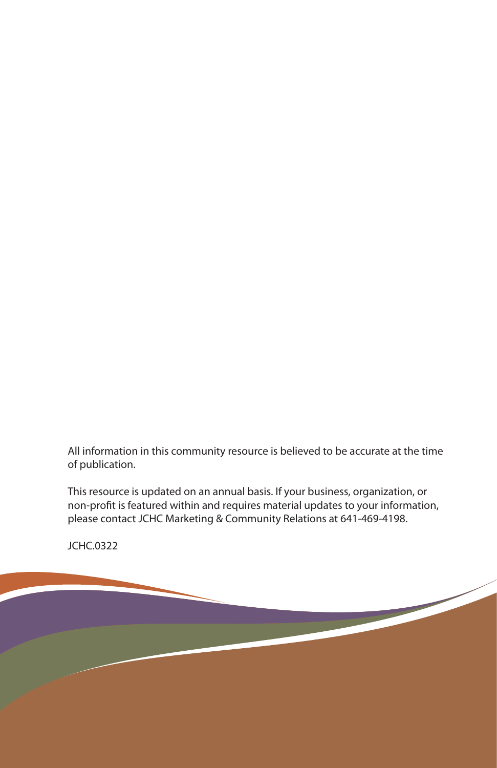All information in this community resource is believed to be accurate at the time of publication.

This resource is updated on an annual basis. If your business, organization, or non-profit is featured within and requires material updates to your information, please contact JCHC Marketing & Community Relations at 641-469-4198.

JCHC.0322